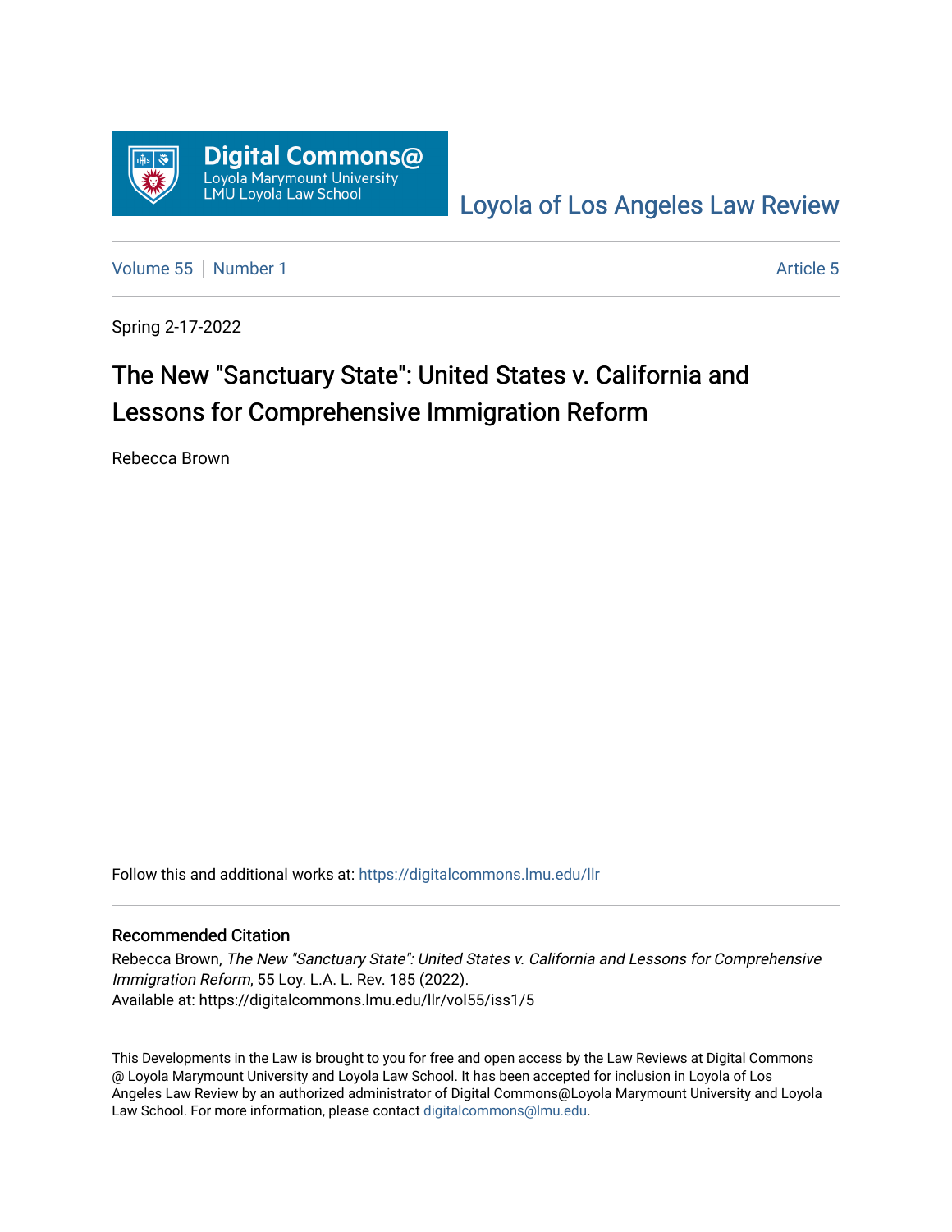Digital Commons@
Loyola Marymount University
LMU Loyola Law School

Loyola of Los Angeles Law Review

Volume 55 | Number 1 | Article 5

Spring 2-17-2022

# The New "Sanctuary State": United States v. California and Lessons for Comprehensive Immigration Reform

Rebecca Brown

Follow this and additional works at: https://digitalcommons.lmu.edu/llr

## Recommended Citation

Rebecca Brown, *The New "Sanctuary State": United States v. California and Lessons for Comprehensive Immigration Reform*, 55 Loy. L.A. L. Rev. 185 (2022).
Available at: https://digitalcommons.lmu.edu/llr/vol55/iss1/5

This Developments in the Law is brought to you for free and open access by the Law Reviews at Digital Commons @ Loyola Marymount University and Loyola Law School. It has been accepted for inclusion in Loyola of Los Angeles Law Review by an authorized administrator of Digital Commons@Loyola Marymount University and Loyola Law School. For more information, please contact digitalcommons@lmu.edu.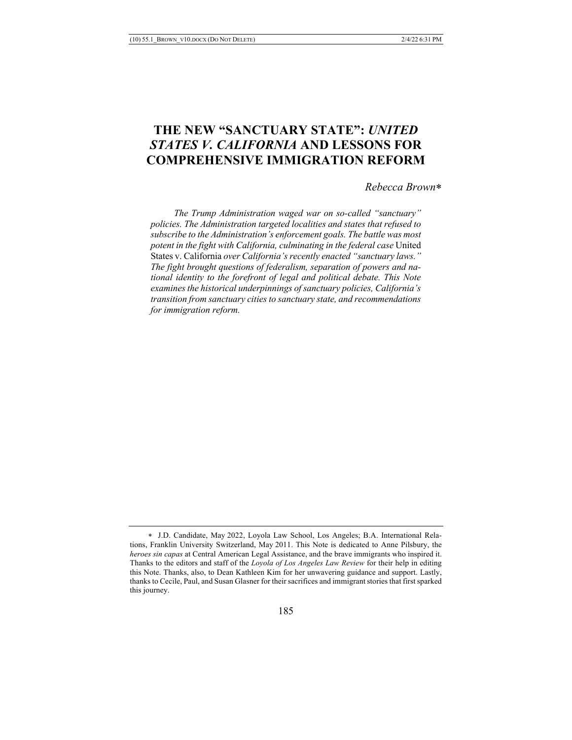# THE NEW "SANCTUARY STATE": *UNITED STATES V. CALIFORNIA* AND LESSONS FOR COMPREHENSIVE IMMIGRATION REFORM

*Rebecca Brown*[*]

*The Trump Administration waged war on so-called "sanctuary" policies. The Administration targeted localities and states that refused to subscribe to the Administration's enforcement goals. The battle was most potent in the fight with California, culminating in the federal case* United States v. California *over California's recently enacted "sanctuary laws." The fight brought questions of federalism, separation of powers and national identity to the forefront of legal and political debate. This Note examines the historical underpinnings of sanctuary policies, California's transition from sanctuary cities to sanctuary state, and recommendations for immigration reform.*

---

[*] J.D. Candidate, May 2022, Loyola Law School, Los Angeles; B.A. International Relations, Franklin University Switzerland, May 2011. This Note is dedicated to Anne Pilsbury, the *heroes sin capas* at Central American Legal Assistance, and the brave immigrants who inspired it. Thanks to the editors and staff of the *Loyola of Los Angeles Law Review* for their help in editing this Note. Thanks, also, to Dean Kathleen Kim for her unwavering guidance and support. Lastly, thanks to Cecile, Paul, and Susan Glasner for their sacrifices and immigrant stories that first sparked this journey.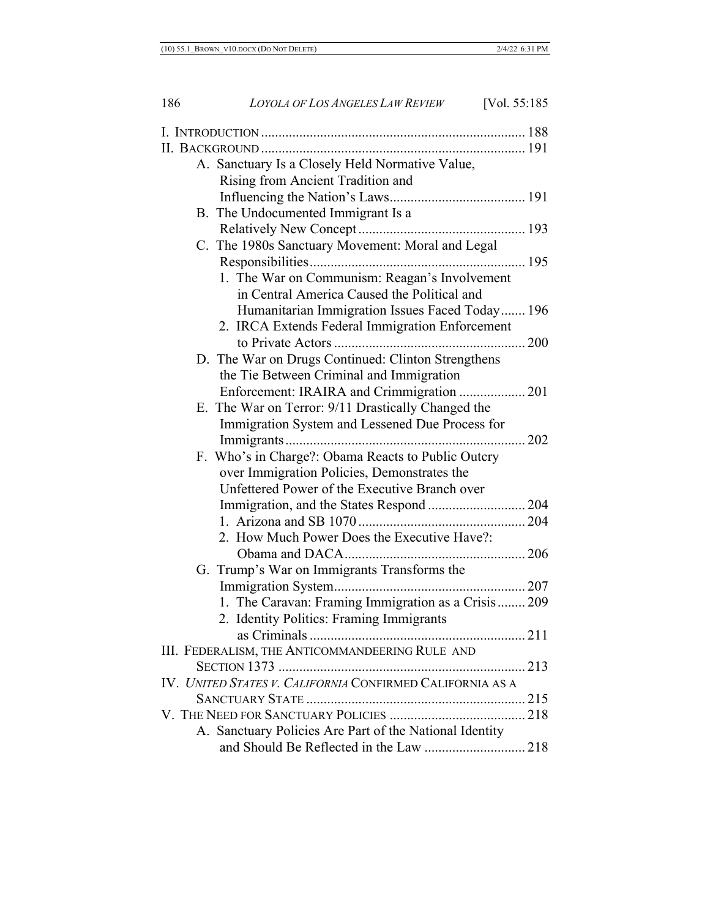I. INTRODUCTION ........................................................................... 188

II. BACKGROUND ........................................................................... 191

- A. Sanctuary Is a Closely Held Normative Value, Rising from Ancient Tradition and Influencing the Nation's Laws....................................... 191
- B. The Undocumented Immigrant Is a Relatively New Concept ................................................ 193
- C. The 1980s Sanctuary Movement: Moral and Legal Responsibilities.............................................................. 195
  - 1. The War on Communism: Reagan's Involvement in Central America Caused the Political and Humanitarian Immigration Issues Faced Today....... 196
  - 2. IRCA Extends Federal Immigration Enforcement to Private Actors ....................................................... 200
- D. The War on Drugs Continued: Clinton Strengthens the Tie Between Criminal and Immigration Enforcement: IRAIRA and Crimmigration ................... 201
- E. The War on Terror: 9/11 Drastically Changed the Immigration System and Lessened Due Process for Immigrants.................................................................... 202
- F. Who's in Charge?: Obama Reacts to Public Outcry over Immigration Policies, Demonstrates the Unfettered Power of the Executive Branch over Immigration, and the States Respond ............................ 204
  - 1. Arizona and SB 1070 ................................................ 204
  - 2. How Much Power Does the Executive Have?: Obama and DACA.................................................... 206
- G. Trump's War on Immigrants Transforms the Immigration System....................................................... 207
  - 1. The Caravan: Framing Immigration as a Crisis........ 209
  - 2. Identity Politics: Framing Immigrants as Criminals .............................................................. 211

III. FEDERALISM, THE ANTICOMMANDEERING RULE AND SECTION 1373 ....................................................................... 213

IV. *UNITED STATES V. CALIFORNIA* CONFIRMED CALIFORNIA AS A SANCTUARY STATE ............................................................... 215

V. THE NEED FOR SANCTUARY POLICIES ....................................... 218

- A. Sanctuary Policies Are Part of the National Identity and Should Be Reflected in the Law ............................. 218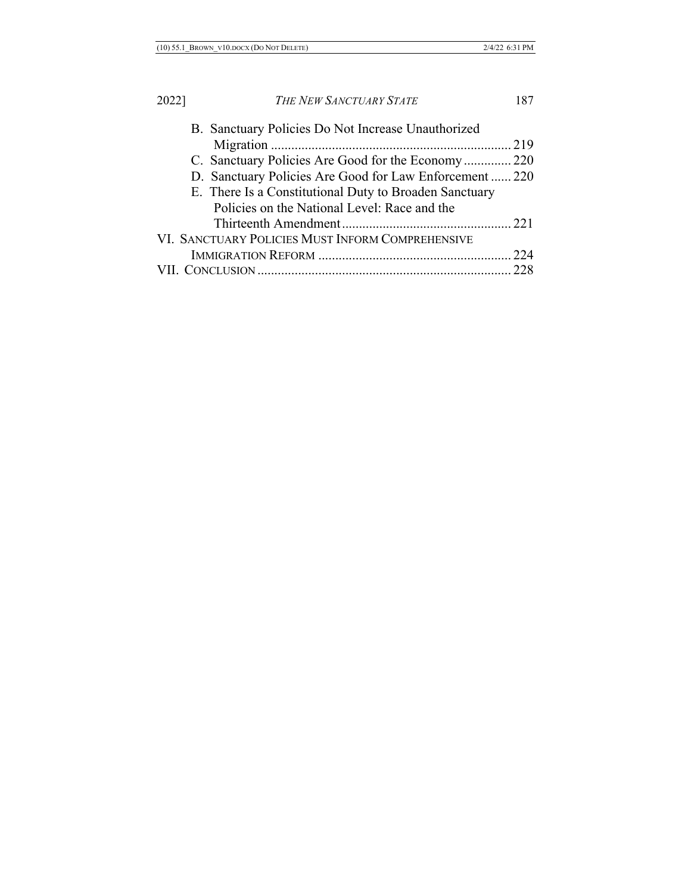B. Sanctuary Policies Do Not Increase Unauthorized Migration ....................................................................... 219

C. Sanctuary Policies Are Good for the Economy .............. 220

D. Sanctuary Policies Are Good for Law Enforcement ...... 220

E. There Is a Constitutional Duty to Broaden Sanctuary Policies on the National Level: Race and the Thirteenth Amendment .................................................. 221

VI. SANCTUARY POLICIES MUST INFORM COMPREHENSIVE IMMIGRATION REFORM .......................................................... 224

VII. CONCLUSION ............................................................................ 228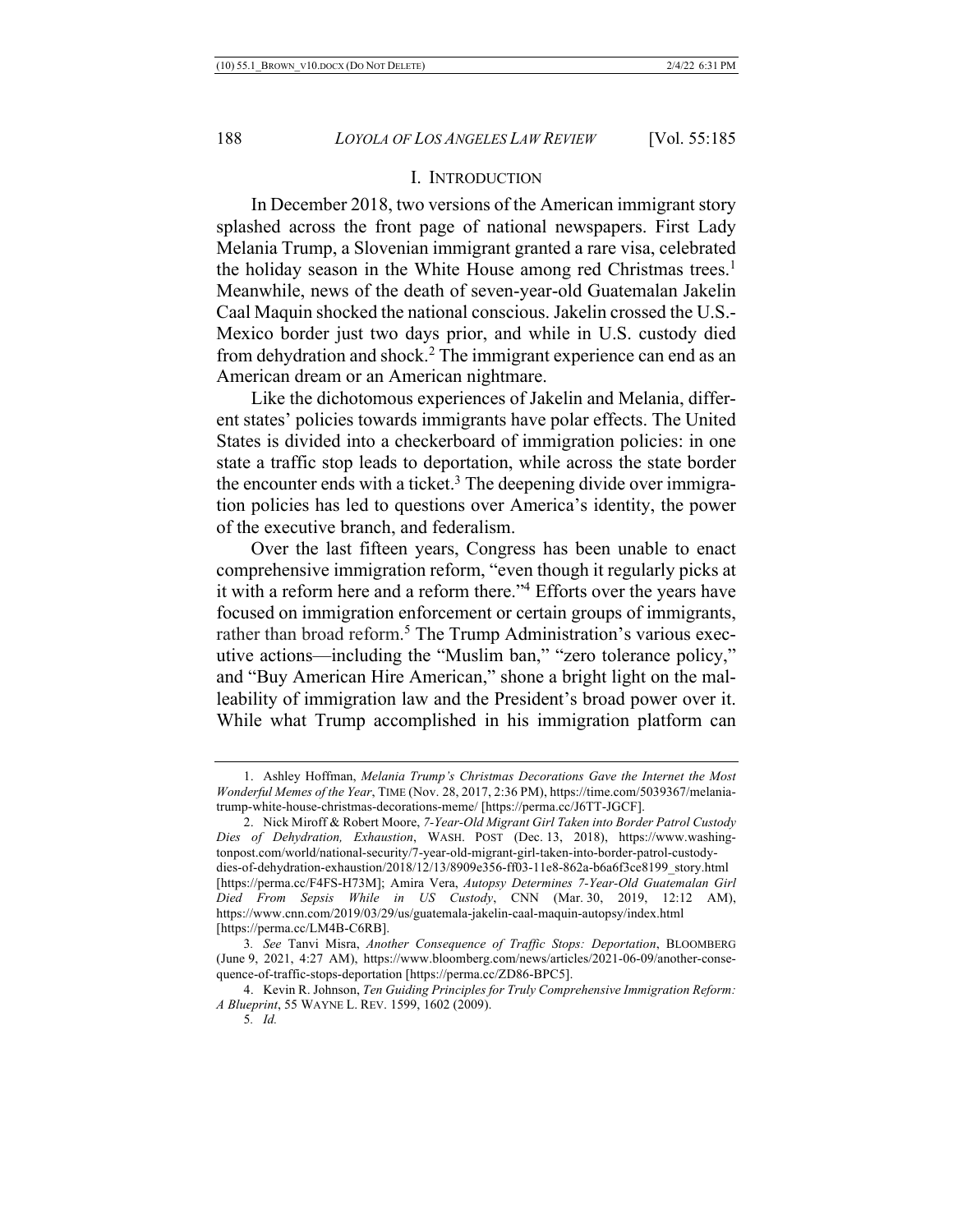## I. INTRODUCTION

In December 2018, two versions of the American immigrant story splashed across the front page of national newspapers. First Lady Melania Trump, a Slovenian immigrant granted a rare visa, celebrated the holiday season in the White House among red Christmas trees.[1] Meanwhile, news of the death of seven-year-old Guatemalan Jakelin Caal Maquin shocked the national conscious. Jakelin crossed the U.S.-Mexico border just two days prior, and while in U.S. custody died from dehydration and shock.[2] The immigrant experience can end as an American dream or an American nightmare.

Like the dichotomous experiences of Jakelin and Melania, different states' policies towards immigrants have polar effects. The United States is divided into a checkerboard of immigration policies: in one state a traffic stop leads to deportation, while across the state border the encounter ends with a ticket.[3] The deepening divide over immigration policies has led to questions over America's identity, the power of the executive branch, and federalism.

Over the last fifteen years, Congress has been unable to enact comprehensive immigration reform, "even though it regularly picks at it with a reform here and a reform there."[4] Efforts over the years have focused on immigration enforcement or certain groups of immigrants, rather than broad reform.[5] The Trump Administration's various executive actions—including the "Muslim ban," "zero tolerance policy," and "Buy American Hire American," shone a bright light on the malleability of immigration law and the President's broad power over it. While what Trump accomplished in his immigration platform can

---

1. Ashley Hoffman, *Melania Trump's Christmas Decorations Gave the Internet the Most Wonderful Memes of the Year*, TIME (Nov. 28, 2017, 2:36 PM), https://time.com/5039367/melania-trump-white-house-christmas-decorations-meme/ [https://perma.cc/J6TT-JGCF].

2. Nick Miroff & Robert Moore, *7-Year-Old Migrant Girl Taken into Border Patrol Custody Dies of Dehydration, Exhaustion*, WASH. POST (Dec. 13, 2018), https://www.washingtonpost.com/world/national-security/7-year-old-migrant-girl-taken-into-border-patrol-custody-dies-of-dehydration-exhaustion/2018/12/13/8909e356-ff03-11e8-862a-b6a6f3ce8199_story.html [https://perma.cc/F4FS-H73M]; Amira Vera, *Autopsy Determines 7-Year-Old Guatemalan Girl Died From Sepsis While in US Custody*, CNN (Mar. 30, 2019, 12:12 AM), https://www.cnn.com/2019/03/29/us/guatemala-jakelin-caal-maquin-autopsy/index.html [https://perma.cc/LM4B-C6RB].

3. *See* Tanvi Misra, *Another Consequence of Traffic Stops: Deportation*, BLOOMBERG (June 9, 2021, 4:27 AM), https://www.bloomberg.com/news/articles/2021-06-09/another-consequence-of-traffic-stops-deportation [https://perma.cc/ZD86-BPC5].

4. Kevin R. Johnson, *Ten Guiding Principles for Truly Comprehensive Immigration Reform: A Blueprint*, 55 WAYNE L. REV. 1599, 1602 (2009).

5. *Id.*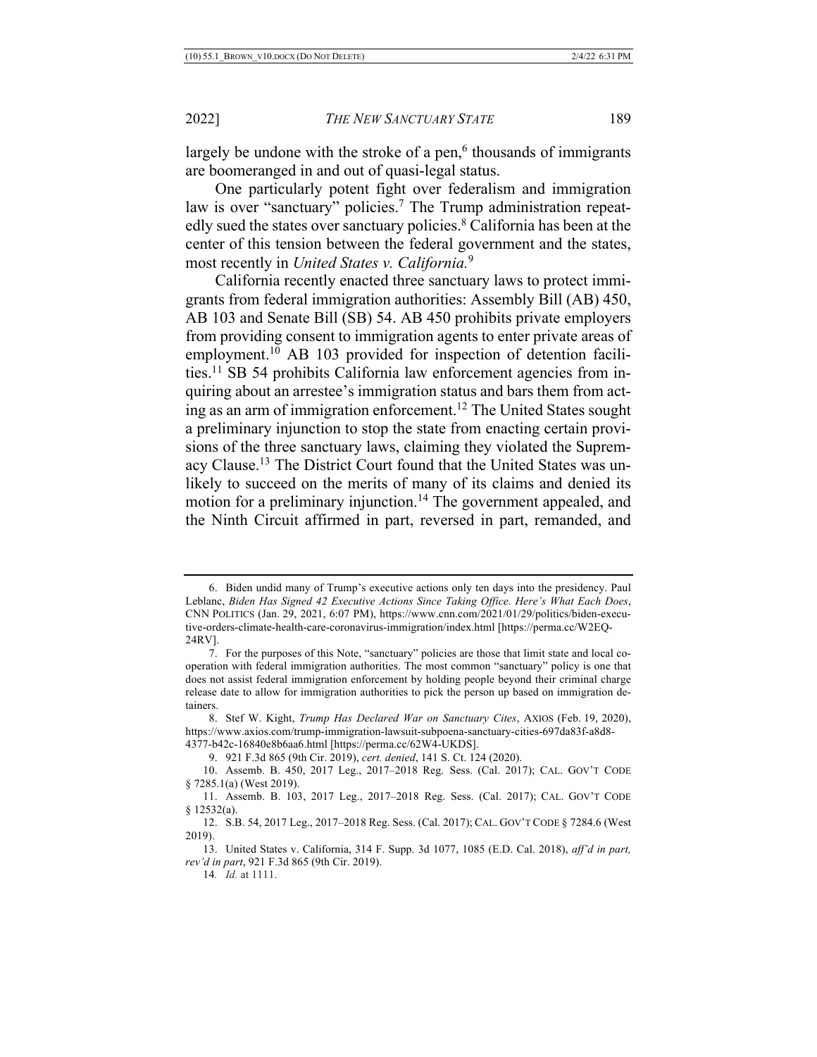largely be undone with the stroke of a pen,[6] thousands of immigrants are boomeranged in and out of quasi-legal status.

One particularly potent fight over federalism and immigration law is over "sanctuary" policies.[7] The Trump administration repeatedly sued the states over sanctuary policies.[8] California has been at the center of this tension between the federal government and the states, most recently in *United States v. California.*[9]

California recently enacted three sanctuary laws to protect immigrants from federal immigration authorities: Assembly Bill (AB) 450, AB 103 and Senate Bill (SB) 54. AB 450 prohibits private employers from providing consent to immigration agents to enter private areas of employment.[10] AB 103 provided for inspection of detention facilities.[11] SB 54 prohibits California law enforcement agencies from inquiring about an arrestee's immigration status and bars them from acting as an arm of immigration enforcement.[12] The United States sought a preliminary injunction to stop the state from enacting certain provisions of the three sanctuary laws, claiming they violated the Supremacy Clause.[13] The District Court found that the United States was unlikely to succeed on the merits of many of its claims and denied its motion for a preliminary injunction.[14] The government appealed, and the Ninth Circuit affirmed in part, reversed in part, remanded, and

---

6. Biden undid many of Trump's executive actions only ten days into the presidency. Paul Leblanc, *Biden Has Signed 42 Executive Actions Since Taking Office. Here's What Each Does*, CNN POLITICS (Jan. 29, 2021, 6:07 PM), https://www.cnn.com/2021/01/29/politics/biden-executive-orders-climate-health-care-coronavirus-immigration/index.html [https://perma.cc/W2EQ-24RV].

7. For the purposes of this Note, "sanctuary" policies are those that limit state and local cooperation with federal immigration authorities. The most common "sanctuary" policy is one that does not assist federal immigration enforcement by holding people beyond their criminal charge release date to allow for immigration authorities to pick the person up based on immigration detainers.

8. Stef W. Kight, *Trump Has Declared War on Sanctuary Cites*, AXIOS (Feb. 19, 2020), https://www.axios.com/trump-immigration-lawsuit-subpoena-sanctuary-cities-697da83f-a8d8-4377-b42c-16840e8b6aa6.html [https://perma.cc/62W4-UKDS].

9. 921 F.3d 865 (9th Cir. 2019), *cert. denied*, 141 S. Ct. 124 (2020).

10. Assemb. B. 450, 2017 Leg., 2017–2018 Reg. Sess. (Cal. 2017); CAL. GOV'T CODE § 7285.1(a) (West 2019).

11. Assemb. B. 103, 2017 Leg., 2017–2018 Reg. Sess. (Cal. 2017); CAL. GOV'T CODE § 12532(a).

12. S.B. 54, 2017 Leg., 2017–2018 Reg. Sess. (Cal. 2017); CAL. GOV'T CODE § 7284.6 (West 2019).

13. United States v. California, 314 F. Supp. 3d 1077, 1085 (E.D. Cal. 2018), *aff'd in part, rev'd in part*, 921 F.3d 865 (9th Cir. 2019).

14. *Id.* at 1111.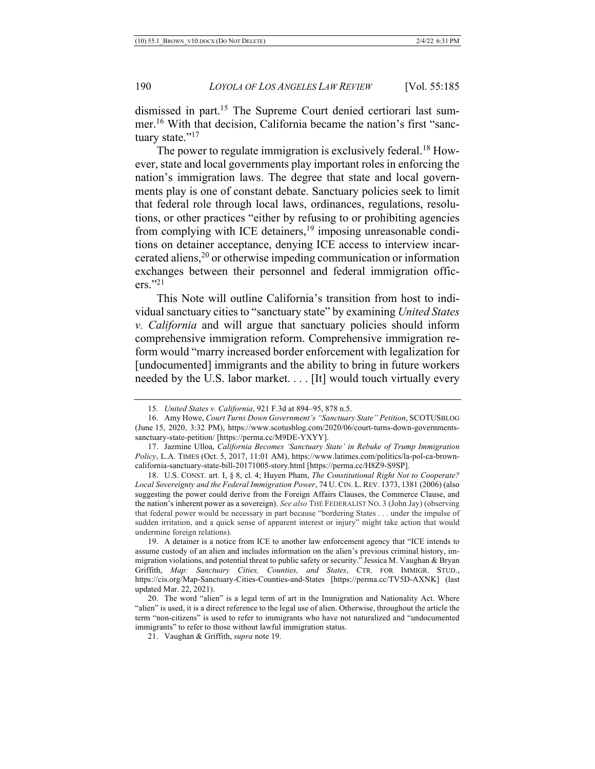dismissed in part.[15] The Supreme Court denied certiorari last summer.[16] With that decision, California became the nation's first "sanctuary state."[17]

The power to regulate immigration is exclusively federal.[18] However, state and local governments play important roles in enforcing the nation's immigration laws. The degree that state and local governments play is one of constant debate. Sanctuary policies seek to limit that federal role through local laws, ordinances, regulations, resolutions, or other practices "either by refusing to or prohibiting agencies from complying with ICE detainers,[19] imposing unreasonable conditions on detainer acceptance, denying ICE access to interview incarcerated aliens,[20] or otherwise impeding communication or information exchanges between their personnel and federal immigration officers."[21]

This Note will outline California's transition from host to individual sanctuary cities to "sanctuary state" by examining *United States v. California* and will argue that sanctuary policies should inform comprehensive immigration reform. Comprehensive immigration reform would "marry increased border enforcement with legalization for [undocumented] immigrants and the ability to bring in future workers needed by the U.S. labor market. . . . [It] would touch virtually every

---

15. *United States v. California*, 921 F.3d at 894–95, 878 n.5.

16. Amy Howe, *Court Turns Down Government's "Sanctuary State" Petition*, SCOTUSBLOG (June 15, 2020, 3:32 PM), https://www.scotusblog.com/2020/06/court-turns-down-governments-sanctuary-state-petition/ [https://perma.cc/M9DE-YXYY].

17. Jazmine Ulloa, *California Becomes 'Sanctuary State' in Rebuke of Trump Immigration Policy*, L.A. TIMES (Oct. 5, 2017, 11:01 AM), https://www.latimes.com/politics/la-pol-ca-brown-california-sanctuary-state-bill-20171005-story.html [https://perma.cc/H8Z9-S9SP].

18. U.S. CONST. art. I, § 8, cl. 4; Huyen Pham, *The Constitutional Right Not to Cooperate? Local Sovereignty and the Federal Immigration Power*, 74 U. CIN. L. REV. 1373, 1381 (2006) (also suggesting the power could derive from the Foreign Affairs Clauses, the Commerce Clause, and the nation's inherent power as a sovereign). *See also* THE FEDERALIST NO. 3 (John Jay) (observing that federal power would be necessary in part because "bordering States . . . under the impulse of sudden irritation, and a quick sense of apparent interest or injury" might take action that would undermine foreign relations).

19. A detainer is a notice from ICE to another law enforcement agency that "ICE intends to assume custody of an alien and includes information on the alien's previous criminal history, immigration violations, and potential threat to public safety or security." Jessica M. Vaughan & Bryan Griffith, *Map: Sanctuary Cities, Counties, and States*, CTR. FOR IMMIGR. STUD., https://cis.org/Map-Sanctuary-Cities-Counties-and-States [https://perma.cc/TV5D-AXNK] (last updated Mar. 22, 2021).

20. The word "alien" is a legal term of art in the Immigration and Nationality Act. Where "alien" is used, it is a direct reference to the legal use of alien. Otherwise, throughout the article the term "non-citizens" is used to refer to immigrants who have not naturalized and "undocumented immigrants" to refer to those without lawful immigration status.

21. Vaughan & Griffith, *supra* note 19.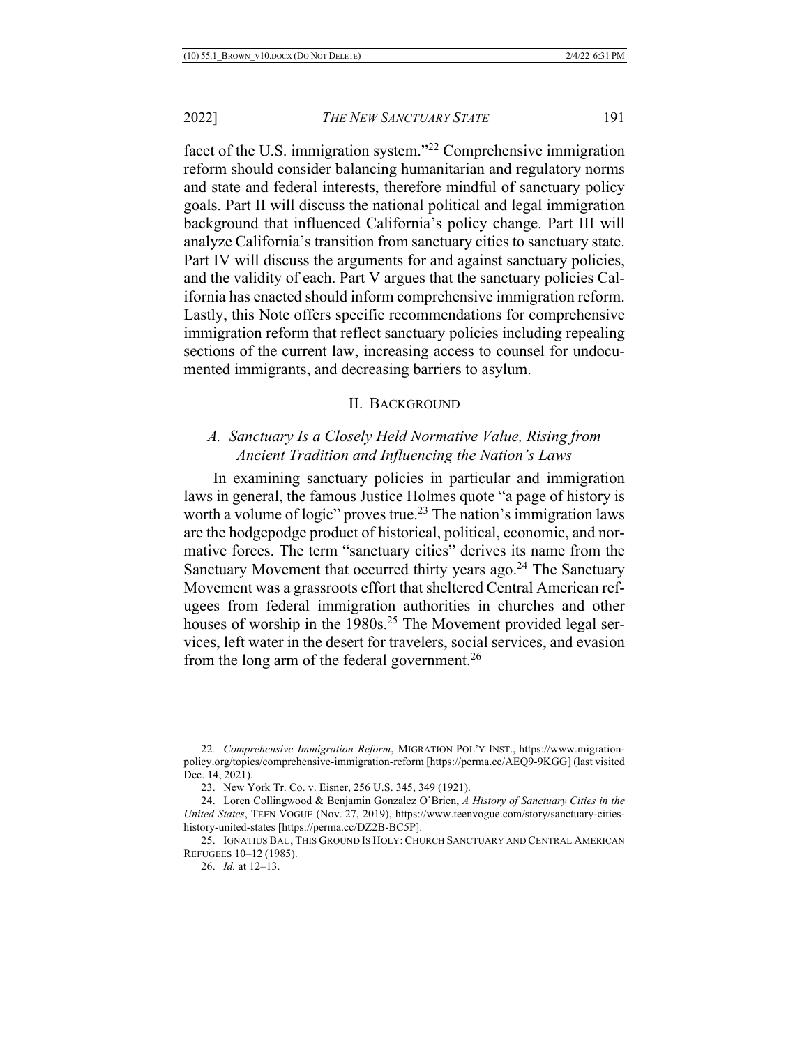facet of the U.S. immigration system."[22] Comprehensive immigration reform should consider balancing humanitarian and regulatory norms and state and federal interests, therefore mindful of sanctuary policy goals. Part II will discuss the national political and legal immigration background that influenced California's policy change. Part III will analyze California's transition from sanctuary cities to sanctuary state. Part IV will discuss the arguments for and against sanctuary policies, and the validity of each. Part V argues that the sanctuary policies California has enacted should inform comprehensive immigration reform. Lastly, this Note offers specific recommendations for comprehensive immigration reform that reflect sanctuary policies including repealing sections of the current law, increasing access to counsel for undocumented immigrants, and decreasing barriers to asylum.

## II. BACKGROUND

### *A. Sanctuary Is a Closely Held Normative Value, Rising from Ancient Tradition and Influencing the Nation's Laws*

In examining sanctuary policies in particular and immigration laws in general, the famous Justice Holmes quote "a page of history is worth a volume of logic" proves true.[23] The nation's immigration laws are the hodgepodge product of historical, political, economic, and normative forces. The term "sanctuary cities" derives its name from the Sanctuary Movement that occurred thirty years ago.[24] The Sanctuary Movement was a grassroots effort that sheltered Central American refugees from federal immigration authorities in churches and other houses of worship in the 1980s.[25] The Movement provided legal services, left water in the desert for travelers, social services, and evasion from the long arm of the federal government.[26]

---

22. *Comprehensive Immigration Reform*, MIGRATION POL'Y INST., https://www.migrationpolicy.org/topics/comprehensive-immigration-reform [https://perma.cc/AEQ9-9KGG] (last visited Dec. 14, 2021).

23. New York Tr. Co. v. Eisner, 256 U.S. 345, 349 (1921).

24. Loren Collingwood & Benjamin Gonzalez O'Brien, *A History of Sanctuary Cities in the United States*, TEEN VOGUE (Nov. 27, 2019), https://www.teenvogue.com/story/sanctuary-cities-history-united-states [https://perma.cc/DZ2B-BC5P].

25. IGNATIUS BAU, THIS GROUND IS HOLY: CHURCH SANCTUARY AND CENTRAL AMERICAN REFUGEES 10–12 (1985).

26. *Id.* at 12–13.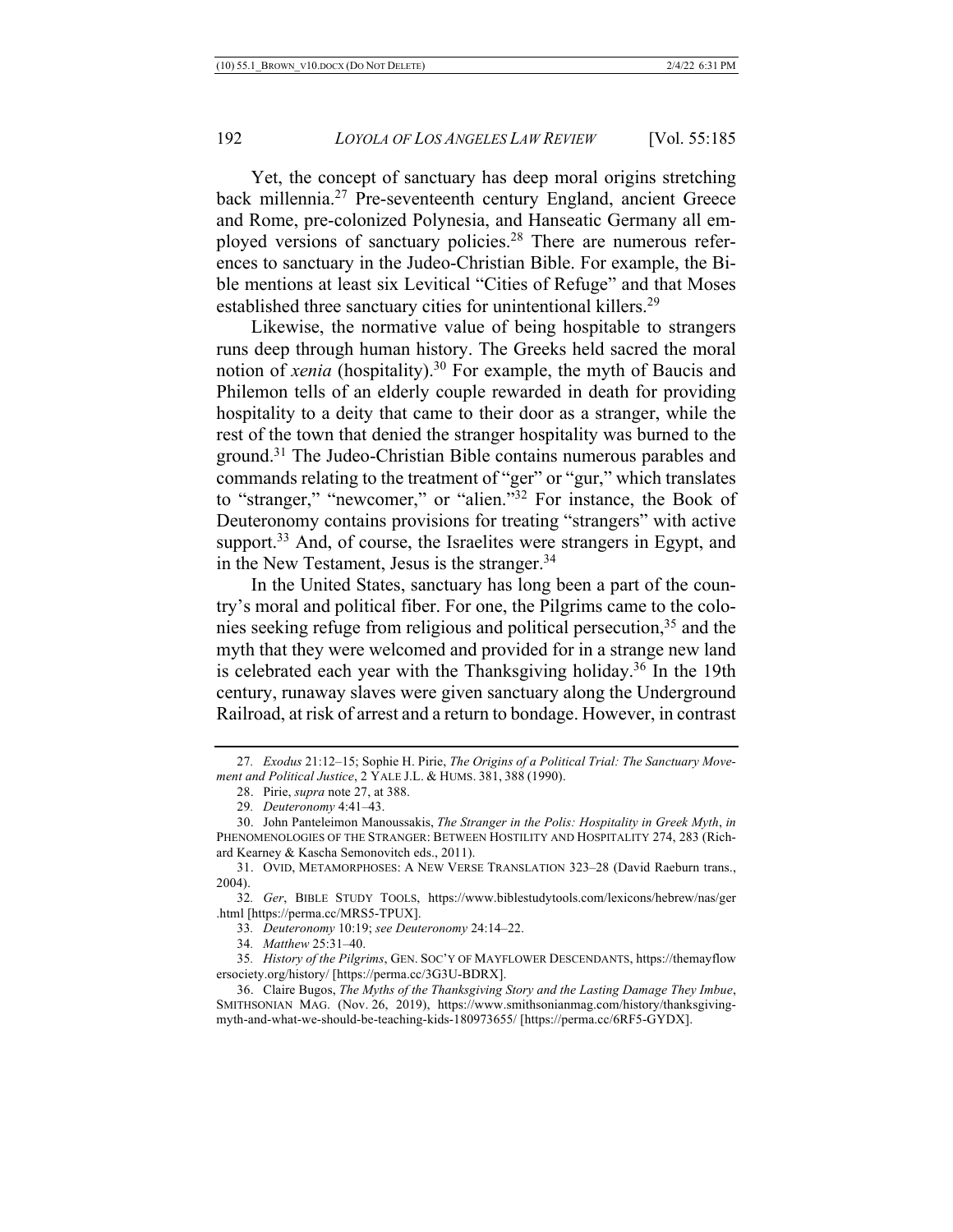Yet, the concept of sanctuary has deep moral origins stretching back millennia.[27] Pre-seventeenth century England, ancient Greece and Rome, pre-colonized Polynesia, and Hanseatic Germany all employed versions of sanctuary policies.[28] There are numerous references to sanctuary in the Judeo-Christian Bible. For example, the Bible mentions at least six Levitical "Cities of Refuge" and that Moses established three sanctuary cities for unintentional killers.[29]

Likewise, the normative value of being hospitable to strangers runs deep through human history. The Greeks held sacred the moral notion of *xenia* (hospitality).[30] For example, the myth of Baucis and Philemon tells of an elderly couple rewarded in death for providing hospitality to a deity that came to their door as a stranger, while the rest of the town that denied the stranger hospitality was burned to the ground.[31] The Judeo-Christian Bible contains numerous parables and commands relating to the treatment of "ger" or "gur," which translates to "stranger," "newcomer," or "alien."[32] For instance, the Book of Deuteronomy contains provisions for treating "strangers" with active support.[33] And, of course, the Israelites were strangers in Egypt, and in the New Testament, Jesus is the stranger.[34]

In the United States, sanctuary has long been a part of the country's moral and political fiber. For one, the Pilgrims came to the colonies seeking refuge from religious and political persecution,[35] and the myth that they were welcomed and provided for in a strange new land is celebrated each year with the Thanksgiving holiday.[36] In the 19th century, runaway slaves were given sanctuary along the Underground Railroad, at risk of arrest and a return to bondage. However, in contrast

---

27. *Exodus* 21:12–15; Sophie H. Pirie, *The Origins of a Political Trial: The Sanctuary Movement and Political Justice*, 2 YALE J.L. & HUMS. 381, 388 (1990).

28. Pirie, *supra* note 27, at 388.

29. *Deuteronomy* 4:41–43.

30. John Panteleimon Manoussakis, *The Stranger in the Polis: Hospitality in Greek Myth*, *in* PHENOMENOLOGIES OF THE STRANGER: BETWEEN HOSTILITY AND HOSPITALITY 274, 283 (Richard Kearney & Kascha Semonovitch eds., 2011).

31. OVID, METAMORPHOSES: A NEW VERSE TRANSLATION 323–28 (David Raeburn trans., 2004).

32. *Ger*, BIBLE STUDY TOOLS, https://www.biblestudytools.com/lexicons/hebrew/nas/ger.html [https://perma.cc/MRS5-TPUX].

33. *Deuteronomy* 10:19; *see Deuteronomy* 24:14–22.

34. *Matthew* 25:31–40.

35. *History of the Pilgrims*, GEN. SOC'Y OF MAYFLOWER DESCENDANTS, https://themayflowersociety.org/history/ [https://perma.cc/3G3U-BDRX].

36. Claire Bugos, *The Myths of the Thanksgiving Story and the Lasting Damage They Imbue*, SMITHSONIAN MAG. (Nov. 26, 2019), https://www.smithsonianmag.com/history/thanksgiving-myth-and-what-we-should-be-teaching-kids-180973655/ [https://perma.cc/6RF5-GYDX].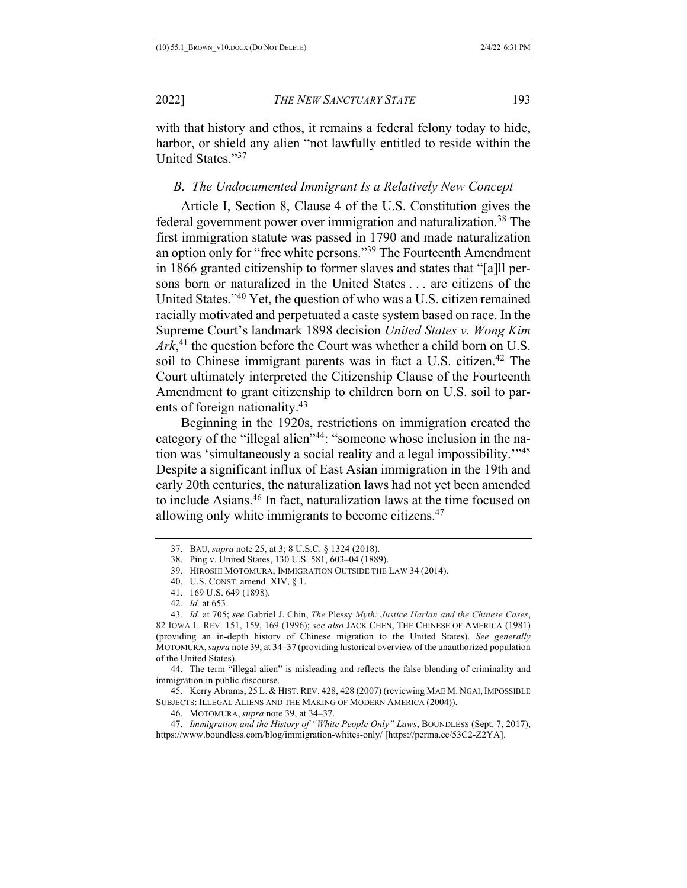with that history and ethos, it remains a federal felony today to hide, harbor, or shield any alien "not lawfully entitled to reside within the United States."[37]

### *B. The Undocumented Immigrant Is a Relatively New Concept*

Article I, Section 8, Clause 4 of the U.S. Constitution gives the federal government power over immigration and naturalization.[38] The first immigration statute was passed in 1790 and made naturalization an option only for "free white persons."[39] The Fourteenth Amendment in 1866 granted citizenship to former slaves and states that "[a]ll persons born or naturalized in the United States . . . are citizens of the United States."[40] Yet, the question of who was a U.S. citizen remained racially motivated and perpetuated a caste system based on race. In the Supreme Court's landmark 1898 decision *United States v. Wong Kim Ark*,[41] the question before the Court was whether a child born on U.S. soil to Chinese immigrant parents was in fact a U.S. citizen.[42] The Court ultimately interpreted the Citizenship Clause of the Fourteenth Amendment to grant citizenship to children born on U.S. soil to parents of foreign nationality.[43]

Beginning in the 1920s, restrictions on immigration created the category of the "illegal alien"[44]: "someone whose inclusion in the nation was 'simultaneously a social reality and a legal impossibility.'"[45] Despite a significant influx of East Asian immigration in the 19th and early 20th centuries, the naturalization laws had not yet been amended to include Asians.[46] In fact, naturalization laws at the time focused on allowing only white immigrants to become citizens.[47]

---

37. BAU, *supra* note 25, at 3; 8 U.S.C. § 1324 (2018).

38. Ping v. United States, 130 U.S. 581, 603–04 (1889).

39. HIROSHI MOTOMURA, IMMIGRATION OUTSIDE THE LAW 34 (2014).

40. U.S. CONST. amend. XIV, § 1.

41. 169 U.S. 649 (1898).

42. *Id.* at 653.

43. *Id.* at 705; *see* Gabriel J. Chin, *The* Plessy *Myth: Justice Harlan and the Chinese Cases*, 82 IOWA L. REV. 151, 159, 169 (1996); *see also* JACK CHEN, THE CHINESE OF AMERICA (1981) (providing an in-depth history of Chinese migration to the United States). *See generally* MOTOMURA, *supra* note 39, at 34–37 (providing historical overview of the unauthorized population of the United States).

44. The term "illegal alien" is misleading and reflects the false blending of criminality and immigration in public discourse.

45. Kerry Abrams, 25 L. & HIST. REV. 428, 428 (2007) (reviewing MAE M. NGAI, IMPOSSIBLE SUBJECTS: ILLEGAL ALIENS AND THE MAKING OF MODERN AMERICA (2004)).

46. MOTOMURA, *supra* note 39, at 34–37.

47. *Immigration and the History of "White People Only" Laws*, BOUNDLESS (Sept. 7, 2017), https://www.boundless.com/blog/immigration-whites-only/ [https://perma.cc/53C2-Z2YA].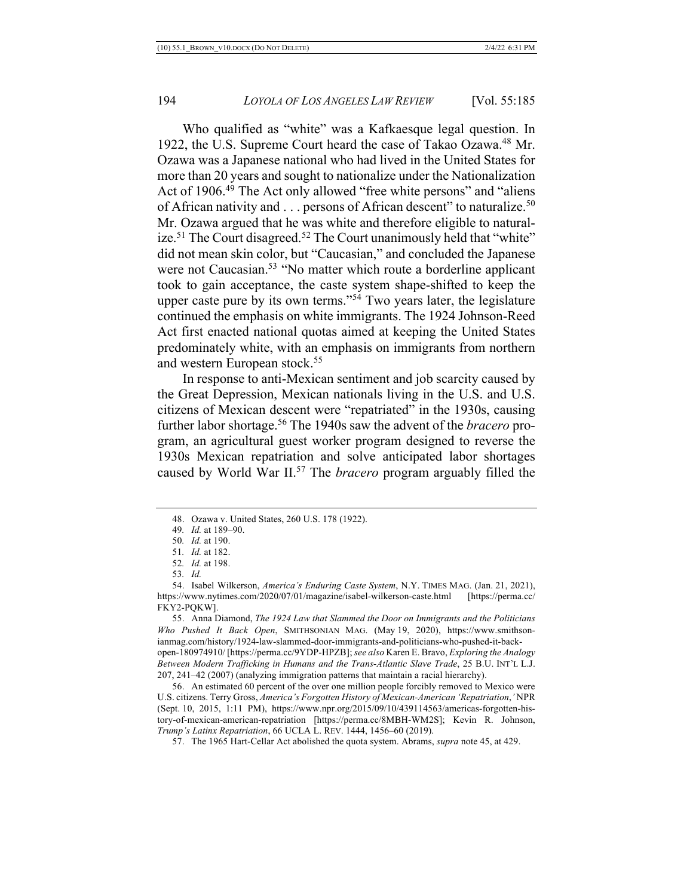Who qualified as "white" was a Kafkaesque legal question. In 1922, the U.S. Supreme Court heard the case of Takao Ozawa.[48] Mr. Ozawa was a Japanese national who had lived in the United States for more than 20 years and sought to nationalize under the Nationalization Act of 1906.[49] The Act only allowed "free white persons" and "aliens of African nativity and . . . persons of African descent" to naturalize.[50] Mr. Ozawa argued that he was white and therefore eligible to naturalize.[51] The Court disagreed.[52] The Court unanimously held that "white" did not mean skin color, but "Caucasian," and concluded the Japanese were not Caucasian.[53] "No matter which route a borderline applicant took to gain acceptance, the caste system shape-shifted to keep the upper caste pure by its own terms."[54] Two years later, the legislature continued the emphasis on white immigrants. The 1924 Johnson-Reed Act first enacted national quotas aimed at keeping the United States predominately white, with an emphasis on immigrants from northern and western European stock.[55]

In response to anti-Mexican sentiment and job scarcity caused by the Great Depression, Mexican nationals living in the U.S. and U.S. citizens of Mexican descent were "repatriated" in the 1930s, causing further labor shortage.[56] The 1940s saw the advent of the *bracero* program, an agricultural guest worker program designed to reverse the 1930s Mexican repatriation and solve anticipated labor shortages caused by World War II.[57] The *bracero* program arguably filled the

---

48. Ozawa v. United States, 260 U.S. 178 (1922).

49. *Id.* at 189–90.

50. *Id.* at 190.

51. *Id.* at 182.

52. *Id.* at 198.

53. *Id.*

54. Isabel Wilkerson, *America's Enduring Caste System*, N.Y. TIMES MAG. (Jan. 21, 2021), https://www.nytimes.com/2020/07/01/magazine/isabel-wilkerson-caste.html [https://perma.cc/FKY2-PQKW].

55. Anna Diamond, *The 1924 Law that Slammed the Door on Immigrants and the Politicians Who Pushed It Back Open*, SMITHSONIAN MAG. (May 19, 2020), https://www.smithsonianmag.com/history/1924-law-slammed-door-immigrants-and-politicians-who-pushed-it-back-open-180974910/ [https://perma.cc/9YDP-HPZB]; *see also* Karen E. Bravo, *Exploring the Analogy Between Modern Trafficking in Humans and the Trans-Atlantic Slave Trade*, 25 B.U. INT'L L.J. 207, 241–42 (2007) (analyzing immigration patterns that maintain a racial hierarchy).

56. An estimated 60 percent of the over one million people forcibly removed to Mexico were U.S. citizens. Terry Gross, *America's Forgotten History of Mexican-American 'Repatriation*,*'* NPR (Sept. 10, 2015, 1:11 PM), https://www.npr.org/2015/09/10/439114563/americas-forgotten-history-of-mexican-american-repatriation [https://perma.cc/8MBH-WM2S]; Kevin R. Johnson, *Trump's Latinx Repatriation*, 66 UCLA L. REV. 1444, 1456–60 (2019).

57. The 1965 Hart-Cellar Act abolished the quota system. Abrams, *supra* note 45, at 429.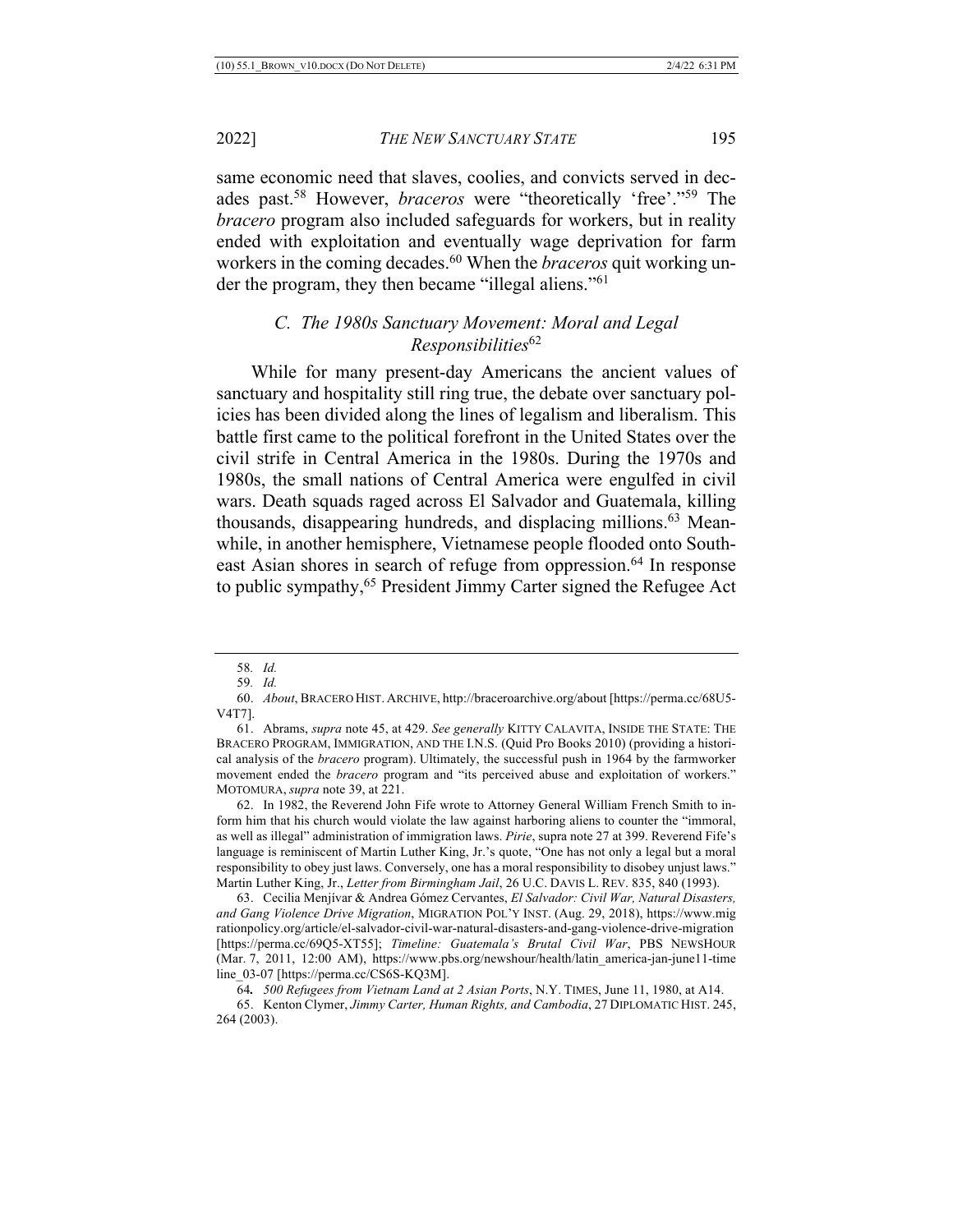same economic need that slaves, coolies, and convicts served in decades past.[58] However, *braceros* were "theoretically 'free'."[59] The *bracero* program also included safeguards for workers, but in reality ended with exploitation and eventually wage deprivation for farm workers in the coming decades.[60] When the *braceros* quit working under the program, they then became "illegal aliens."[61]

### *C. The 1980s Sanctuary Movement: Moral and Legal Responsibilities*[62]

While for many present-day Americans the ancient values of sanctuary and hospitality still ring true, the debate over sanctuary policies has been divided along the lines of legalism and liberalism. This battle first came to the political forefront in the United States over the civil strife in Central America in the 1980s. During the 1970s and 1980s, the small nations of Central America were engulfed in civil wars. Death squads raged across El Salvador and Guatemala, killing thousands, disappearing hundreds, and displacing millions.[63] Meanwhile, in another hemisphere, Vietnamese people flooded onto Southeast Asian shores in search of refuge from oppression.[64] In response to public sympathy,[65] President Jimmy Carter signed the Refugee Act

---

58. *Id.*

59. *Id.*

60. *About*, BRACERO HIST. ARCHIVE, http://braceroarchive.org/about [https://perma.cc/68U5-V4T7].

61. Abrams, *supra* note 45, at 429. *See generally* KITTY CALAVITA, INSIDE THE STATE: THE BRACERO PROGRAM, IMMIGRATION, AND THE I.N.S. (Quid Pro Books 2010) (providing a historical analysis of the *bracero* program). Ultimately, the successful push in 1964 by the farmworker movement ended the *bracero* program and "its perceived abuse and exploitation of workers." MOTOMURA, *supra* note 39, at 221.

62. In 1982, the Reverend John Fife wrote to Attorney General William French Smith to inform him that his church would violate the law against harboring aliens to counter the "immoral, as well as illegal" administration of immigration laws. *Pirie*, supra note 27 at 399. Reverend Fife's language is reminiscent of Martin Luther King, Jr.'s quote, "One has not only a legal but a moral responsibility to obey just laws. Conversely, one has a moral responsibility to disobey unjust laws." Martin Luther King, Jr., *Letter from Birmingham Jail*, 26 U.C. DAVIS L. REV. 835, 840 (1993).

63. Cecilia Menjívar & Andrea Gómez Cervantes, *El Salvador: Civil War, Natural Disasters, and Gang Violence Drive Migration*, MIGRATION POL'Y INST. (Aug. 29, 2018), https://www.migrationpolicy.org/article/el-salvador-civil-war-natural-disasters-and-gang-violence-drive-migration [https://perma.cc/69Q5-XT55]; *Timeline: Guatemala's Brutal Civil War*, PBS NEWSHOUR (Mar. 7, 2011, 12:00 AM), https://www.pbs.org/newshour/health/latin_america-jan-june11-timeline_03-07 [https://perma.cc/CS6S-KQ3M].

64. *500 Refugees from Vietnam Land at 2 Asian Ports*, N.Y. TIMES, June 11, 1980, at A14.

65. Kenton Clymer, *Jimmy Carter, Human Rights, and Cambodia*, 27 DIPLOMATIC HIST. 245, 264 (2003).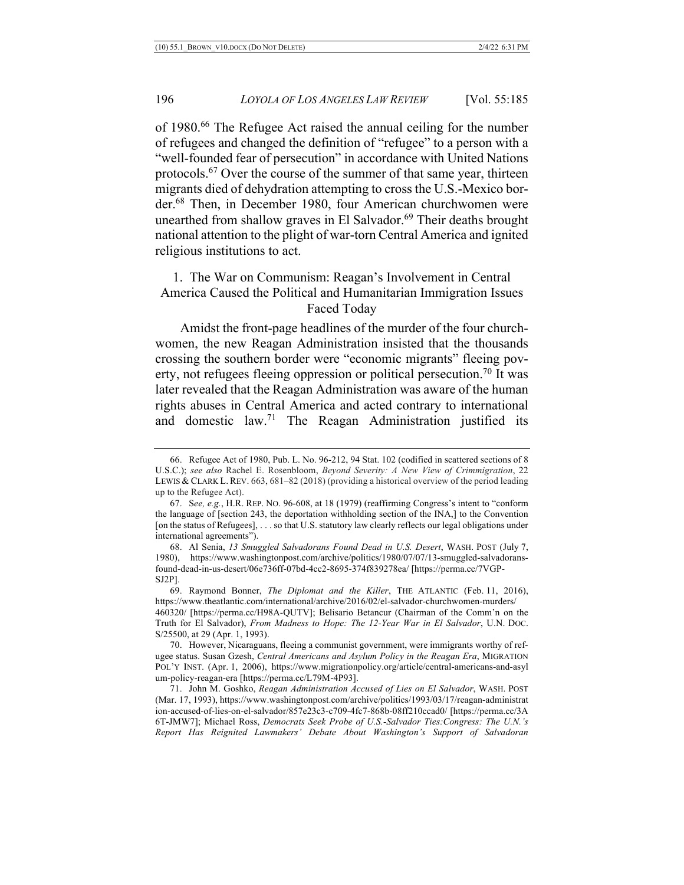of 1980.[66] The Refugee Act raised the annual ceiling for the number of refugees and changed the definition of "refugee" to a person with a "well-founded fear of persecution" in accordance with United Nations protocols.[67] Over the course of the summer of that same year, thirteen migrants died of dehydration attempting to cross the U.S.-Mexico border.[68] Then, in December 1980, four American churchwomen were unearthed from shallow graves in El Salvador.[69] Their deaths brought national attention to the plight of war-torn Central America and ignited religious institutions to act.

### 1. The War on Communism: Reagan's Involvement in Central America Caused the Political and Humanitarian Immigration Issues Faced Today

Amidst the front-page headlines of the murder of the four churchwomen, the new Reagan Administration insisted that the thousands crossing the southern border were "economic migrants" fleeing poverty, not refugees fleeing oppression or political persecution.[70] It was later revealed that the Reagan Administration was aware of the human rights abuses in Central America and acted contrary to international and domestic law.[71] The Reagan Administration justified its

---

66. Refugee Act of 1980, Pub. L. No. 96-212, 94 Stat. 102 (codified in scattered sections of 8 U.S.C.); *see also* Rachel E. Rosenbloom, *Beyond Severity: A New View of Crimmigration*, 22 LEWIS & CLARK L. REV. 663, 681–82 (2018) (providing a historical overview of the period leading up to the Refugee Act).

67. S*ee, e.g.*, H.R. REP. NO. 96-608, at 18 (1979) (reaffirming Congress's intent to "conform the language of [section 243, the deportation withholding section of the INA,] to the Convention [on the status of Refugees], . . . so that U.S. statutory law clearly reflects our legal obligations under international agreements").

68. Al Senia, *13 Smuggled Salvadorans Found Dead in U.S. Desert*, WASH. POST (July 7, 1980), https://www.washingtonpost.com/archive/politics/1980/07/07/13-smuggled-salvadorans-found-dead-in-us-desert/06e736ff-07bd-4cc2-8695-374f839278ea/ [https://perma.cc/7VGP-SJ2P].

69. Raymond Bonner, *The Diplomat and the Killer*, THE ATLANTIC (Feb. 11, 2016), https://www.theatlantic.com/international/archive/2016/02/el-salvador-churchwomen-murders/460320/ [https://perma.cc/H98A-QUTV]; Belisario Betancur (Chairman of the Comm'n on the Truth for El Salvador), *From Madness to Hope: The 12-Year War in El Salvador*, U.N. DOC. S/25500, at 29 (Apr. 1, 1993).

70. However, Nicaraguans, fleeing a communist government, were immigrants worthy of refugee status. Susan Gzesh, *Central Americans and Asylum Policy in the Reagan Era*, MIGRATION POL'Y INST. (Apr. 1, 2006), https://www.migrationpolicy.org/article/central-americans-and-asylum-policy-reagan-era [https://perma.cc/L79M-4P93].

71. John M. Goshko, *Reagan Administration Accused of Lies on El Salvador*, WASH. POST (Mar. 17, 1993), https://www.washingtonpost.com/archive/politics/1993/03/17/reagan-administration-accused-of-lies-on-el-salvador/857e23c3-c709-4fc7-868b-08ff210ccad0/ [https://perma.cc/3A6T-JMW7]; Michael Ross, *Democrats Seek Probe of U.S.-Salvador Ties:Congress: The U.N.'s Report Has Reignited Lawmakers' Debate About Washington's Support of Salvadoran*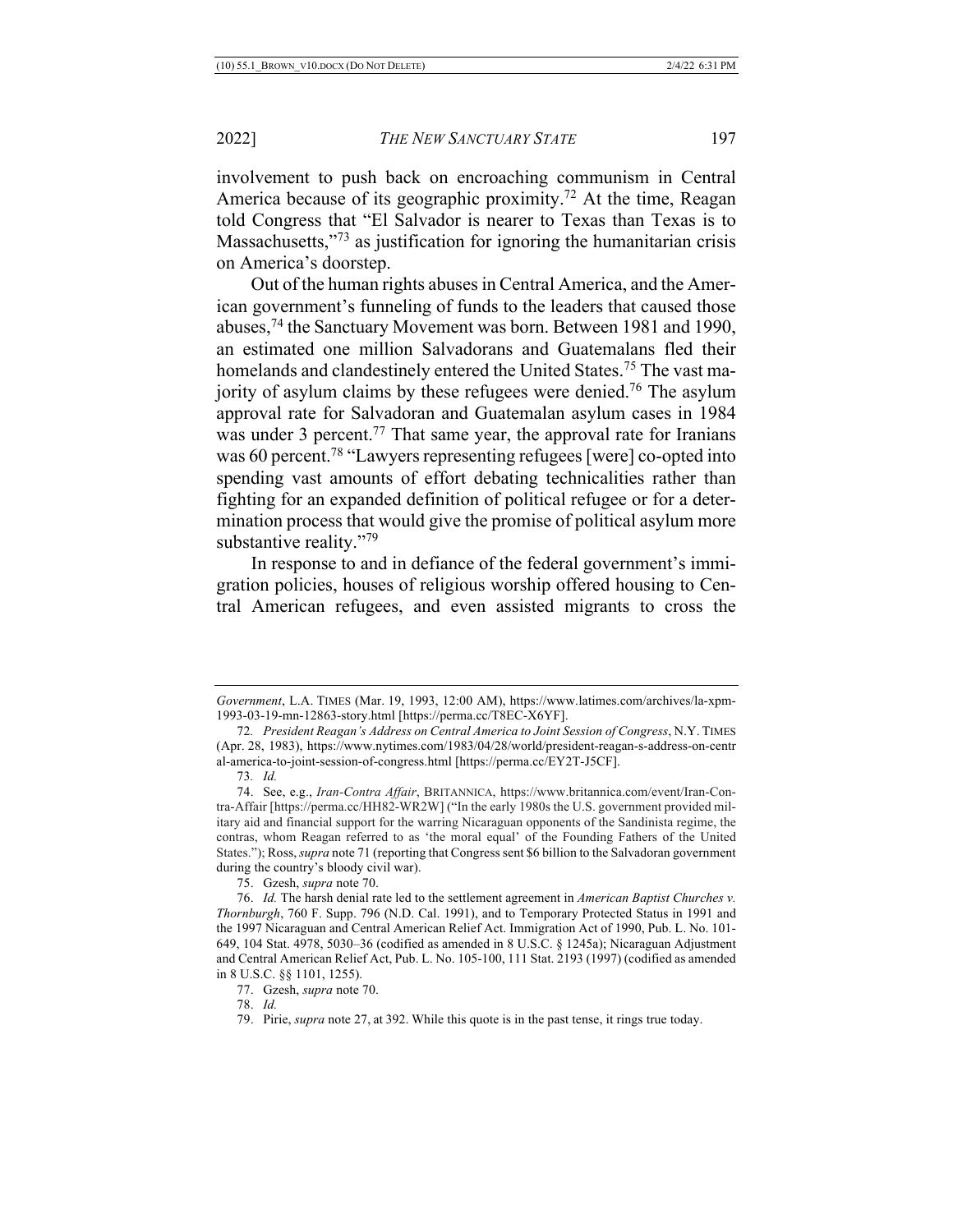involvement to push back on encroaching communism in Central America because of its geographic proximity.[72] At the time, Reagan told Congress that "El Salvador is nearer to Texas than Texas is to Massachusetts,"[73] as justification for ignoring the humanitarian crisis on America's doorstep.

Out of the human rights abuses in Central America, and the American government's funneling of funds to the leaders that caused those abuses,[74] the Sanctuary Movement was born. Between 1981 and 1990, an estimated one million Salvadorans and Guatemalans fled their homelands and clandestinely entered the United States.[75] The vast majority of asylum claims by these refugees were denied.[76] The asylum approval rate for Salvadoran and Guatemalan asylum cases in 1984 was under 3 percent.[77] That same year, the approval rate for Iranians was 60 percent.[78] "Lawyers representing refugees [were] co-opted into spending vast amounts of effort debating technicalities rather than fighting for an expanded definition of political refugee or for a determination process that would give the promise of political asylum more substantive reality."[79]

In response to and in defiance of the federal government's immigration policies, houses of religious worship offered housing to Central American refugees, and even assisted migrants to cross the

---

*Government*, L.A. TIMES (Mar. 19, 1993, 12:00 AM), https://www.latimes.com/archives/la-xpm-1993-03-19-mn-12863-story.html [https://perma.cc/T8EC-X6YF].

72. *President Reagan's Address on Central America to Joint Session of Congress*, N.Y. TIMES (Apr. 28, 1983), https://www.nytimes.com/1983/04/28/world/president-reagan-s-address-on-central-america-to-joint-session-of-congress.html [https://perma.cc/EY2T-J5CF].

73. *Id.*

74. See, e.g., *Iran-Contra Affair*, BRITANNICA, https://www.britannica.com/event/Iran-Contra-Affair [https://perma.cc/HH82-WR2W] ("In the early 1980s the U.S. government provided military aid and financial support for the warring Nicaraguan opponents of the Sandinista regime, the contras, whom Reagan referred to as 'the moral equal' of the Founding Fathers of the United States."); Ross, *supra* note 71 (reporting that Congress sent $6 billion to the Salvadoran government during the country's bloody civil war).

75. Gzesh, *supra* note 70.

76. *Id.* The harsh denial rate led to the settlement agreement in *American Baptist Churches v. Thornburgh*, 760 F. Supp. 796 (N.D. Cal. 1991), and to Temporary Protected Status in 1991 and the 1997 Nicaraguan and Central American Relief Act. Immigration Act of 1990, Pub. L. No. 101-649, 104 Stat. 4978, 5030–36 (codified as amended in 8 U.S.C. § 1245a); Nicaraguan Adjustment and Central American Relief Act, Pub. L. No. 105-100, 111 Stat. 2193 (1997) (codified as amended in 8 U.S.C. §§ 1101, 1255).

77. Gzesh, *supra* note 70.

78. *Id.*

79. Pirie, *supra* note 27, at 392. While this quote is in the past tense, it rings true today.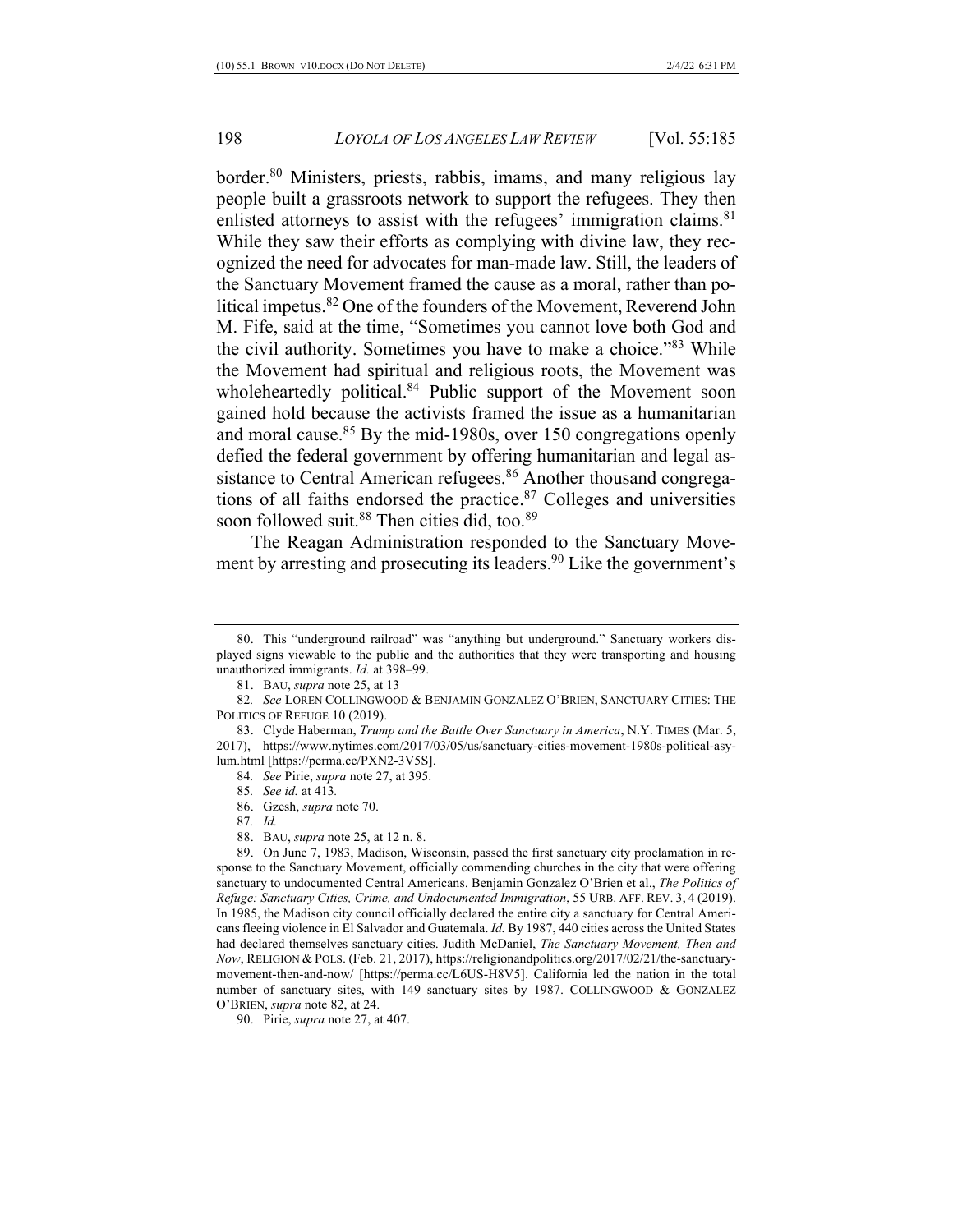border.[80] Ministers, priests, rabbis, imams, and many religious lay people built a grassroots network to support the refugees. They then enlisted attorneys to assist with the refugees' immigration claims.[81] While they saw their efforts as complying with divine law, they recognized the need for advocates for man-made law. Still, the leaders of the Sanctuary Movement framed the cause as a moral, rather than political impetus.[82] One of the founders of the Movement, Reverend John M. Fife, said at the time, "Sometimes you cannot love both God and the civil authority. Sometimes you have to make a choice."[83] While the Movement had spiritual and religious roots, the Movement was wholeheartedly political.[84] Public support of the Movement soon gained hold because the activists framed the issue as a humanitarian and moral cause.[85] By the mid-1980s, over 150 congregations openly defied the federal government by offering humanitarian and legal assistance to Central American refugees.[86] Another thousand congregations of all faiths endorsed the practice.[87] Colleges and universities soon followed suit.[88] Then cities did, too.[89]

The Reagan Administration responded to the Sanctuary Movement by arresting and prosecuting its leaders.[90] Like the government's

---

80. This "underground railroad" was "anything but underground." Sanctuary workers displayed signs viewable to the public and the authorities that they were transporting and housing unauthorized immigrants. *Id.* at 398–99.

81. BAU, *supra* note 25, at 13

82. *See* LOREN COLLINGWOOD & BENJAMIN GONZALEZ O'BRIEN, SANCTUARY CITIES: THE POLITICS OF REFUGE 10 (2019).

83. Clyde Haberman, *Trump and the Battle Over Sanctuary in America*, N.Y. TIMES (Mar. 5, 2017), https://www.nytimes.com/2017/03/05/us/sanctuary-cities-movement-1980s-political-asylum.html [https://perma.cc/PXN2-3V5S].

84. *See* Pirie, *supra* note 27, at 395.

85. *See id.* at 413.

86. Gzesh, *supra* note 70.

87. *Id.*

88. BAU, *supra* note 25, at 12 n. 8.

89. On June 7, 1983, Madison, Wisconsin, passed the first sanctuary city proclamation in response to the Sanctuary Movement, officially commending churches in the city that were offering sanctuary to undocumented Central Americans. Benjamin Gonzalez O'Brien et al., *The Politics of Refuge: Sanctuary Cities, Crime, and Undocumented Immigration*, 55 URB. AFF. REV. 3, 4 (2019). In 1985, the Madison city council officially declared the entire city a sanctuary for Central Americans fleeing violence in El Salvador and Guatemala. *Id.* By 1987, 440 cities across the United States had declared themselves sanctuary cities. Judith McDaniel, *The Sanctuary Movement, Then and Now*, RELIGION & POLS. (Feb. 21, 2017), https://religionandpolitics.org/2017/02/21/the-sanctuary-movement-then-and-now/ [https://perma.cc/L6US-H8V5]. California led the nation in the total number of sanctuary sites, with 149 sanctuary sites by 1987. COLLINGWOOD & GONZALEZ O'BRIEN, *supra* note 82, at 24.

90. Pirie, *supra* note 27, at 407.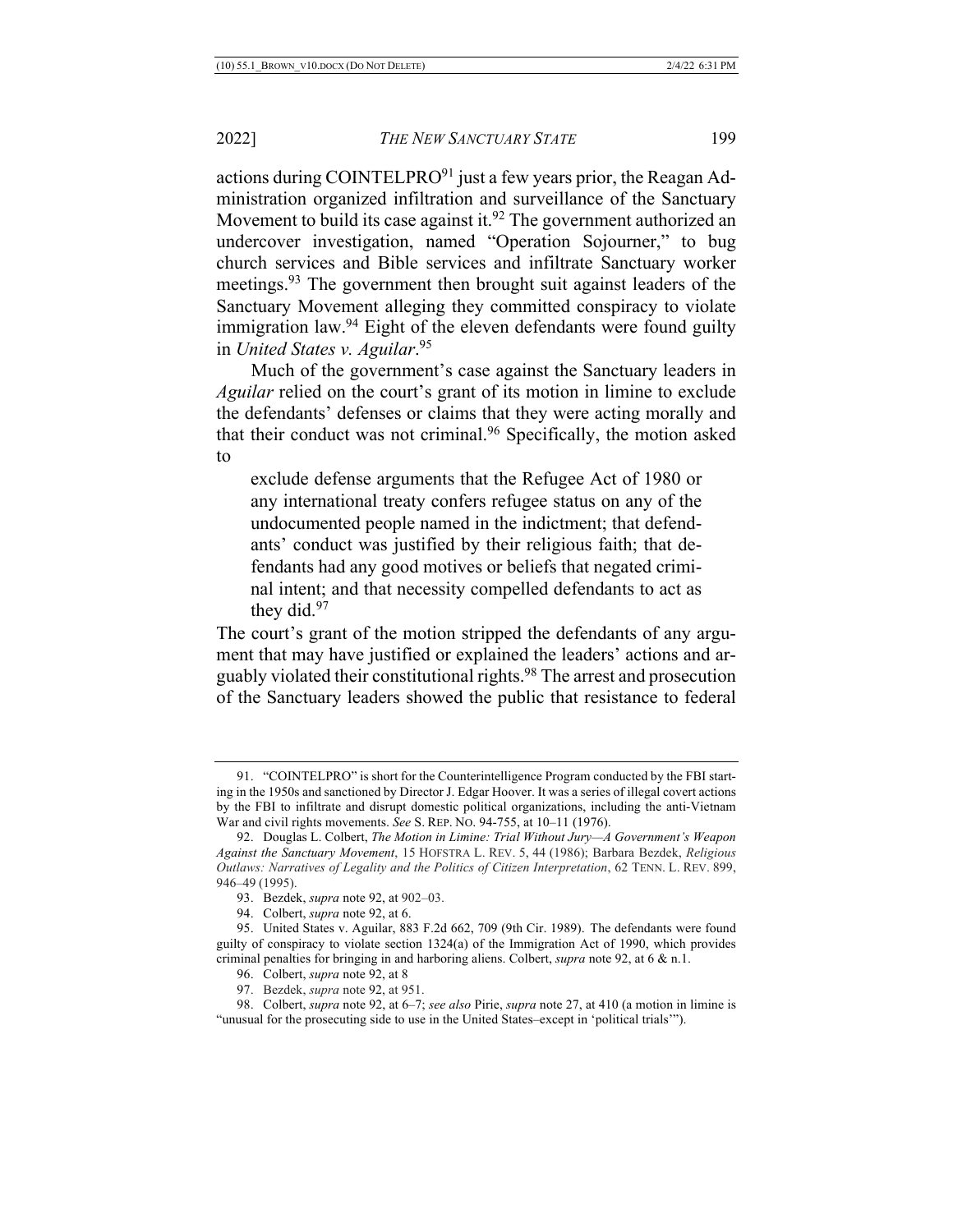actions during COINTELPRO[91] just a few years prior, the Reagan Administration organized infiltration and surveillance of the Sanctuary Movement to build its case against it.[92] The government authorized an undercover investigation, named "Operation Sojourner," to bug church services and Bible services and infiltrate Sanctuary worker meetings.[93] The government then brought suit against leaders of the Sanctuary Movement alleging they committed conspiracy to violate immigration law.[94] Eight of the eleven defendants were found guilty in *United States v. Aguilar*.[95]

Much of the government's case against the Sanctuary leaders in *Aguilar* relied on the court's grant of its motion in limine to exclude the defendants' defenses or claims that they were acting morally and that their conduct was not criminal.[96] Specifically, the motion asked to

> exclude defense arguments that the Refugee Act of 1980 or any international treaty confers refugee status on any of the undocumented people named in the indictment; that defendants' conduct was justified by their religious faith; that defendants had any good motives or beliefs that negated criminal intent; and that necessity compelled defendants to act as they did.[97]

The court's grant of the motion stripped the defendants of any argument that may have justified or explained the leaders' actions and arguably violated their constitutional rights.[98] The arrest and prosecution of the Sanctuary leaders showed the public that resistance to federal

---

91. "COINTELPRO" is short for the Counterintelligence Program conducted by the FBI starting in the 1950s and sanctioned by Director J. Edgar Hoover. It was a series of illegal covert actions by the FBI to infiltrate and disrupt domestic political organizations, including the anti-Vietnam War and civil rights movements. *See* S. REP. NO. 94-755, at 10–11 (1976).

92. Douglas L. Colbert, *The Motion in Limine: Trial Without Jury—A Government's Weapon Against the Sanctuary Movement*, 15 HOFSTRA L. REV. 5, 44 (1986); Barbara Bezdek, *Religious Outlaws: Narratives of Legality and the Politics of Citizen Interpretation*, 62 TENN. L. REV. 899, 946–49 (1995).

93. Bezdek, *supra* note 92, at 902–03.

94. Colbert, *supra* note 92, at 6.

95. United States v. Aguilar, 883 F.2d 662, 709 (9th Cir. 1989). The defendants were found guilty of conspiracy to violate section 1324(a) of the Immigration Act of 1990, which provides criminal penalties for bringing in and harboring aliens. Colbert, *supra* note 92, at 6 & n.1.

96. Colbert, *supra* note 92, at 8

97. Bezdek, *supra* note 92, at 951.

98. Colbert, *supra* note 92, at 6–7; *see also* Pirie, *supra* note 27, at 410 (a motion in limine is "unusual for the prosecuting side to use in the United States–except in 'political trials'").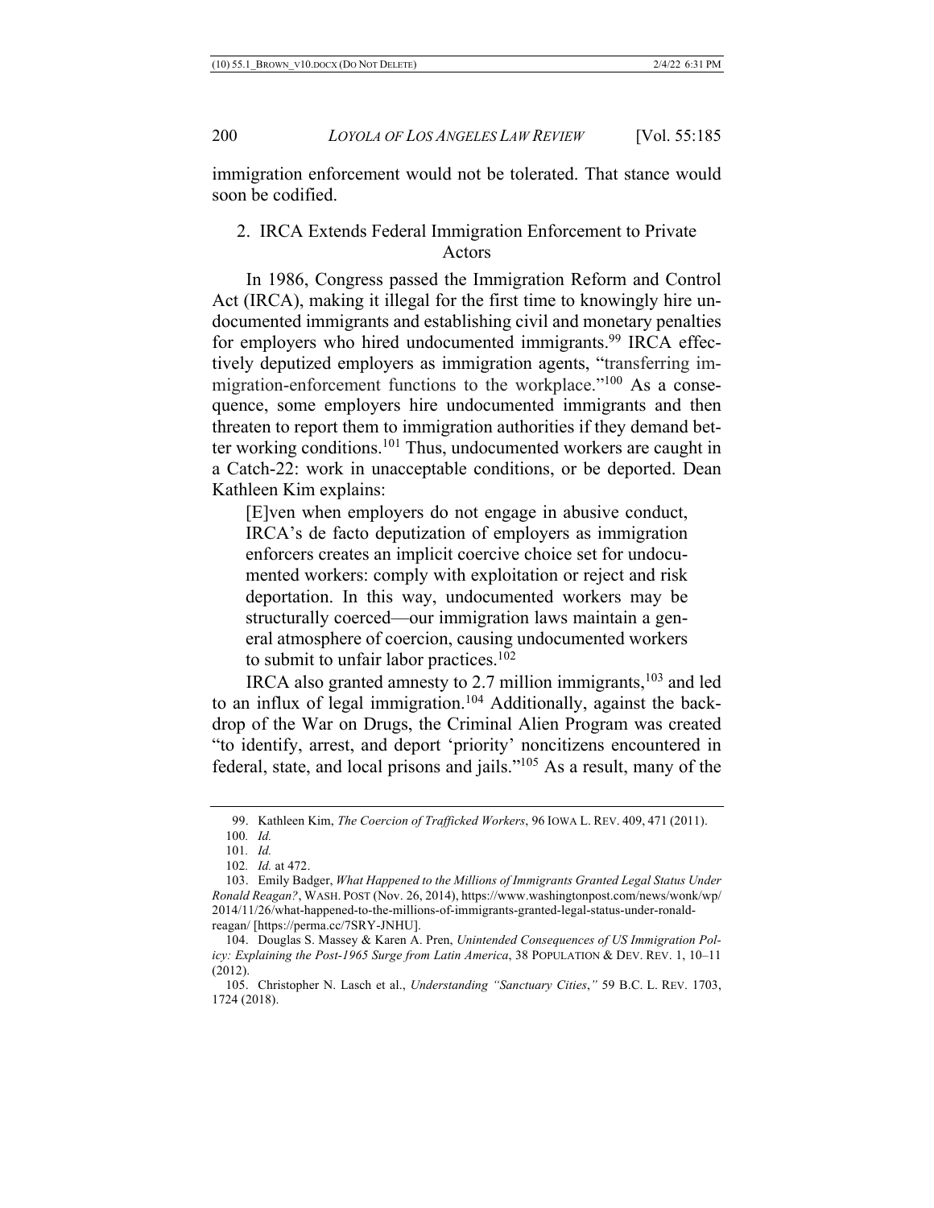immigration enforcement would not be tolerated. That stance would soon be codified.

### 2. IRCA Extends Federal Immigration Enforcement to Private Actors

In 1986, Congress passed the Immigration Reform and Control Act (IRCA), making it illegal for the first time to knowingly hire undocumented immigrants and establishing civil and monetary penalties for employers who hired undocumented immigrants.[99] IRCA effectively deputized employers as immigration agents, "transferring immigration-enforcement functions to the workplace."[100] As a consequence, some employers hire undocumented immigrants and then threaten to report them to immigration authorities if they demand better working conditions.[101] Thus, undocumented workers are caught in a Catch-22: work in unacceptable conditions, or be deported. Dean Kathleen Kim explains:

> [E]ven when employers do not engage in abusive conduct, IRCA's de facto deputization of employers as immigration enforcers creates an implicit coercive choice set for undocumented workers: comply with exploitation or reject and risk deportation. In this way, undocumented workers may be structurally coerced—our immigration laws maintain a general atmosphere of coercion, causing undocumented workers to submit to unfair labor practices.[102]

IRCA also granted amnesty to 2.7 million immigrants,[103] and led to an influx of legal immigration.[104] Additionally, against the backdrop of the War on Drugs, the Criminal Alien Program was created "to identify, arrest, and deport 'priority' noncitizens encountered in federal, state, and local prisons and jails."[105] As a result, many of the

---

99. Kathleen Kim, *The Coercion of Trafficked Workers*, 96 IOWA L. REV. 409, 471 (2011).

100. *Id.*

101. *Id.*

102. *Id.* at 472.

103. Emily Badger, *What Happened to the Millions of Immigrants Granted Legal Status Under Ronald Reagan?*, WASH. POST (Nov. 26, 2014), https://www.washingtonpost.com/news/wonk/wp/2014/11/26/what-happened-to-the-millions-of-immigrants-granted-legal-status-under-ronald-reagan/ [https://perma.cc/7SRY-JNHU].

104. Douglas S. Massey & Karen A. Pren, *Unintended Consequences of US Immigration Policy: Explaining the Post-1965 Surge from Latin America*, 38 POPULATION & DEV. REV. 1, 10–11 (2012).

105. Christopher N. Lasch et al., *Understanding "Sanctuary Cities*,*"* 59 B.C. L. REV. 1703, 1724 (2018).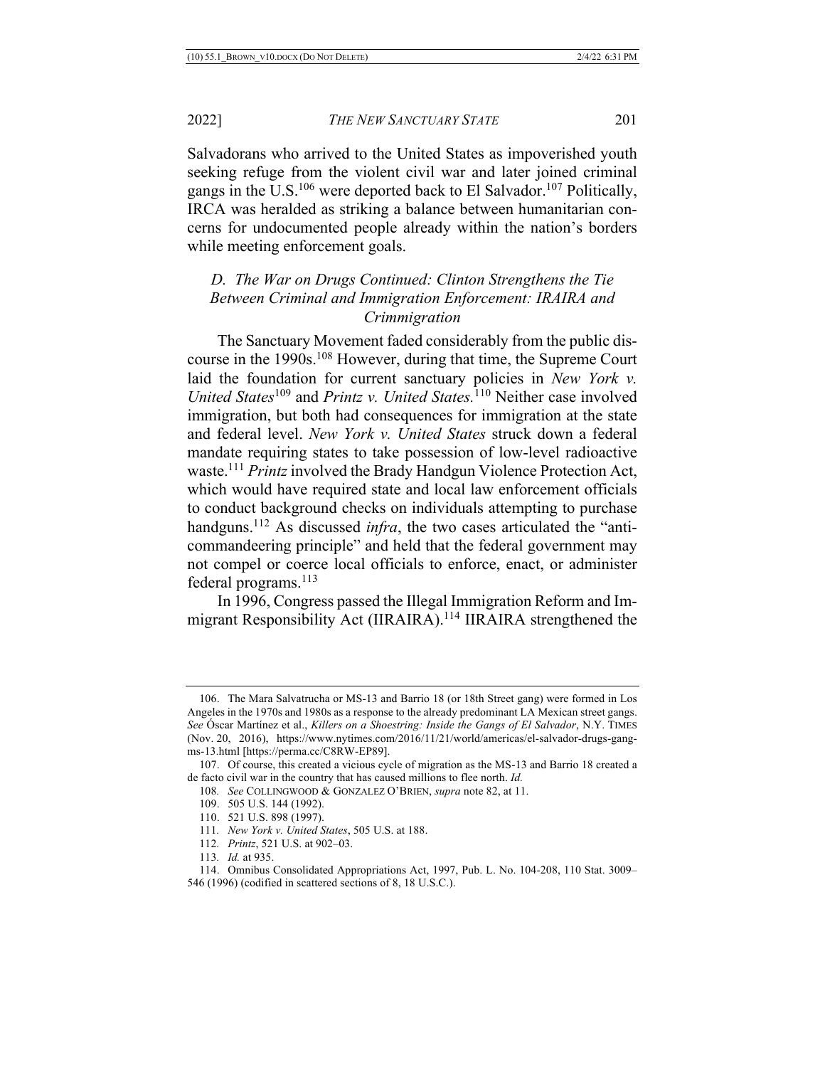Salvadorans who arrived to the United States as impoverished youth seeking refuge from the violent civil war and later joined criminal gangs in the U.S.[106] were deported back to El Salvador.[107] Politically, IRCA was heralded as striking a balance between humanitarian concerns for undocumented people already within the nation's borders while meeting enforcement goals.

### *D. The War on Drugs Continued: Clinton Strengthens the Tie Between Criminal and Immigration Enforcement: IRAIRA and Crimmigration*

The Sanctuary Movement faded considerably from the public discourse in the 1990s.[108] However, during that time, the Supreme Court laid the foundation for current sanctuary policies in *New York v. United States*[109] and *Printz v. United States.*[110] Neither case involved immigration, but both had consequences for immigration at the state and federal level. *New York v. United States* struck down a federal mandate requiring states to take possession of low-level radioactive waste.[111] *Printz* involved the Brady Handgun Violence Protection Act, which would have required state and local law enforcement officials to conduct background checks on individuals attempting to purchase handguns.[112] As discussed *infra*, the two cases articulated the "anti-commandeering principle" and held that the federal government may not compel or coerce local officials to enforce, enact, or administer federal programs.[113]

In 1996, Congress passed the Illegal Immigration Reform and Immigrant Responsibility Act (IIRAIRA).[114] IIRAIRA strengthened the

---

106. The Mara Salvatrucha or MS-13 and Barrio 18 (or 18th Street gang) were formed in Los Angeles in the 1970s and 1980s as a response to the already predominant LA Mexican street gangs. *See* Óscar Martínez et al., *Killers on a Shoestring: Inside the Gangs of El Salvador*, N.Y. TIMES (Nov. 20, 2016), https://www.nytimes.com/2016/11/21/world/americas/el-salvador-drugs-gang-ms-13.html [https://perma.cc/C8RW-EP89].

107. Of course, this created a vicious cycle of migration as the MS-13 and Barrio 18 created a de facto civil war in the country that has caused millions to flee north. *Id.*

108. *See* COLLINGWOOD & GONZALEZ O'BRIEN, *supra* note 82, at 11.

109. 505 U.S. 144 (1992).

110. 521 U.S. 898 (1997).

111. *New York v. United States*, 505 U.S. at 188.

112. *Printz*, 521 U.S. at 902–03.

113. *Id.* at 935.

114. Omnibus Consolidated Appropriations Act, 1997, Pub. L. No. 104-208, 110 Stat. 3009–546 (1996) (codified in scattered sections of 8, 18 U.S.C.).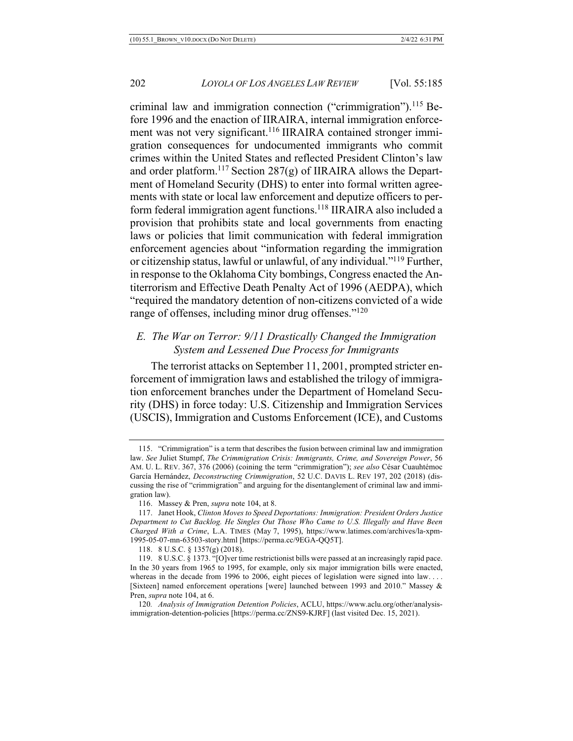criminal law and immigration connection ("crimmigration").[115] Before 1996 and the enaction of IIRAIRA, internal immigration enforcement was not very significant.[116] IIRAIRA contained stronger immigration consequences for undocumented immigrants who commit crimes within the United States and reflected President Clinton's law and order platform.[117] Section 287(g) of IIRAIRA allows the Department of Homeland Security (DHS) to enter into formal written agreements with state or local law enforcement and deputize officers to perform federal immigration agent functions.[118] IIRAIRA also included a provision that prohibits state and local governments from enacting laws or policies that limit communication with federal immigration enforcement agencies about "information regarding the immigration or citizenship status, lawful or unlawful, of any individual."[119] Further, in response to the Oklahoma City bombings, Congress enacted the Antiterrorism and Effective Death Penalty Act of 1996 (AEDPA), which "required the mandatory detention of non-citizens convicted of a wide range of offenses, including minor drug offenses."[120]

### *E. The War on Terror: 9/11 Drastically Changed the Immigration System and Lessened Due Process for Immigrants*

The terrorist attacks on September 11, 2001, prompted stricter enforcement of immigration laws and established the trilogy of immigration enforcement branches under the Department of Homeland Security (DHS) in force today: U.S. Citizenship and Immigration Services (USCIS), Immigration and Customs Enforcement (ICE), and Customs

---

115. "Crimmigration" is a term that describes the fusion between criminal law and immigration law. *See* Juliet Stumpf, *The Crimmigration Crisis: Immigrants, Crime, and Sovereign Power*, 56 AM. U. L. REV. 367, 376 (2006) (coining the term "crimmigration"); *see also* César Cuauhtémoc García Hernández, *Deconstructing Crimmigration*, 52 U.C. DAVIS L. REV 197, 202 (2018) (discussing the rise of "crimmigration" and arguing for the disentanglement of criminal law and immigration law).

116. Massey & Pren, *supra* note 104, at 8.

117. Janet Hook, *Clinton Moves to Speed Deportations: Immigration: President Orders Justice Department to Cut Backlog. He Singles Out Those Who Came to U.S. Illegally and Have Been Charged With a Crime*, L.A. TIMES (May 7, 1995), https://www.latimes.com/archives/la-xpm-1995-05-07-mn-63503-story.html [https://perma.cc/9EGA-QQ5T].

118. 8 U.S.C. § 1357(g) (2018).

119. 8 U.S.C. § 1373. "[O]ver time restrictionist bills were passed at an increasingly rapid pace. In the 30 years from 1965 to 1995, for example, only six major immigration bills were enacted, whereas in the decade from 1996 to 2006, eight pieces of legislation were signed into law. . . . [Sixteen] named enforcement operations [were] launched between 1993 and 2010." Massey & Pren, *supra* note 104, at 6.

120. *Analysis of Immigration Detention Policies*, ACLU, https://www.aclu.org/other/analysis-immigration-detention-policies [https://perma.cc/ZNS9-KJRF] (last visited Dec. 15, 2021).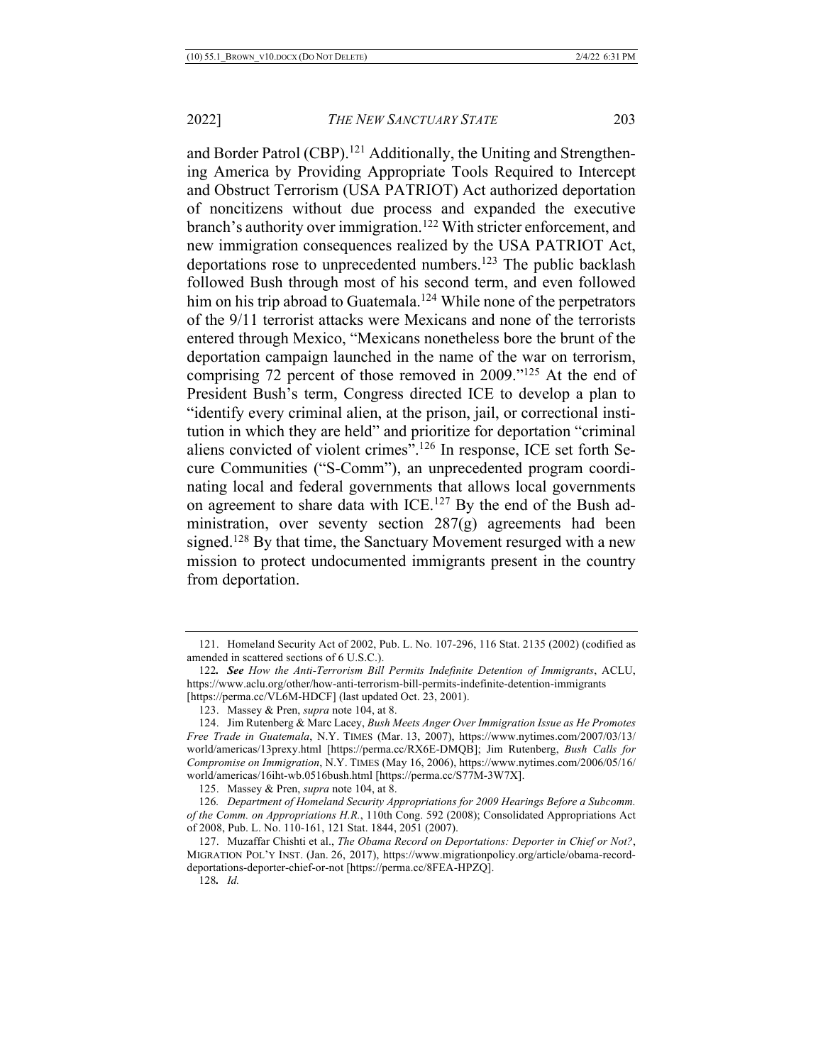and Border Patrol (CBP).[121] Additionally, the Uniting and Strengthening America by Providing Appropriate Tools Required to Intercept and Obstruct Terrorism (USA PATRIOT) Act authorized deportation of noncitizens without due process and expanded the executive branch's authority over immigration.[122] With stricter enforcement, and new immigration consequences realized by the USA PATRIOT Act, deportations rose to unprecedented numbers.[123] The public backlash followed Bush through most of his second term, and even followed him on his trip abroad to Guatemala.[124] While none of the perpetrators of the 9/11 terrorist attacks were Mexicans and none of the terrorists entered through Mexico, "Mexicans nonetheless bore the brunt of the deportation campaign launched in the name of the war on terrorism, comprising 72 percent of those removed in 2009."[125] At the end of President Bush's term, Congress directed ICE to develop a plan to "identify every criminal alien, at the prison, jail, or correctional institution in which they are held" and prioritize for deportation "criminal aliens convicted of violent crimes".[126] In response, ICE set forth Secure Communities ("S-Comm"), an unprecedented program coordinating local and federal governments that allows local governments on agreement to share data with ICE.[127] By the end of the Bush administration, over seventy section 287(g) agreements had been signed.[128] By that time, the Sanctuary Movement resurged with a new mission to protect undocumented immigrants present in the country from deportation.

---

121. Homeland Security Act of 2002, Pub. L. No. 107-296, 116 Stat. 2135 (2002) (codified as amended in scattered sections of 6 U.S.C.).

122. ***See*** *How the Anti-Terrorism Bill Permits Indefinite Detention of Immigrants*, ACLU, https://www.aclu.org/other/how-anti-terrorism-bill-permits-indefinite-detention-immigrants [https://perma.cc/VL6M-HDCF] (last updated Oct. 23, 2001).

123. Massey & Pren, *supra* note 104, at 8.

124. Jim Rutenberg & Marc Lacey, *Bush Meets Anger Over Immigration Issue as He Promotes Free Trade in Guatemala*, N.Y. TIMES (Mar. 13, 2007), https://www.nytimes.com/2007/03/13/world/americas/13prexy.html [https://perma.cc/RX6E-DMQB]; Jim Rutenberg, *Bush Calls for Compromise on Immigration*, N.Y. TIMES (May 16, 2006), https://www.nytimes.com/2006/05/16/world/americas/16iht-wb.0516bush.html [https://perma.cc/S77M-3W7X].

125. Massey & Pren, *supra* note 104, at 8.

126. *Department of Homeland Security Appropriations for 2009 Hearings Before a Subcomm. of the Comm. on Appropriations H.R.*, 110th Cong. 592 (2008); Consolidated Appropriations Act of 2008, Pub. L. No. 110-161, 121 Stat. 1844, 2051 (2007).

127. Muzaffar Chishti et al., *The Obama Record on Deportations: Deporter in Chief or Not?*, MIGRATION POL'Y INST. (Jan. 26, 2017), https://www.migrationpolicy.org/article/obama-record-deportations-deporter-chief-or-not [https://perma.cc/8FEA-HPZQ].

128. *Id.*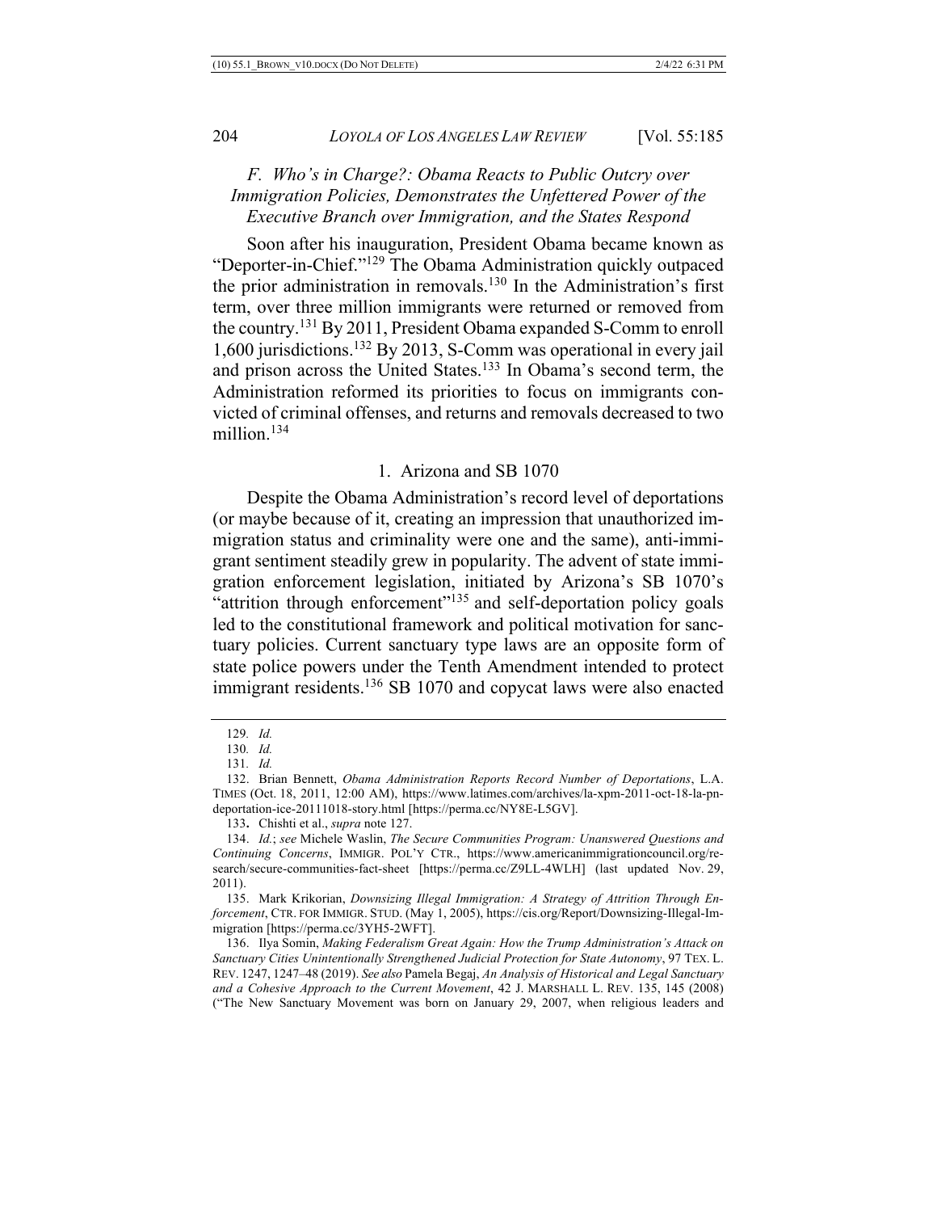### F. Who's in Charge?: Obama Reacts to Public Outcry over Immigration Policies, Demonstrates the Unfettered Power of the Executive Branch over Immigration, and the States Respond

Soon after his inauguration, President Obama became known as "Deporter-in-Chief."[129] The Obama Administration quickly outpaced the prior administration in removals.[130] In the Administration's first term, over three million immigrants were returned or removed from the country.[131] By 2011, President Obama expanded S-Comm to enroll 1,600 jurisdictions.[132] By 2013, S-Comm was operational in every jail and prison across the United States.[133] In Obama's second term, the Administration reformed its priorities to focus on immigrants convicted of criminal offenses, and returns and removals decreased to two million.[134]

#### 1. Arizona and SB 1070

Despite the Obama Administration's record level of deportations (or maybe because of it, creating an impression that unauthorized immigration status and criminality were one and the same), anti-immigrant sentiment steadily grew in popularity. The advent of state immigration enforcement legislation, initiated by Arizona's SB 1070's "attrition through enforcement"[135] and self-deportation policy goals led to the constitutional framework and political motivation for sanctuary policies. Current sanctuary type laws are an opposite form of state police powers under the Tenth Amendment intended to protect immigrant residents.[136] SB 1070 and copycat laws were also enacted

---

129. *Id.*

130. *Id.*

131. *Id.*

132. Brian Bennett, *Obama Administration Reports Record Number of Deportations*, L.A. TIMES (Oct. 18, 2011, 12:00 AM), https://www.latimes.com/archives/la-xpm-2011-oct-18-la-pn-deportation-ice-20111018-story.html [https://perma.cc/NY8E-L5GV].

133. Chishti et al., *supra* note 127.

134. *Id.*; *see* Michele Waslin, *The Secure Communities Program: Unanswered Questions and Continuing Concerns*, IMMIGR. POL'Y CTR., https://www.americanimmigrationcouncil.org/research/secure-communities-fact-sheet [https://perma.cc/Z9LL-4WLH] (last updated Nov. 29, 2011).

135. Mark Krikorian, *Downsizing Illegal Immigration: A Strategy of Attrition Through Enforcement*, CTR. FOR IMMIGR. STUD. (May 1, 2005), https://cis.org/Report/Downsizing-Illegal-Immigration [https://perma.cc/3YH5-2WFT].

136. Ilya Somin, *Making Federalism Great Again: How the Trump Administration's Attack on Sanctuary Cities Unintentionally Strengthened Judicial Protection for State Autonomy*, 97 TEX. L. REV. 1247, 1247–48 (2019). *See also* Pamela Begaj, *An Analysis of Historical and Legal Sanctuary and a Cohesive Approach to the Current Movement*, 42 J. MARSHALL L. REV. 135, 145 (2008) ("The New Sanctuary Movement was born on January 29, 2007, when religious leaders and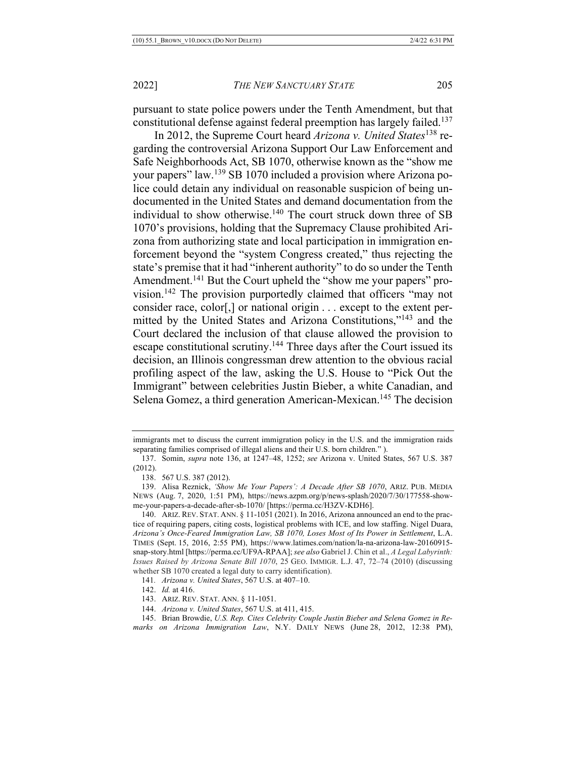pursuant to state police powers under the Tenth Amendment, but that constitutional defense against federal preemption has largely failed.[137]

In 2012, the Supreme Court heard *Arizona v. United States*[138] regarding the controversial Arizona Support Our Law Enforcement and Safe Neighborhoods Act, SB 1070, otherwise known as the "show me your papers" law.[139] SB 1070 included a provision where Arizona police could detain any individual on reasonable suspicion of being undocumented in the United States and demand documentation from the individual to show otherwise.[140] The court struck down three of SB 1070's provisions, holding that the Supremacy Clause prohibited Arizona from authorizing state and local participation in immigration enforcement beyond the "system Congress created," thus rejecting the state's premise that it had "inherent authority" to do so under the Tenth Amendment.[141] But the Court upheld the "show me your papers" provision.[142] The provision purportedly claimed that officers "may not consider race, color[,] or national origin . . . except to the extent permitted by the United States and Arizona Constitutions,"[143] and the Court declared the inclusion of that clause allowed the provision to escape constitutional scrutiny.[144] Three days after the Court issued its decision, an Illinois congressman drew attention to the obvious racial profiling aspect of the law, asking the U.S. House to "Pick Out the Immigrant" between celebrities Justin Bieber, a white Canadian, and Selena Gomez, a third generation American-Mexican.[145] The decision

---

immigrants met to discuss the current immigration policy in the U.S. and the immigration raids separating families comprised of illegal aliens and their U.S. born children." ).

137. Somin, *supra* note 136, at 1247–48, 1252; *see* Arizona v. United States, 567 U.S. 387 (2012).

138. 567 U.S. 387 (2012).

139. Alisa Reznick, *'Show Me Your Papers': A Decade After SB 1070*, ARIZ. PUB. MEDIA NEWS (Aug. 7, 2020, 1:51 PM), https://news.azpm.org/p/news-splash/2020/7/30/177558-show-me-your-papers-a-decade-after-sb-1070/ [https://perma.cc/H3ZV-KDH6].

140. ARIZ. REV. STAT. ANN. § 11-1051 (2021). In 2016, Arizona announced an end to the practice of requiring papers, citing costs, logistical problems with ICE, and low staffing. Nigel Duara, *Arizona's Once-Feared Immigration Law, SB 1070, Loses Most of Its Power in Settlement*, L.A. TIMES (Sept. 15, 2016, 2:55 PM), https://www.latimes.com/nation/la-na-arizona-law-20160915-snap-story.html [https://perma.cc/UF9A-RPAA]; *see also* Gabriel J. Chin et al., *A Legal Labyrinth: Issues Raised by Arizona Senate Bill 1070*, 25 GEO. IMMIGR. L.J. 47, 72–74 (2010) (discussing whether SB 1070 created a legal duty to carry identification).

141. *Arizona v. United States*, 567 U.S. at 407–10.

142. *Id.* at 416.

143. ARIZ. REV. STAT. ANN. § 11-1051.

144. *Arizona v. United States*, 567 U.S. at 411, 415.

145. Brian Browdie, *U.S. Rep. Cites Celebrity Couple Justin Bieber and Selena Gomez in Remarks on Arizona Immigration Law*, N.Y. DAILY NEWS (June 28, 2012, 12:38 PM),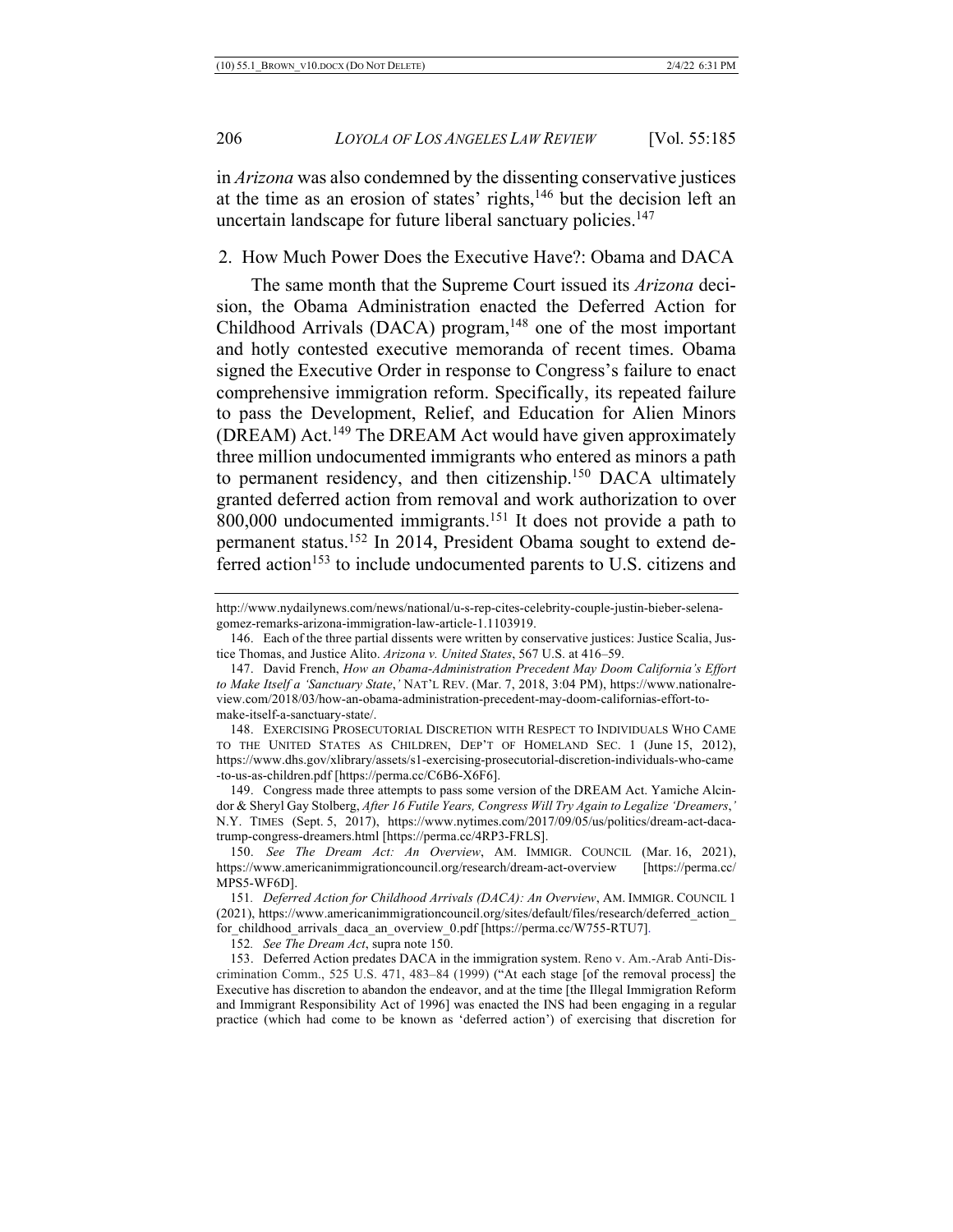in *Arizona* was also condemned by the dissenting conservative justices at the time as an erosion of states' rights,[146] but the decision left an uncertain landscape for future liberal sanctuary policies.[147]

### 2. How Much Power Does the Executive Have?: Obama and DACA

The same month that the Supreme Court issued its *Arizona* decision, the Obama Administration enacted the Deferred Action for Childhood Arrivals (DACA) program,[148] one of the most important and hotly contested executive memoranda of recent times. Obama signed the Executive Order in response to Congress's failure to enact comprehensive immigration reform. Specifically, its repeated failure to pass the Development, Relief, and Education for Alien Minors (DREAM) Act.[149] The DREAM Act would have given approximately three million undocumented immigrants who entered as minors a path to permanent residency, and then citizenship.[150] DACA ultimately granted deferred action from removal and work authorization to over 800,000 undocumented immigrants.[151] It does not provide a path to permanent status.[152] In 2014, President Obama sought to extend deferred action[153] to include undocumented parents to U.S. citizens and

---

http://www.nydailynews.com/news/national/u-s-rep-cites-celebrity-couple-justin-bieber-selena-gomez-remarks-arizona-immigration-law-article-1.1103919.

146. Each of the three partial dissents were written by conservative justices: Justice Scalia, Justice Thomas, and Justice Alito. *Arizona v. United States*, 567 U.S. at 416–59.

147. David French, *How an Obama-Administration Precedent May Doom California's Effort to Make Itself a 'Sanctuary State*,' NAT'L REV. (Mar. 7, 2018, 3:04 PM), https://www.nationalreview.com/2018/03/how-an-obama-administration-precedent-may-doom-californias-effort-to-make-itself-a-sanctuary-state/.

148. EXERCISING PROSECUTORIAL DISCRETION WITH RESPECT TO INDIVIDUALS WHO CAME TO THE UNITED STATES AS CHILDREN, DEP'T OF HOMELAND SEC. 1 (June 15, 2012), https://www.dhs.gov/xlibrary/assets/s1-exercising-prosecutorial-discretion-individuals-who-came-to-us-as-children.pdf [https://perma.cc/C6B6-X6F6].

149. Congress made three attempts to pass some version of the DREAM Act. Yamiche Alcindor & Sheryl Gay Stolberg, *After 16 Futile Years, Congress Will Try Again to Legalize 'Dreamers*,' N.Y. TIMES (Sept. 5, 2017), https://www.nytimes.com/2017/09/05/us/politics/dream-act-daca-trump-congress-dreamers.html [https://perma.cc/4RP3-FRLS].

150. *See The Dream Act: An Overview*, AM. IMMIGR. COUNCIL (Mar. 16, 2021), https://www.americanimmigrationcouncil.org/research/dream-act-overview [https://perma.cc/MPS5-WF6D].

151. *Deferred Action for Childhood Arrivals (DACA): An Overview*, AM. IMMIGR. COUNCIL 1 (2021), https://www.americanimmigrationcouncil.org/sites/default/files/research/deferred_action_for_childhood_arrivals_daca_an_overview_0.pdf [https://perma.cc/W755-RTU7].

152. *See The Dream Act*, supra note 150.

153. Deferred Action predates DACA in the immigration system. Reno v. Am.-Arab Anti-Discrimination Comm., 525 U.S. 471, 483–84 (1999) ("At each stage [of the removal process] the Executive has discretion to abandon the endeavor, and at the time [the Illegal Immigration Reform and Immigrant Responsibility Act of 1996] was enacted the INS had been engaging in a regular practice (which had come to be known as 'deferred action') of exercising that discretion for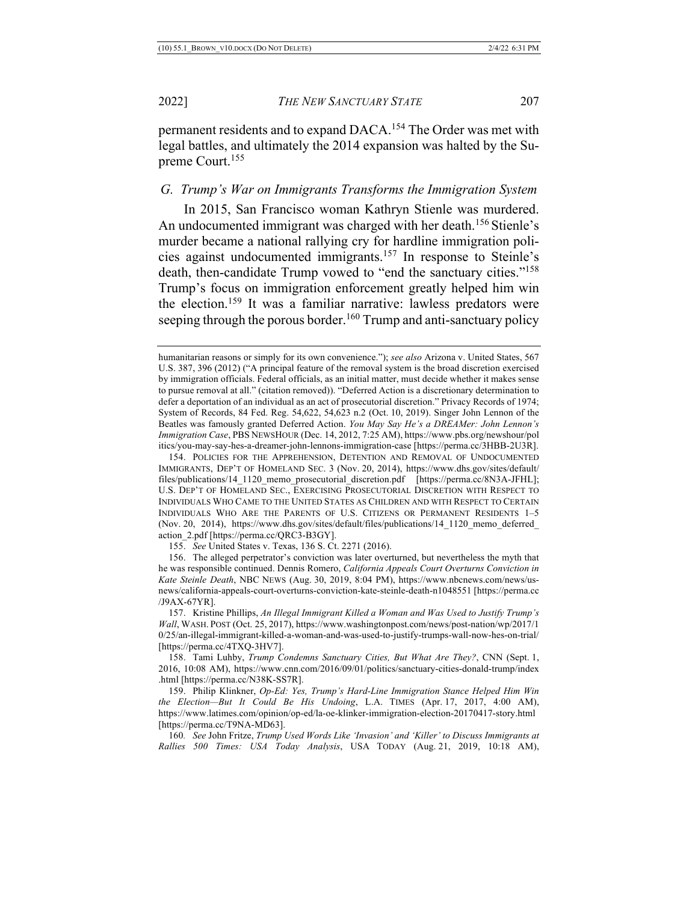permanent residents and to expand DACA.[154] The Order was met with legal battles, and ultimately the 2014 expansion was halted by the Supreme Court.[155]

### *G. Trump's War on Immigrants Transforms the Immigration System*

In 2015, San Francisco woman Kathryn Stienle was murdered. An undocumented immigrant was charged with her death.[156] Stienle's murder became a national rallying cry for hardline immigration policies against undocumented immigrants.[157] In response to Steinle's death, then-candidate Trump vowed to "end the sanctuary cities."[158] Trump's focus on immigration enforcement greatly helped him win the election.[159] It was a familiar narrative: lawless predators were seeping through the porous border.[160] Trump and anti-sanctuary policy

---

humanitarian reasons or simply for its own convenience."); *see also* Arizona v. United States, 567 U.S. 387, 396 (2012) ("A principal feature of the removal system is the broad discretion exercised by immigration officials. Federal officials, as an initial matter, must decide whether it makes sense to pursue removal at all." (citation removed)). "Deferred Action is a discretionary determination to defer a deportation of an individual as an act of prosecutorial discretion." Privacy Records of 1974; System of Records, 84 Fed. Reg. 54,622, 54,623 n.2 (Oct. 10, 2019). Singer John Lennon of the Beatles was famously granted Deferred Action. *You May Say He's a DREAMer: John Lennon's Immigration Case*, PBS NEWSHOUR (Dec. 14, 2012, 7:25 AM), https://www.pbs.org/newshour/politics/you-may-say-hes-a-dreamer-john-lennons-immigration-case [https://perma.cc/3HBB-2U3R].

154. POLICIES FOR THE APPREHENSION, DETENTION AND REMOVAL OF UNDOCUMENTED IMMIGRANTS, DEP'T OF HOMELAND SEC. 3 (Nov. 20, 2014), https://www.dhs.gov/sites/default/files/publications/14_1120_memo_prosecutorial_discretion.pdf [https://perma.cc/8N3A-JFHL]; U.S. DEP'T OF HOMELAND SEC., EXERCISING PROSECUTORIAL DISCRETION WITH RESPECT TO INDIVIDUALS WHO CAME TO THE UNITED STATES AS CHILDREN AND WITH RESPECT TO CERTAIN INDIVIDUALS WHO ARE THE PARENTS OF U.S. CITIZENS OR PERMANENT RESIDENTS 1–5 (Nov. 20, 2014), https://www.dhs.gov/sites/default/files/publications/14_1120_memo_deferred_action_2.pdf [https://perma.cc/QRC3-B3GY].

155. *See* United States v. Texas, 136 S. Ct. 2271 (2016).

156. The alleged perpetrator's conviction was later overturned, but nevertheless the myth that he was responsible continued. Dennis Romero, *California Appeals Court Overturns Conviction in Kate Steinle Death*, NBC NEWS (Aug. 30, 2019, 8:04 PM), https://www.nbcnews.com/news/us-news/california-appeals-court-overturns-conviction-kate-steinle-death-n1048551 [https://perma.cc/J9AX-67YR].

157. Kristine Phillips, *An Illegal Immigrant Killed a Woman and Was Used to Justify Trump's Wall*, WASH. POST (Oct. 25, 2017), https://www.washingtonpost.com/news/post-nation/wp/2017/10/25/an-illegal-immigrant-killed-a-woman-and-was-used-to-justify-trumps-wall-now-hes-on-trial/ [https://perma.cc/4TXQ-3HV7].

158. Tami Luhby, *Trump Condemns Sanctuary Cities, But What Are They?*, CNN (Sept. 1, 2016, 10:08 AM), https://www.cnn.com/2016/09/01/politics/sanctuary-cities-donald-trump/index.html [https://perma.cc/N38K-SS7R].

159. Philip Klinkner, *Op-Ed: Yes, Trump's Hard-Line Immigration Stance Helped Him Win the Election—But It Could Be His Undoing*, L.A. TIMES (Apr. 17, 2017, 4:00 AM), https://www.latimes.com/opinion/op-ed/la-oe-klinker-immigration-election-20170417-story.html [https://perma.cc/T9NA-MD63].

160. *See* John Fritze, *Trump Used Words Like 'Invasion' and 'Killer' to Discuss Immigrants at Rallies 500 Times: USA Today Analysis*, USA TODAY (Aug. 21, 2019, 10:18 AM),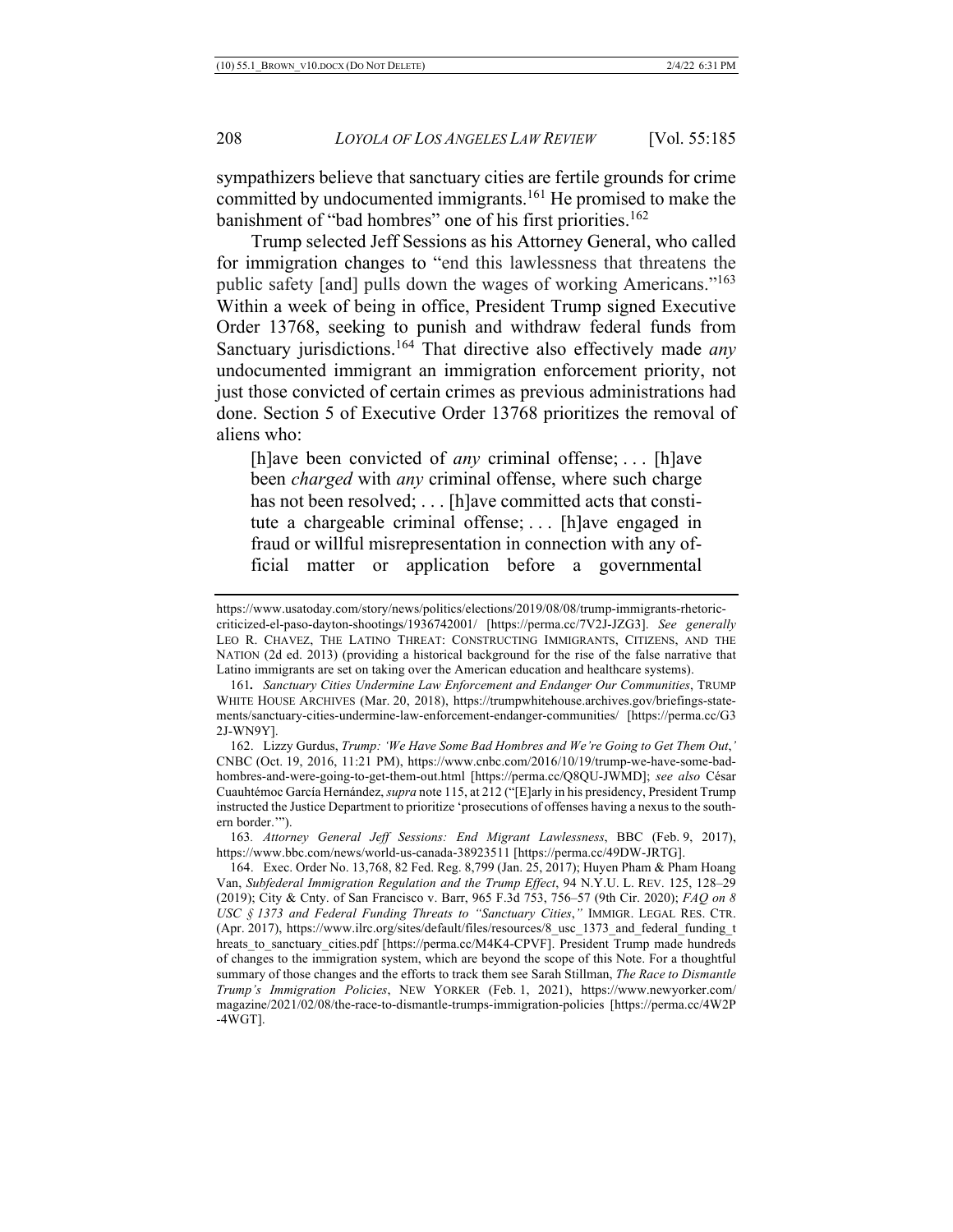sympathizers believe that sanctuary cities are fertile grounds for crime committed by undocumented immigrants.[161] He promised to make the banishment of "bad hombres" one of his first priorities.[162]

Trump selected Jeff Sessions as his Attorney General, who called for immigration changes to "end this lawlessness that threatens the public safety [and] pulls down the wages of working Americans."[163] Within a week of being in office, President Trump signed Executive Order 13768, seeking to punish and withdraw federal funds from Sanctuary jurisdictions.[164] That directive also effectively made *any* undocumented immigrant an immigration enforcement priority, not just those convicted of certain crimes as previous administrations had done. Section 5 of Executive Order 13768 prioritizes the removal of aliens who:

> [h]ave been convicted of *any* criminal offense; . . . [h]ave been *charged* with *any* criminal offense, where such charge has not been resolved; . . . [h]ave committed acts that constitute a chargeable criminal offense; . . . [h]ave engaged in fraud or willful misrepresentation in connection with any official matter or application before a governmental

---

https://www.usatoday.com/story/news/politics/elections/2019/08/08/trump-immigrants-rhetoric-criticized-el-paso-dayton-shootings/1936742001/ [https://perma.cc/7V2J-JZG3]. *See generally* LEO R. CHAVEZ, THE LATINO THREAT: CONSTRUCTING IMMIGRANTS, CITIZENS, AND THE NATION (2d ed. 2013) (providing a historical background for the rise of the false narrative that Latino immigrants are set on taking over the American education and healthcare systems).

161. *Sanctuary Cities Undermine Law Enforcement and Endanger Our Communities*, TRUMP WHITE HOUSE ARCHIVES (Mar. 20, 2018), https://trumpwhitehouse.archives.gov/briefings-statements/sanctuary-cities-undermine-law-enforcement-endanger-communities/ [https://perma.cc/G32J-WN9Y].

162. Lizzy Gurdus, *Trump: 'We Have Some Bad Hombres and We're Going to Get Them Out*,*'* CNBC (Oct. 19, 2016, 11:21 PM), https://www.cnbc.com/2016/10/19/trump-we-have-some-bad-hombres-and-were-going-to-get-them-out.html [https://perma.cc/Q8QU-JWMD]; *see also* César Cuauhtémoc García Hernández, *supra* note 115, at 212 ("[E]arly in his presidency, President Trump instructed the Justice Department to prioritize 'prosecutions of offenses having a nexus to the southern border.'").

163. *Attorney General Jeff Sessions: End Migrant Lawlessness*, BBC (Feb. 9, 2017), https://www.bbc.com/news/world-us-canada-38923511 [https://perma.cc/49DW-JRTG].

164. Exec. Order No. 13,768, 82 Fed. Reg. 8,799 (Jan. 25, 2017); Huyen Pham & Pham Hoang Van, *Subfederal Immigration Regulation and the Trump Effect*, 94 N.Y.U. L. REV. 125, 128–29 (2019); City & Cnty. of San Francisco v. Barr, 965 F.3d 753, 756–57 (9th Cir. 2020); *FAQ on 8 USC § 1373 and Federal Funding Threats to "Sanctuary Cities*,*"* IMMIGR. LEGAL RES. CTR. (Apr. 2017), https://www.ilrc.org/sites/default/files/resources/8_usc_1373_and_federal_funding_threats_to_sanctuary_cities.pdf [https://perma.cc/M4K4-CPVF]. President Trump made hundreds of changes to the immigration system, which are beyond the scope of this Note. For a thoughtful summary of those changes and the efforts to track them see Sarah Stillman, *The Race to Dismantle Trump's Immigration Policies*, NEW YORKER (Feb. 1, 2021), https://www.newyorker.com/magazine/2021/02/08/the-race-to-dismantle-trumps-immigration-policies [https://perma.cc/4W2P-4WGT].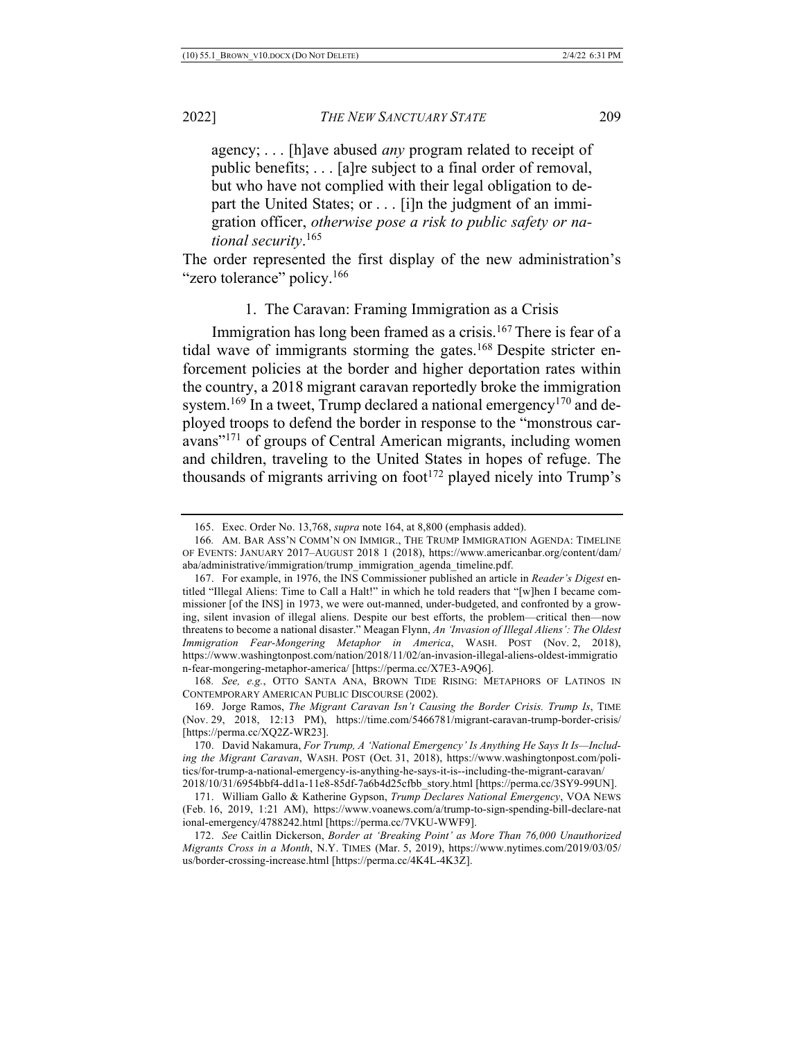> agency; . . . [h]ave abused *any* program related to receipt of public benefits; . . . [a]re subject to a final order of removal, but who have not complied with their legal obligation to depart the United States; or . . . [i]n the judgment of an immigration officer, *otherwise pose a risk to public safety or national security*.[165]

The order represented the first display of the new administration's "zero tolerance" policy.[166]

### 1. The Caravan: Framing Immigration as a Crisis

Immigration has long been framed as a crisis.[167] There is fear of a tidal wave of immigrants storming the gates.[168] Despite stricter enforcement policies at the border and higher deportation rates within the country, a 2018 migrant caravan reportedly broke the immigration system.[169] In a tweet, Trump declared a national emergency[170] and deployed troops to defend the border in response to the "monstrous caravans"[171] of groups of Central American migrants, including women and children, traveling to the United States in hopes of refuge. The thousands of migrants arriving on foot[172] played nicely into Trump's

---

165. Exec. Order No. 13,768, *supra* note 164, at 8,800 (emphasis added).

166. AM. BAR ASS'N COMM'N ON IMMIGR., THE TRUMP IMMIGRATION AGENDA: TIMELINE OF EVENTS: JANUARY 2017–AUGUST 2018 1 (2018), https://www.americanbar.org/content/dam/aba/administrative/immigration/trump_immigration_agenda_timeline.pdf.

167. For example, in 1976, the INS Commissioner published an article in *Reader's Digest* entitled "Illegal Aliens: Time to Call a Halt!" in which he told readers that "[w]hen I became commissioner [of the INS] in 1973, we were out-manned, under-budgeted, and confronted by a growing, silent invasion of illegal aliens. Despite our best efforts, the problem—critical then—now threatens to become a national disaster." Meagan Flynn, *An 'Invasion of Illegal Aliens': The Oldest Immigration Fear-Mongering Metaphor in America*, WASH. POST (Nov. 2, 2018), https://www.washingtonpost.com/nation/2018/11/02/an-invasion-illegal-aliens-oldest-immigration-fear-mongering-metaphor-america/ [https://perma.cc/X7E3-A9Q6].

168. *See, e.g.*, OTTO SANTA ANA, BROWN TIDE RISING: METAPHORS OF LATINOS IN CONTEMPORARY AMERICAN PUBLIC DISCOURSE (2002).

169. Jorge Ramos, *The Migrant Caravan Isn't Causing the Border Crisis. Trump Is*, TIME (Nov. 29, 2018, 12:13 PM), https://time.com/5466781/migrant-caravan-trump-border-crisis/ [https://perma.cc/XQ2Z-WR23].

170. David Nakamura, *For Trump, A 'National Emergency' Is Anything He Says It Is—Including the Migrant Caravan*, WASH. POST (Oct. 31, 2018), https://www.washingtonpost.com/politics/for-trump-a-national-emergency-is-anything-he-says-it-is--including-the-migrant-caravan/2018/10/31/6954bbf4-dd1a-11e8-85df-7a6b4d25cfbb_story.html [https://perma.cc/3SY9-99UN].

171. William Gallo & Katherine Gypson, *Trump Declares National Emergency*, VOA NEWS (Feb. 16, 2019, 1:21 AM), https://www.voanews.com/a/trump-to-sign-spending-bill-declare-national-emergency/4788242.html [https://perma.cc/7VKU-WWF9].

172. *See* Caitlin Dickerson, *Border at 'Breaking Point' as More Than 76,000 Unauthorized Migrants Cross in a Month*, N.Y. TIMES (Mar. 5, 2019), https://www.nytimes.com/2019/03/05/us/border-crossing-increase.html [https://perma.cc/4K4L-4K3Z].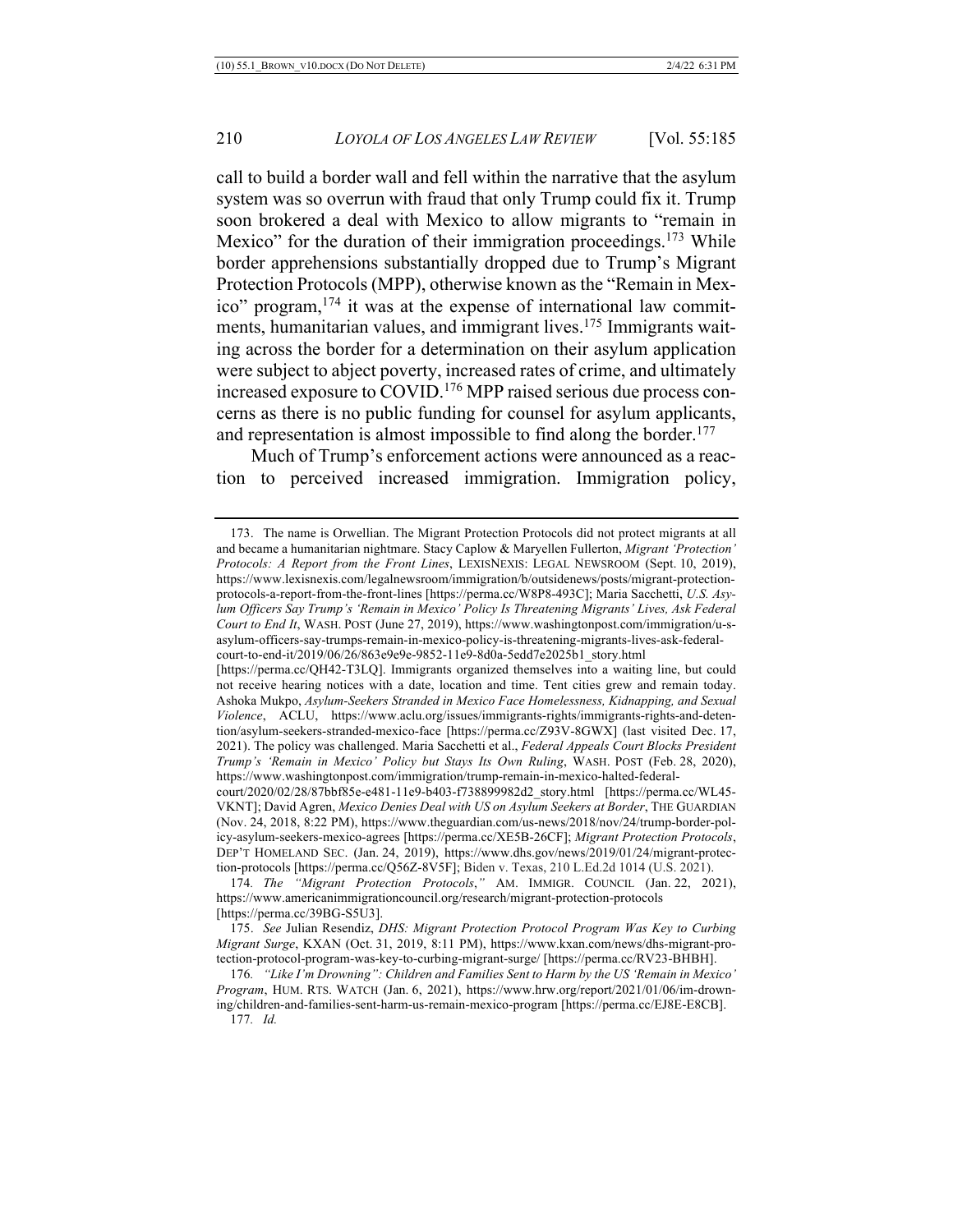call to build a border wall and fell within the narrative that the asylum system was so overrun with fraud that only Trump could fix it. Trump soon brokered a deal with Mexico to allow migrants to "remain in Mexico" for the duration of their immigration proceedings.[173] While border apprehensions substantially dropped due to Trump's Migrant Protection Protocols (MPP), otherwise known as the "Remain in Mexico" program,[174] it was at the expense of international law commitments, humanitarian values, and immigrant lives.[175] Immigrants waiting across the border for a determination on their asylum application were subject to abject poverty, increased rates of crime, and ultimately increased exposure to COVID.[176] MPP raised serious due process concerns as there is no public funding for counsel for asylum applicants, and representation is almost impossible to find along the border.[177]

Much of Trump's enforcement actions were announced as a reaction to perceived increased immigration. Immigration policy,

---

173. The name is Orwellian. The Migrant Protection Protocols did not protect migrants at all and became a humanitarian nightmare. Stacy Caplow & Maryellen Fullerton, *Migrant 'Protection' Protocols: A Report from the Front Lines*, LEXISNEXIS: LEGAL NEWSROOM (Sept. 10, 2019), https://www.lexisnexis.com/legalnewsroom/immigration/b/outsidenews/posts/migrant-protection-protocols-a-report-from-the-front-lines [https://perma.cc/W8P8-493C]; Maria Sacchetti, *U.S. Asylum Officers Say Trump's 'Remain in Mexico' Policy Is Threatening Migrants' Lives, Ask Federal Court to End It*, WASH. POST (June 27, 2019), https://www.washingtonpost.com/immigration/u-s-asylum-officers-say-trumps-remain-in-mexico-policy-is-threatening-migrants-lives-ask-federal-court-to-end-it/2019/06/26/863e9e9e-9852-11e9-8d0a-5edd7e2025b1_story.html [https://perma.cc/QH42-T3LQ]. Immigrants organized themselves into a waiting line, but could not receive hearing notices with a date, location and time. Tent cities grew and remain today. Ashoka Mukpo, *Asylum-Seekers Stranded in Mexico Face Homelessness, Kidnapping, and Sexual Violence*, ACLU, https://www.aclu.org/issues/immigrants-rights/immigrants-rights-and-detention/asylum-seekers-stranded-mexico-face [https://perma.cc/Z93V-8GWX] (last visited Dec. 17, 2021). The policy was challenged. Maria Sacchetti et al., *Federal Appeals Court Blocks President Trump's 'Remain in Mexico' Policy but Stays Its Own Ruling*, WASH. POST (Feb. 28, 2020), https://www.washingtonpost.com/immigration/trump-remain-in-mexico-halted-federal-court/2020/02/28/87bbf85e-e481-11e9-b403-f738899982d2_story.html [https://perma.cc/WL45-VKNT]; David Agren, *Mexico Denies Deal with US on Asylum Seekers at Border*, THE GUARDIAN (Nov. 24, 2018, 8:22 PM), https://www.theguardian.com/us-news/2018/nov/24/trump-border-policy-asylum-seekers-mexico-agrees [https://perma.cc/XE5B-26CF]; *Migrant Protection Protocols*, DEP'T HOMELAND SEC. (Jan. 24, 2019), https://www.dhs.gov/news/2019/01/24/migrant-protection-protocols [https://perma.cc/Q56Z-8V5F]; Biden v. Texas, 210 L.Ed.2d 1014 (U.S. 2021).

174. *The "Migrant Protection Protocols*,*"* AM. IMMIGR. COUNCIL (Jan. 22, 2021), https://www.americanimmigrationcouncil.org/research/migrant-protection-protocols [https://perma.cc/39BG-S5U3].

175. *See* Julian Resendiz, *DHS: Migrant Protection Protocol Program Was Key to Curbing Migrant Surge*, KXAN (Oct. 31, 2019, 8:11 PM), https://www.kxan.com/news/dhs-migrant-protection-protocol-program-was-key-to-curbing-migrant-surge/ [https://perma.cc/RV23-BHBH].

176. *"Like I'm Drowning": Children and Families Sent to Harm by the US 'Remain in Mexico' Program*, HUM. RTS. WATCH (Jan. 6, 2021), https://www.hrw.org/report/2021/01/06/im-drowning/children-and-families-sent-harm-us-remain-mexico-program [https://perma.cc/EJ8E-E8CB].

177. *Id.*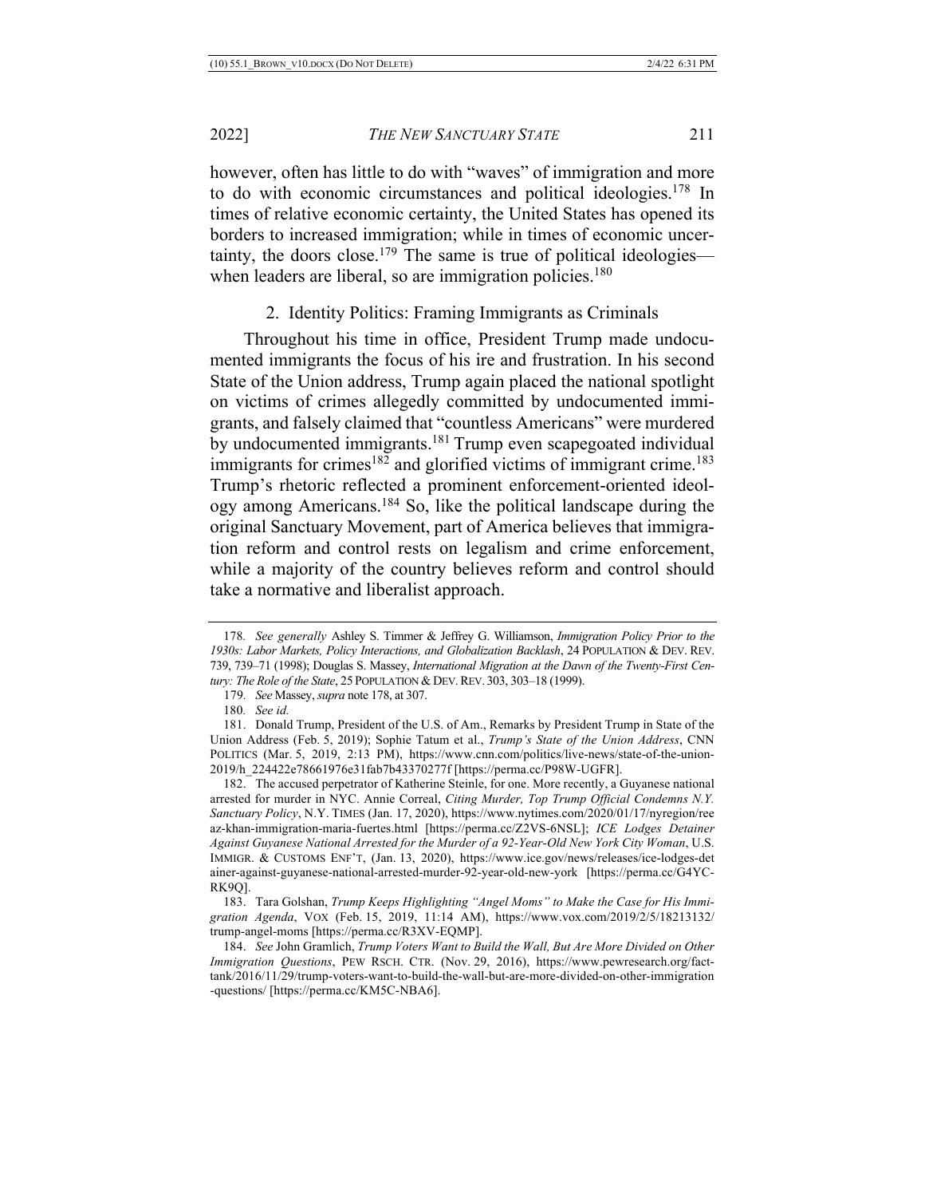however, often has little to do with "waves" of immigration and more to do with economic circumstances and political ideologies.[178] In times of relative economic certainty, the United States has opened its borders to increased immigration; while in times of economic uncertainty, the doors close.[179] The same is true of political ideologies—when leaders are liberal, so are immigration policies.[180]

### 2. Identity Politics: Framing Immigrants as Criminals

Throughout his time in office, President Trump made undocumented immigrants the focus of his ire and frustration. In his second State of the Union address, Trump again placed the national spotlight on victims of crimes allegedly committed by undocumented immigrants, and falsely claimed that "countless Americans" were murdered by undocumented immigrants.[181] Trump even scapegoated individual immigrants for crimes[182] and glorified victims of immigrant crime.[183] Trump's rhetoric reflected a prominent enforcement-oriented ideology among Americans.[184] So, like the political landscape during the original Sanctuary Movement, part of America believes that immigration reform and control rests on legalism and crime enforcement, while a majority of the country believes reform and control should take a normative and liberalist approach.

---

178. *See generally* Ashley S. Timmer & Jeffrey G. Williamson, *Immigration Policy Prior to the 1930s: Labor Markets, Policy Interactions, and Globalization Backlash*, 24 POPULATION & DEV. REV. 739, 739–71 (1998); Douglas S. Massey, *International Migration at the Dawn of the Twenty-First Century: The Role of the State*, 25 POPULATION & DEV. REV. 303, 303–18 (1999).

179. *See* Massey, *supra* note 178, at 307.

180. *See id.*

181. Donald Trump, President of the U.S. of Am., Remarks by President Trump in State of the Union Address (Feb. 5, 2019); Sophie Tatum et al., *Trump's State of the Union Address*, CNN POLITICS (Mar. 5, 2019, 2:13 PM), https://www.cnn.com/politics/live-news/state-of-the-union-2019/h_224422e78661976e31fab7b43370277f [https://perma.cc/P98W-UGFR].

182. The accused perpetrator of Katherine Steinle, for one. More recently, a Guyanese national arrested for murder in NYC. Annie Correal, *Citing Murder, Top Trump Official Condemns N.Y. Sanctuary Policy*, N.Y. TIMES (Jan. 17, 2020), https://www.nytimes.com/2020/01/17/nyregion/reeaz-khan-immigration-maria-fuertes.html [https://perma.cc/Z2VS-6NSL]; *ICE Lodges Detainer Against Guyanese National Arrested for the Murder of a 92-Year-Old New York City Woman*, U.S. IMMIGR. & CUSTOMS ENF'T, (Jan. 13, 2020), https://www.ice.gov/news/releases/ice-lodges-detainer-against-guyanese-national-arrested-murder-92-year-old-new-york [https://perma.cc/G4YC-RK9Q].

183. Tara Golshan, *Trump Keeps Highlighting "Angel Moms" to Make the Case for His Immigration Agenda*, VOX (Feb. 15, 2019, 11:14 AM), https://www.vox.com/2019/2/5/18213132/trump-angel-moms [https://perma.cc/R3XV-EQMP].

184. *See* John Gramlich, *Trump Voters Want to Build the Wall, But Are More Divided on Other Immigration Questions*, PEW RSCH. CTR. (Nov. 29, 2016), https://www.pewresearch.org/fact-tank/2016/11/29/trump-voters-want-to-build-the-wall-but-are-more-divided-on-other-immigration-questions/ [https://perma.cc/KM5C-NBA6].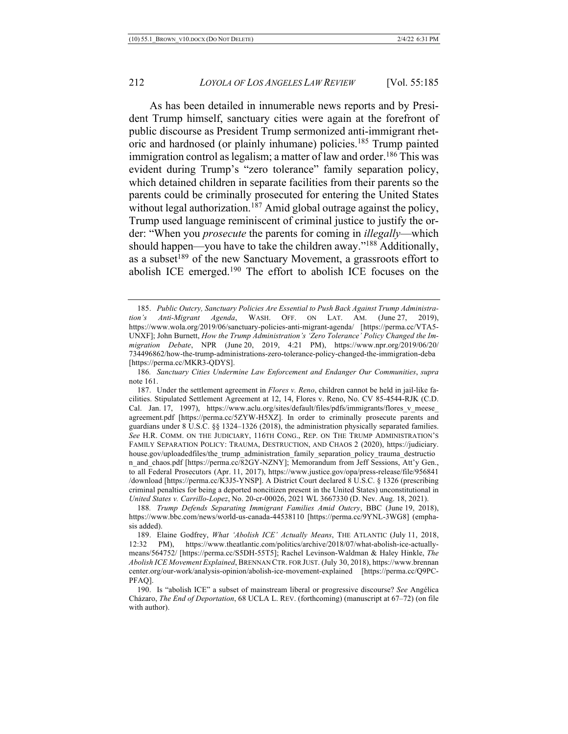As has been detailed in innumerable news reports and by President Trump himself, sanctuary cities were again at the forefront of public discourse as President Trump sermonized anti-immigrant rhetoric and hardnosed (or plainly inhumane) policies.[185] Trump painted immigration control as legalism; a matter of law and order.[186] This was evident during Trump's "zero tolerance" family separation policy, which detained children in separate facilities from their parents so the parents could be criminally prosecuted for entering the United States without legal authorization.[187] Amid global outrage against the policy, Trump used language reminiscent of criminal justice to justify the order: "When you *prosecute* the parents for coming in *illegally*—which should happen—you have to take the children away."[188] Additionally, as a subset[189] of the new Sanctuary Movement, a grassroots effort to abolish ICE emerged.[190] The effort to abolish ICE focuses on the

---

185. *Public Outcry, Sanctuary Policies Are Essential to Push Back Against Trump Administration's Anti-Migrant Agenda*, WASH. OFF. ON LAT. AM. (June 27, 2019), https://www.wola.org/2019/06/sanctuary-policies-anti-migrant-agenda/ [https://perma.cc/VTA5-UNXF]; John Burnett, *How the Trump Administration's 'Zero Tolerance' Policy Changed the Immigration Debate*, NPR (June 20, 2019, 4:21 PM), https://www.npr.org/2019/06/20/734496862/how-the-trump-administrations-zero-tolerance-policy-changed-the-immigration-deba [https://perma.cc/MKR3-QDYS].

186. *Sanctuary Cities Undermine Law Enforcement and Endanger Our Communities*, *supra* note 161.

187. Under the settlement agreement in *Flores v. Reno*, children cannot be held in jail-like facilities. Stipulated Settlement Agreement at 12, 14, Flores v. Reno, No. CV 85-4544-RJK (C.D. Cal. Jan. 17, 1997), https://www.aclu.org/sites/default/files/pdfs/immigrants/flores_v_meese_agreement.pdf [https://perma.cc/5ZYW-H5XZ]. In order to criminally prosecute parents and guardians under 8 U.S.C. §§ 1324–1326 (2018), the administration physically separated families. *See* H.R. COMM. ON THE JUDICIARY, 116TH CONG., REP. ON THE TRUMP ADMINISTRATION'S FAMILY SEPARATION POLICY: TRAUMA, DESTRUCTION, AND CHAOS 2 (2020), https://judiciary.house.gov/uploadedfiles/the_trump_administration_family_separation_policy_trauma_destruction_and_chaos.pdf [https://perma.cc/82GY-NZNY]; Memorandum from Jeff Sessions, Att'y Gen., to all Federal Prosecutors (Apr. 11, 2017), https://www.justice.gov/opa/press-release/file/956841/download [https://perma.cc/K3J5-YNSP]. A District Court declared 8 U.S.C. § 1326 (prescribing criminal penalties for being a deported noncitizen present in the United States) unconstitutional in *United States v. Carrillo-Lopez*, No. 20-cr-00026, 2021 WL 3667330 (D. Nev. Aug. 18, 2021).

188. *Trump Defends Separating Immigrant Families Amid Outcry*, BBC (June 19, 2018), https://www.bbc.com/news/world-us-canada-44538110 [https://perma.cc/9YNL-3WG8] (emphasis added).

189. Elaine Godfrey, *What 'Abolish ICE' Actually Means*, THE ATLANTIC (July 11, 2018, 12:32 PM), https://www.theatlantic.com/politics/archive/2018/07/what-abolish-ice-actually-means/564752/ [https://perma.cc/S5DH-55T5]; Rachel Levinson-Waldman & Haley Hinkle, *The Abolish ICE Movement Explained*, BRENNAN CTR. FOR JUST. (July 30, 2018), https://www.brennancenter.org/our-work/analysis-opinion/abolish-ice-movement-explained [https://perma.cc/Q9PC-PFAQ].

190. Is "abolish ICE" a subset of mainstream liberal or progressive discourse? *See* Angélica Cházaro, *The End of Deportation*, 68 UCLA L. REV. (forthcoming) (manuscript at 67–72) (on file with author).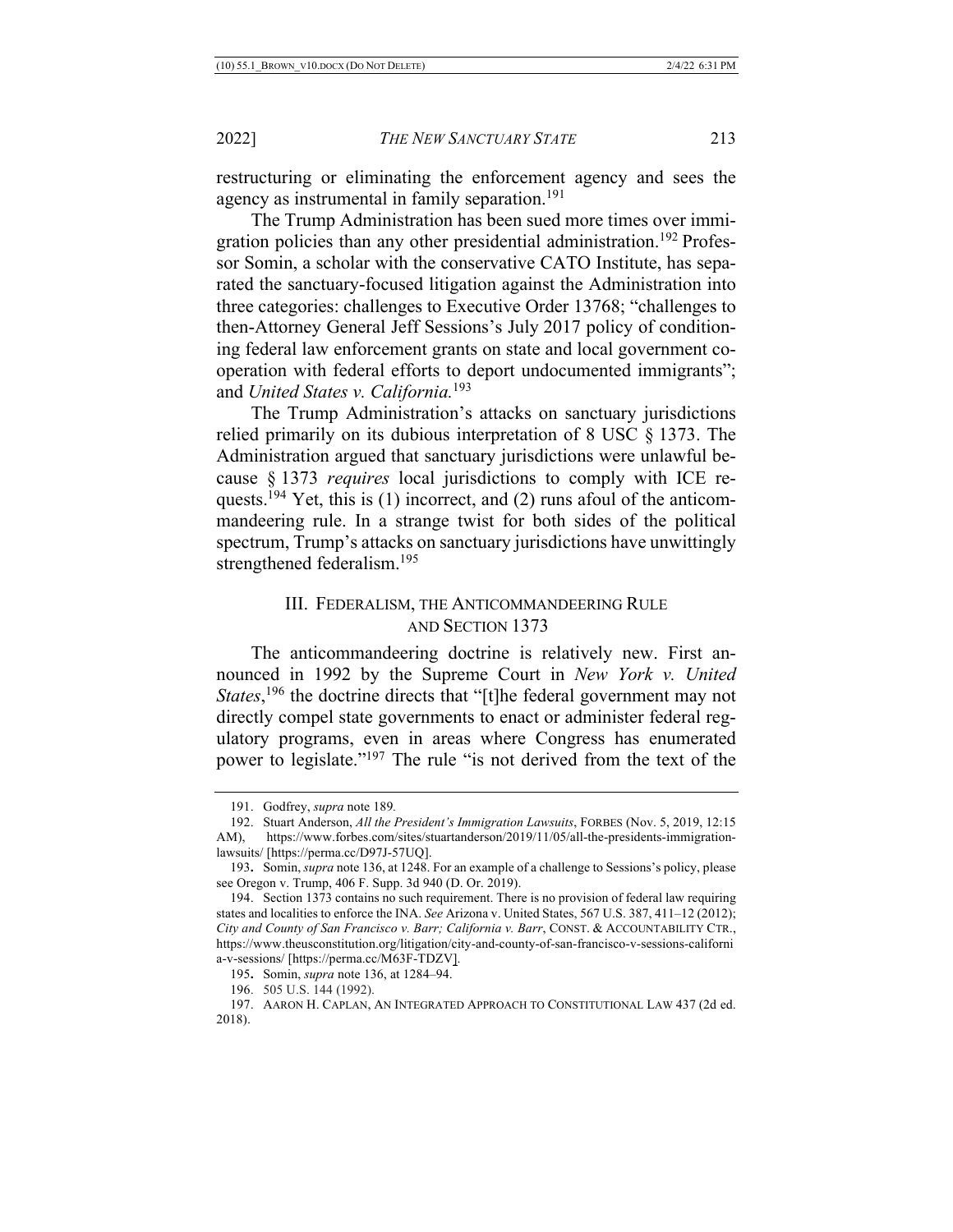restructuring or eliminating the enforcement agency and sees the agency as instrumental in family separation.[191]

The Trump Administration has been sued more times over immigration policies than any other presidential administration.[192] Professor Somin, a scholar with the conservative CATO Institute, has separated the sanctuary-focused litigation against the Administration into three categories: challenges to Executive Order 13768; "challenges to then-Attorney General Jeff Sessions's July 2017 policy of conditioning federal law enforcement grants on state and local government cooperation with federal efforts to deport undocumented immigrants"; and *United States v. California.*[193]

The Trump Administration's attacks on sanctuary jurisdictions relied primarily on its dubious interpretation of 8 USC § 1373. The Administration argued that sanctuary jurisdictions were unlawful because § 1373 *requires* local jurisdictions to comply with ICE requests.[194] Yet, this is (1) incorrect, and (2) runs afoul of the anticommandeering rule. In a strange twist for both sides of the political spectrum, Trump's attacks on sanctuary jurisdictions have unwittingly strengthened federalism.[195]

## III. FEDERALISM, THE ANTICOMMANDEERING RULE AND SECTION 1373

The anticommandeering doctrine is relatively new. First announced in 1992 by the Supreme Court in *New York v. United States*,[196] the doctrine directs that "[t]he federal government may not directly compel state governments to enact or administer federal regulatory programs, even in areas where Congress has enumerated power to legislate."[197] The rule "is not derived from the text of the

---

191. Godfrey, *supra* note 189.

192. Stuart Anderson, *All the President's Immigration Lawsuits*, FORBES (Nov. 5, 2019, 12:15 AM), https://www.forbes.com/sites/stuartanderson/2019/11/05/all-the-presidents-immigration-lawsuits/ [https://perma.cc/D97J-57UQ].

193. Somin, *supra* note 136, at 1248. For an example of a challenge to Sessions's policy, please see Oregon v. Trump, 406 F. Supp. 3d 940 (D. Or. 2019).

194. Section 1373 contains no such requirement. There is no provision of federal law requiring states and localities to enforce the INA. *See* Arizona v. United States, 567 U.S. 387, 411–12 (2012); *City and County of San Francisco v. Barr; California v. Barr*, CONST. & ACCOUNTABILITY CTR., https://www.theusconstitution.org/litigation/city-and-county-of-san-francisco-v-sessions-california-v-sessions/ [https://perma.cc/M63F-TDZV].

195. Somin, *supra* note 136, at 1284–94.

196. 505 U.S. 144 (1992).

197. AARON H. CAPLAN, AN INTEGRATED APPROACH TO CONSTITUTIONAL LAW 437 (2d ed. 2018).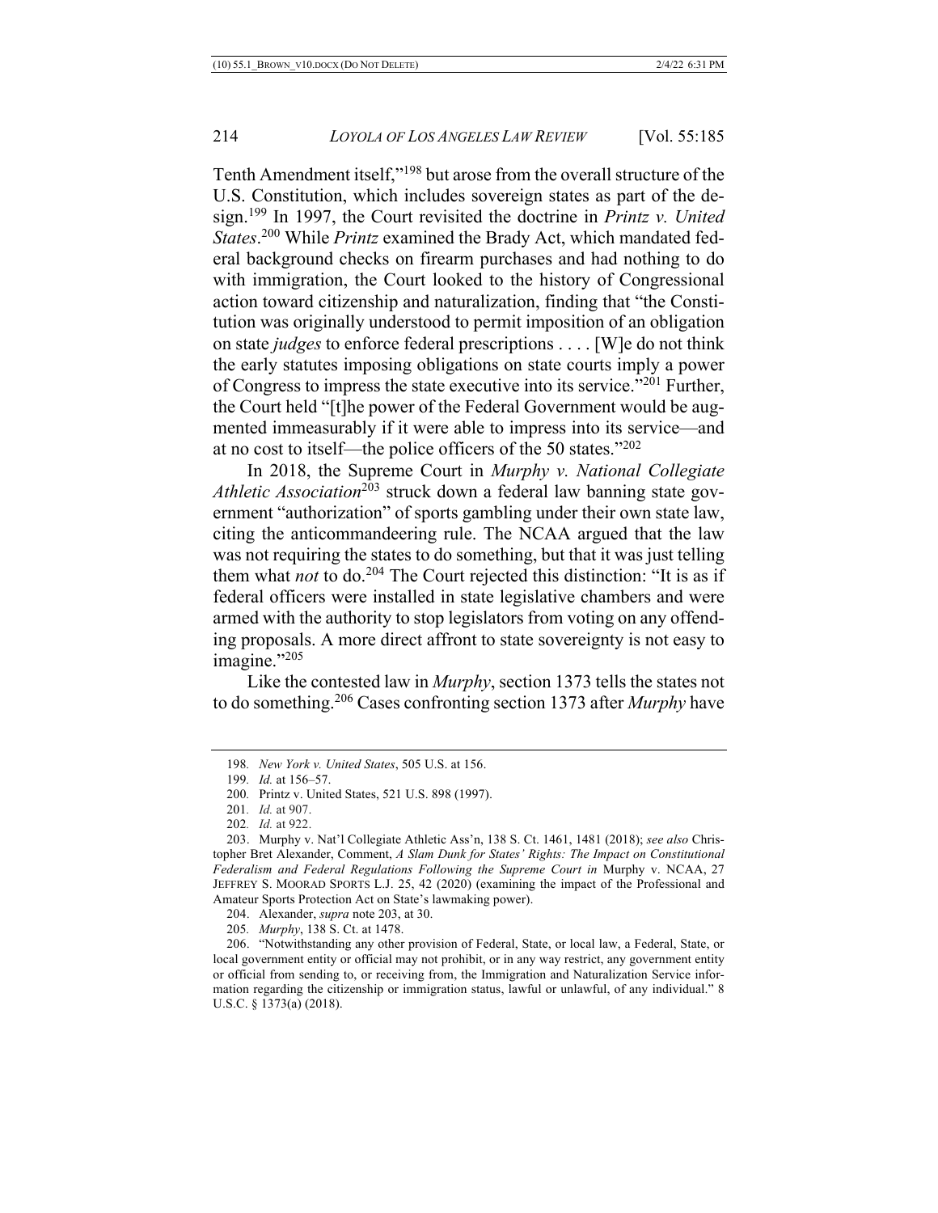Tenth Amendment itself,"[198] but arose from the overall structure of the U.S. Constitution, which includes sovereign states as part of the design.[199] In 1997, the Court revisited the doctrine in *Printz v. United States*.[200] While *Printz* examined the Brady Act, which mandated federal background checks on firearm purchases and had nothing to do with immigration, the Court looked to the history of Congressional action toward citizenship and naturalization, finding that "the Constitution was originally understood to permit imposition of an obligation on state *judges* to enforce federal prescriptions . . . . [W]e do not think the early statutes imposing obligations on state courts imply a power of Congress to impress the state executive into its service."[201] Further, the Court held "[t]he power of the Federal Government would be augmented immeasurably if it were able to impress into its service—and at no cost to itself—the police officers of the 50 states."[202]

In 2018, the Supreme Court in *Murphy v. National Collegiate Athletic Association*[203] struck down a federal law banning state government "authorization" of sports gambling under their own state law, citing the anticommandeering rule. The NCAA argued that the law was not requiring the states to do something, but that it was just telling them what *not* to do.[204] The Court rejected this distinction: "It is as if federal officers were installed in state legislative chambers and were armed with the authority to stop legislators from voting on any offending proposals. A more direct affront to state sovereignty is not easy to imagine."[205]

Like the contested law in *Murphy*, section 1373 tells the states not to do something.[206] Cases confronting section 1373 after *Murphy* have

---

198. *New York v. United States*, 505 U.S. at 156.

199. *Id.* at 156–57.

200. Printz v. United States, 521 U.S. 898 (1997).

201. *Id.* at 907.

202. *Id.* at 922.

203. Murphy v. Nat'l Collegiate Athletic Ass'n, 138 S. Ct. 1461, 1481 (2018); *see also* Christopher Bret Alexander, Comment, *A Slam Dunk for States' Rights: The Impact on Constitutional Federalism and Federal Regulations Following the Supreme Court in* Murphy v. NCAA, 27 JEFFREY S. MOORAD SPORTS L.J. 25, 42 (2020) (examining the impact of the Professional and Amateur Sports Protection Act on State's lawmaking power).

204. Alexander, *supra* note 203, at 30.

205. *Murphy*, 138 S. Ct. at 1478.

206. "Notwithstanding any other provision of Federal, State, or local law, a Federal, State, or local government entity or official may not prohibit, or in any way restrict, any government entity or official from sending to, or receiving from, the Immigration and Naturalization Service information regarding the citizenship or immigration status, lawful or unlawful, of any individual." 8 U.S.C. § 1373(a) (2018).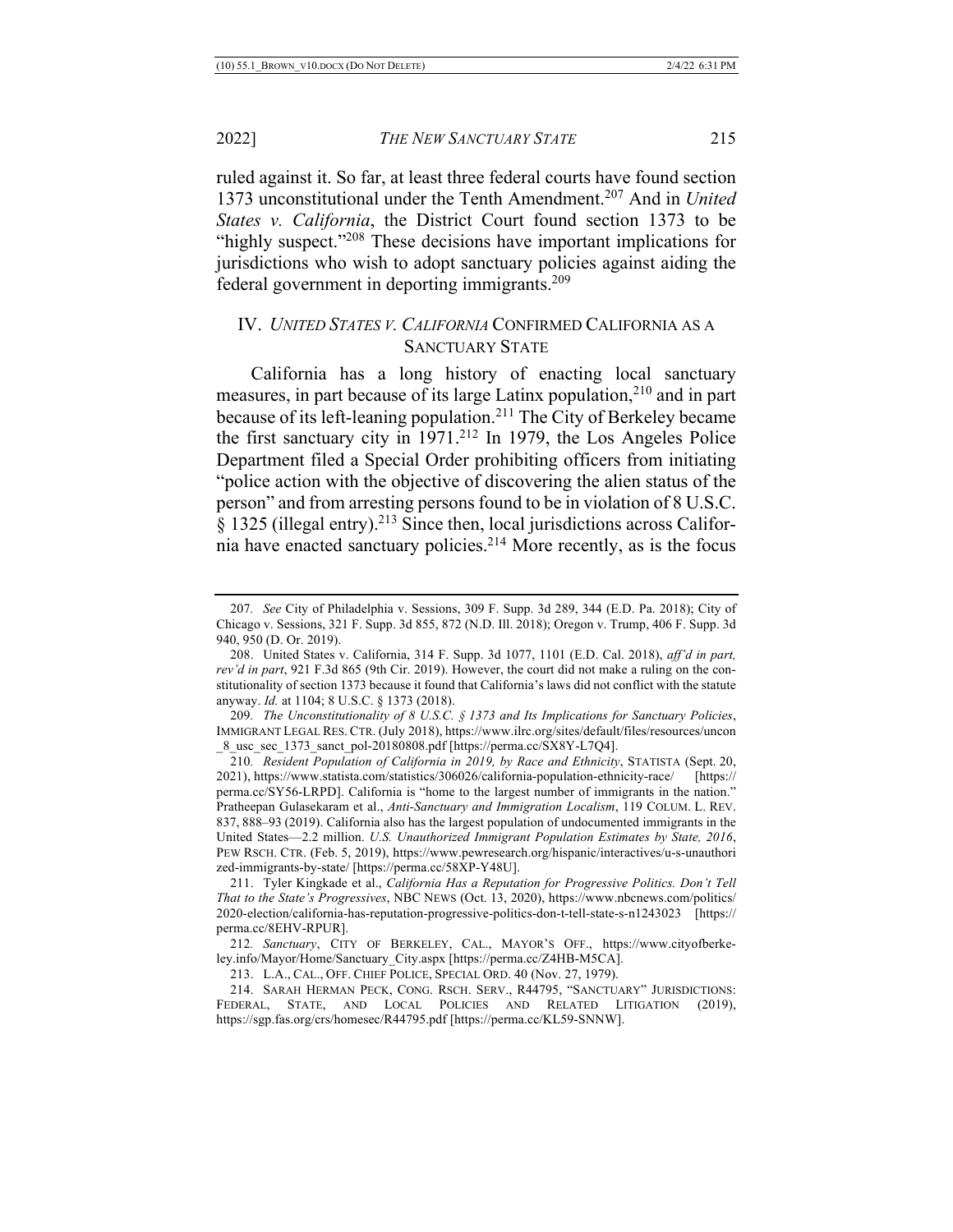ruled against it. So far, at least three federal courts have found section 1373 unconstitutional under the Tenth Amendment.[207] And in *United States v. California*, the District Court found section 1373 to be "highly suspect."[208] These decisions have important implications for jurisdictions who wish to adopt sanctuary policies against aiding the federal government in deporting immigrants.[209]

## IV. *UNITED STATES V. CALIFORNIA* CONFIRMED CALIFORNIA AS A SANCTUARY STATE

California has a long history of enacting local sanctuary measures, in part because of its large Latinx population,[210] and in part because of its left-leaning population.[211] The City of Berkeley became the first sanctuary city in 1971.[212] In 1979, the Los Angeles Police Department filed a Special Order prohibiting officers from initiating "police action with the objective of discovering the alien status of the person" and from arresting persons found to be in violation of 8 U.S.C. § 1325 (illegal entry).[213] Since then, local jurisdictions across California have enacted sanctuary policies.[214] More recently, as is the focus

---

207. *See* City of Philadelphia v. Sessions, 309 F. Supp. 3d 289, 344 (E.D. Pa. 2018); City of Chicago v. Sessions, 321 F. Supp. 3d 855, 872 (N.D. Ill. 2018); Oregon v. Trump, 406 F. Supp. 3d 940, 950 (D. Or. 2019).

208. United States v. California, 314 F. Supp. 3d 1077, 1101 (E.D. Cal. 2018), *aff'd in part, rev'd in part*, 921 F.3d 865 (9th Cir. 2019). However, the court did not make a ruling on the constitutionality of section 1373 because it found that California's laws did not conflict with the statute anyway. *Id.* at 1104; 8 U.S.C. § 1373 (2018).

209. *The Unconstitutionality of 8 U.S.C. § 1373 and Its Implications for Sanctuary Policies*, IMMIGRANT LEGAL RES. CTR. (July 2018), https://www.ilrc.org/sites/default/files/resources/uncon_8_usc_sec_1373_sanct_pol-20180808.pdf [https://perma.cc/SX8Y-L7Q4].

210. *Resident Population of California in 2019, by Race and Ethnicity*, STATISTA (Sept. 20, 2021), https://www.statista.com/statistics/306026/california-population-ethnicity-race/ [https://perma.cc/SY56-LRPD]. California is "home to the largest number of immigrants in the nation." Pratheepan Gulasekaram et al., *Anti-Sanctuary and Immigration Localism*, 119 COLUM. L. REV. 837, 888–93 (2019). California also has the largest population of undocumented immigrants in the United States—2.2 million. *U.S. Unauthorized Immigrant Population Estimates by State, 2016*, PEW RSCH. CTR. (Feb. 5, 2019), https://www.pewresearch.org/hispanic/interactives/u-s-unauthorized-immigrants-by-state/ [https://perma.cc/58XP-Y48U].

211. Tyler Kingkade et al., *California Has a Reputation for Progressive Politics. Don't Tell That to the State's Progressives*, NBC NEWS (Oct. 13, 2020), https://www.nbcnews.com/politics/2020-election/california-has-reputation-progressive-politics-don-t-tell-state-s-n1243023 [https://perma.cc/8EHV-RPUR].

212. *Sanctuary*, CITY OF BERKELEY, CAL., MAYOR'S OFF., https://www.cityofberkeley.info/Mayor/Home/Sanctuary_City.aspx [https://perma.cc/Z4HB-M5CA].

213. L.A., CAL., OFF. CHIEF POLICE, SPECIAL ORD. 40 (Nov. 27, 1979).

214. SARAH HERMAN PECK, CONG. RSCH. SERV., R44795, "SANCTUARY" JURISDICTIONS: FEDERAL, STATE, AND LOCAL POLICIES AND RELATED LITIGATION (2019), https://sgp.fas.org/crs/homesec/R44795.pdf [https://perma.cc/KL59-SNNW].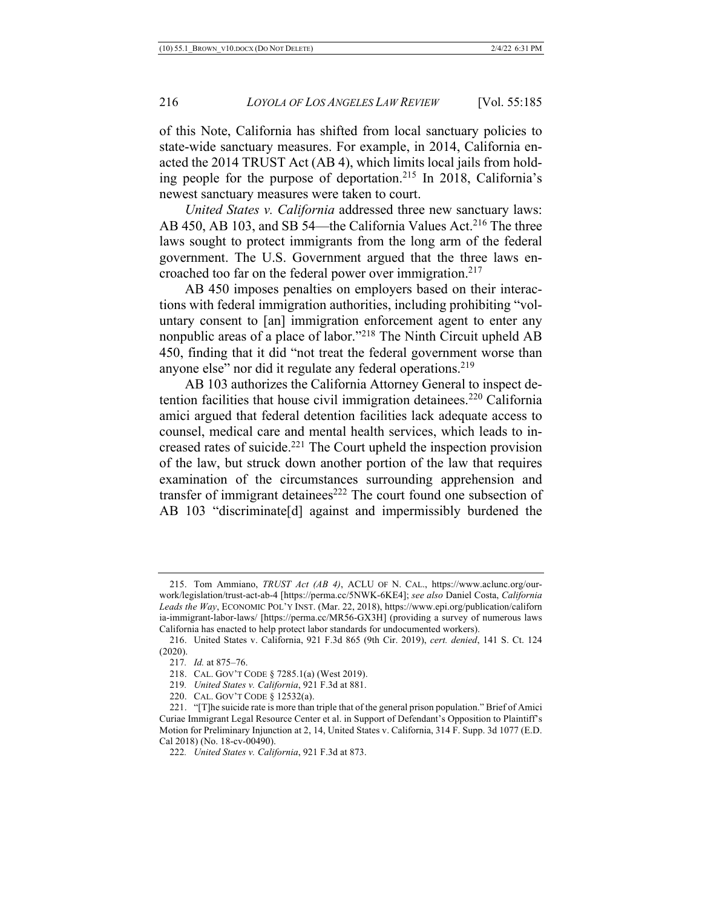of this Note, California has shifted from local sanctuary policies to state-wide sanctuary measures. For example, in 2014, California enacted the 2014 TRUST Act (AB 4), which limits local jails from holding people for the purpose of deportation.[215] In 2018, California's newest sanctuary measures were taken to court.

*United States v. California* addressed three new sanctuary laws: AB 450, AB 103, and SB 54—the California Values Act.[216] The three laws sought to protect immigrants from the long arm of the federal government. The U.S. Government argued that the three laws encroached too far on the federal power over immigration.[217]

AB 450 imposes penalties on employers based on their interactions with federal immigration authorities, including prohibiting "voluntary consent to [an] immigration enforcement agent to enter any nonpublic areas of a place of labor."[218] The Ninth Circuit upheld AB 450, finding that it did "not treat the federal government worse than anyone else" nor did it regulate any federal operations.[219]

AB 103 authorizes the California Attorney General to inspect detention facilities that house civil immigration detainees.[220] California amici argued that federal detention facilities lack adequate access to counsel, medical care and mental health services, which leads to increased rates of suicide.[221] The Court upheld the inspection provision of the law, but struck down another portion of the law that requires examination of the circumstances surrounding apprehension and transfer of immigrant detainees[222] The court found one subsection of AB 103 "discriminate[d] against and impermissibly burdened the

---

215. Tom Ammiano, *TRUST Act (AB 4)*, ACLU OF N. CAL., https://www.aclunc.org/our-work/legislation/trust-act-ab-4 [https://perma.cc/5NWK-6KE4]; *see also* Daniel Costa, *California Leads the Way*, ECONOMIC POL'Y INST. (Mar. 22, 2018), https://www.epi.org/publication/california-immigrant-labor-laws/ [https://perma.cc/MR56-GX3H] (providing a survey of numerous laws California has enacted to help protect labor standards for undocumented workers).

216. United States v. California, 921 F.3d 865 (9th Cir. 2019), *cert. denied*, 141 S. Ct. 124 (2020).

217. *Id.* at 875–76.

218. CAL. GOV'T CODE § 7285.1(a) (West 2019).

219. *United States v. California*, 921 F.3d at 881.

220. CAL. GOV'T CODE § 12532(a).

221. "[T]he suicide rate is more than triple that of the general prison population." Brief of Amici Curiae Immigrant Legal Resource Center et al. in Support of Defendant's Opposition to Plaintiff's Motion for Preliminary Injunction at 2, 14, United States v. California, 314 F. Supp. 3d 1077 (E.D. Cal 2018) (No. 18-cv-00490).

222. *United States v. California*, 921 F.3d at 873.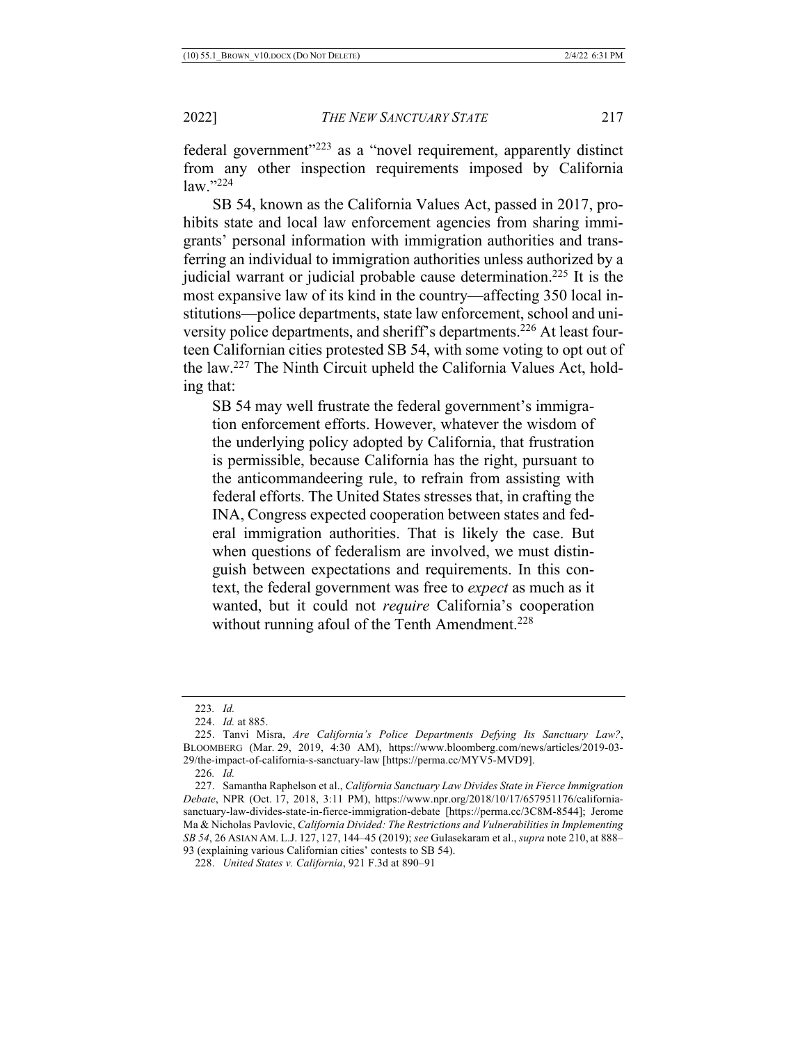federal government"[223] as a "novel requirement, apparently distinct from any other inspection requirements imposed by California law."[224]

SB 54, known as the California Values Act, passed in 2017, prohibits state and local law enforcement agencies from sharing immigrants' personal information with immigration authorities and transferring an individual to immigration authorities unless authorized by a judicial warrant or judicial probable cause determination.[225] It is the most expansive law of its kind in the country—affecting 350 local institutions—police departments, state law enforcement, school and university police departments, and sheriff's departments.[226] At least fourteen Californian cities protested SB 54, with some voting to opt out of the law.[227] The Ninth Circuit upheld the California Values Act, holding that:

> SB 54 may well frustrate the federal government's immigration enforcement efforts. However, whatever the wisdom of the underlying policy adopted by California, that frustration is permissible, because California has the right, pursuant to the anticommandeering rule, to refrain from assisting with federal efforts. The United States stresses that, in crafting the INA, Congress expected cooperation between states and federal immigration authorities. That is likely the case. But when questions of federalism are involved, we must distinguish between expectations and requirements. In this context, the federal government was free to *expect* as much as it wanted, but it could not *require* California's cooperation without running afoul of the Tenth Amendment.[228]

---

223. *Id.*

224. *Id.* at 885.

225. Tanvi Misra, *Are California's Police Departments Defying Its Sanctuary Law?*, BLOOMBERG (Mar. 29, 2019, 4:30 AM), https://www.bloomberg.com/news/articles/2019-03-29/the-impact-of-california-s-sanctuary-law [https://perma.cc/MYV5-MVD9].

226. *Id.*

227. Samantha Raphelson et al., *California Sanctuary Law Divides State in Fierce Immigration Debate*, NPR (Oct. 17, 2018, 3:11 PM), https://www.npr.org/2018/10/17/657951176/california-sanctuary-law-divides-state-in-fierce-immigration-debate [https://perma.cc/3C8M-8544]; Jerome Ma & Nicholas Pavlovic, *California Divided: The Restrictions and Vulnerabilities in Implementing SB 54*, 26 ASIAN AM. L.J. 127, 127, 144–45 (2019); *see* Gulasekaram et al., *supra* note 210, at 888–93 (explaining various Californian cities' contests to SB 54).

228. *United States v. California*, 921 F.3d at 890–91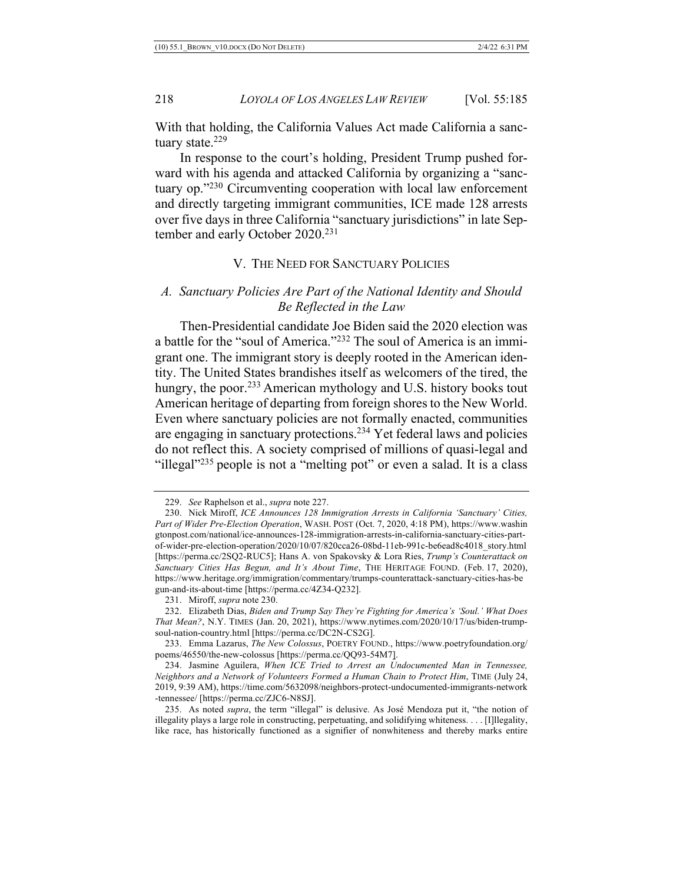With that holding, the California Values Act made California a sanctuary state.[229]

In response to the court's holding, President Trump pushed forward with his agenda and attacked California by organizing a "sanctuary op."[230] Circumventing cooperation with local law enforcement and directly targeting immigrant communities, ICE made 128 arrests over five days in three California "sanctuary jurisdictions" in late September and early October 2020.[231]

## V. THE NEED FOR SANCTUARY POLICIES

### *A. Sanctuary Policies Are Part of the National Identity and Should Be Reflected in the Law*

Then-Presidential candidate Joe Biden said the 2020 election was a battle for the "soul of America."[232] The soul of America is an immigrant one. The immigrant story is deeply rooted in the American identity. The United States brandishes itself as welcomers of the tired, the hungry, the poor.[233] American mythology and U.S. history books tout American heritage of departing from foreign shores to the New World. Even where sanctuary policies are not formally enacted, communities are engaging in sanctuary protections.[234] Yet federal laws and policies do not reflect this. A society comprised of millions of quasi-legal and "illegal"[235] people is not a "melting pot" or even a salad. It is a class

---

229. *See* Raphelson et al., *supra* note 227.

230. Nick Miroff, *ICE Announces 128 Immigration Arrests in California 'Sanctuary' Cities, Part of Wider Pre-Election Operation*, WASH. POST (Oct. 7, 2020, 4:18 PM), https://www.washingtonpost.com/national/ice-announces-128-immigration-arrests-in-california-sanctuary-cities-part-of-wider-pre-election-operation/2020/10/07/820cca26-08bd-11eb-991c-be6ead8c4018_story.html [https://perma.cc/2SQ2-RUC5]; Hans A. von Spakovsky & Lora Ries, *Trump's Counterattack on Sanctuary Cities Has Begun, and It's About Time*, THE HERITAGE FOUND. (Feb. 17, 2020), https://www.heritage.org/immigration/commentary/trumps-counterattack-sanctuary-cities-has-begun-and-its-about-time [https://perma.cc/4Z34-Q232].

231. Miroff, *supra* note 230.

232. Elizabeth Dias, *Biden and Trump Say They're Fighting for America's 'Soul.' What Does That Mean?*, N.Y. TIMES (Jan. 20, 2021), https://www.nytimes.com/2020/10/17/us/biden-trump-soul-nation-country.html [https://perma.cc/DC2N-CS2G].

233. Emma Lazarus, *The New Colossus*, POETRY FOUND., https://www.poetryfoundation.org/poems/46550/the-new-colossus [https://perma.cc/QQ93-54M7].

234. Jasmine Aguilera, *When ICE Tried to Arrest an Undocumented Man in Tennessee, Neighbors and a Network of Volunteers Formed a Human Chain to Protect Him*, TIME (July 24, 2019, 9:39 AM), https://time.com/5632098/neighbors-protect-undocumented-immigrants-network-tennessee/ [https://perma.cc/ZJC6-N8SJ].

235. As noted *supra*, the term "illegal" is delusive. As José Mendoza put it, "the notion of illegality plays a large role in constructing, perpetuating, and solidifying whiteness. . . . [I]llegality, like race, has historically functioned as a signifier of nonwhiteness and thereby marks entire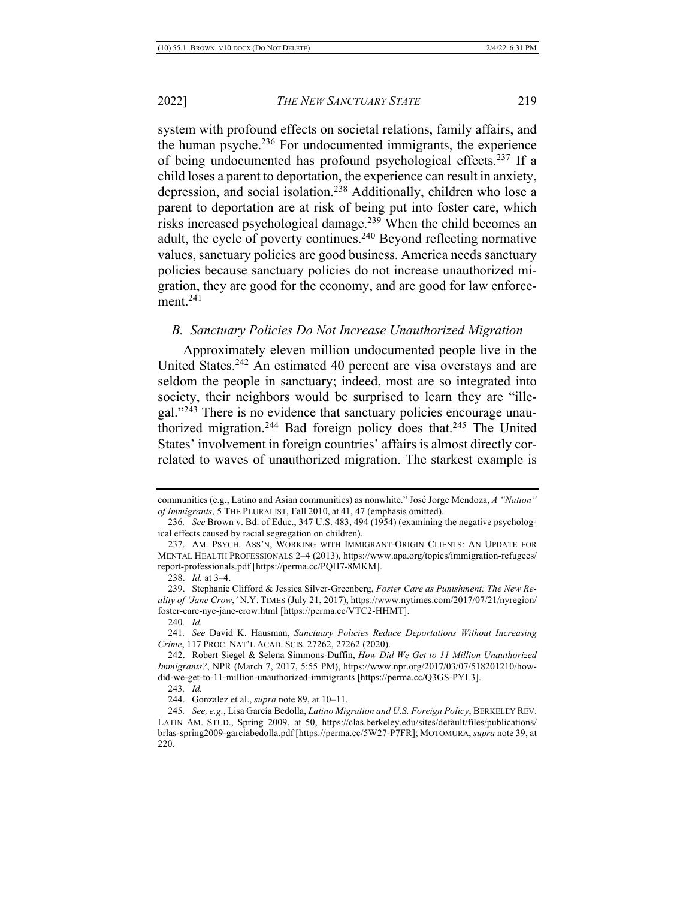system with profound effects on societal relations, family affairs, and the human psyche.[236] For undocumented immigrants, the experience of being undocumented has profound psychological effects.[237] If a child loses a parent to deportation, the experience can result in anxiety, depression, and social isolation.[238] Additionally, children who lose a parent to deportation are at risk of being put into foster care, which risks increased psychological damage.[239] When the child becomes an adult, the cycle of poverty continues.[240] Beyond reflecting normative values, sanctuary policies are good business. America needs sanctuary policies because sanctuary policies do not increase unauthorized migration, they are good for the economy, and are good for law enforcement.[241]

### *B. Sanctuary Policies Do Not Increase Unauthorized Migration*

Approximately eleven million undocumented people live in the United States.[242] An estimated 40 percent are visa overstays and are seldom the people in sanctuary; indeed, most are so integrated into society, their neighbors would be surprised to learn they are "illegal."[243] There is no evidence that sanctuary policies encourage unauthorized migration.[244] Bad foreign policy does that.[245] The United States' involvement in foreign countries' affairs is almost directly correlated to waves of unauthorized migration. The starkest example is

---

communities (e.g., Latino and Asian communities) as nonwhite." José Jorge Mendoza, *A "Nation" of Immigrants*, 5 THE PLURALIST, Fall 2010, at 41, 47 (emphasis omitted).

236. *See* Brown v. Bd. of Educ., 347 U.S. 483, 494 (1954) (examining the negative psychological effects caused by racial segregation on children).

237. AM. PSYCH. ASS'N, WORKING WITH IMMIGRANT-ORIGIN CLIENTS: AN UPDATE FOR MENTAL HEALTH PROFESSIONALS 2–4 (2013), https://www.apa.org/topics/immigration-refugees/report-professionals.pdf [https://perma.cc/PQH7-8MKM].

238. *Id.* at 3–4.

239. Stephanie Clifford & Jessica Silver-Greenberg, *Foster Care as Punishment: The New Reality of 'Jane Crow*,*'* N.Y. TIMES (July 21, 2017), https://www.nytimes.com/2017/07/21/nyregion/foster-care-nyc-jane-crow.html [https://perma.cc/VTC2-HHMT].

240. *Id.*

241. *See* David K. Hausman, *Sanctuary Policies Reduce Deportations Without Increasing Crime*, 117 PROC. NAT'L ACAD. SCIS. 27262, 27262 (2020).

242. Robert Siegel & Selena Simmons-Duffin, *How Did We Get to 11 Million Unauthorized Immigrants?*, NPR (March 7, 2017, 5:55 PM), https://www.npr.org/2017/03/07/518201210/how-did-we-get-to-11-million-unauthorized-immigrants [https://perma.cc/Q3GS-PYL3].

243. *Id.*

244. Gonzalez et al., *supra* note 89, at 10–11.

245. *See, e.g.*, Lisa García Bedolla, *Latino Migration and U.S. Foreign Policy*, BERKELEY REV. LATIN AM. STUD., Spring 2009, at 50, https://clas.berkeley.edu/sites/default/files/publications/brlas-spring2009-garciabedolla.pdf [https://perma.cc/5W27-P7FR]; MOTOMURA, *supra* note 39, at 220.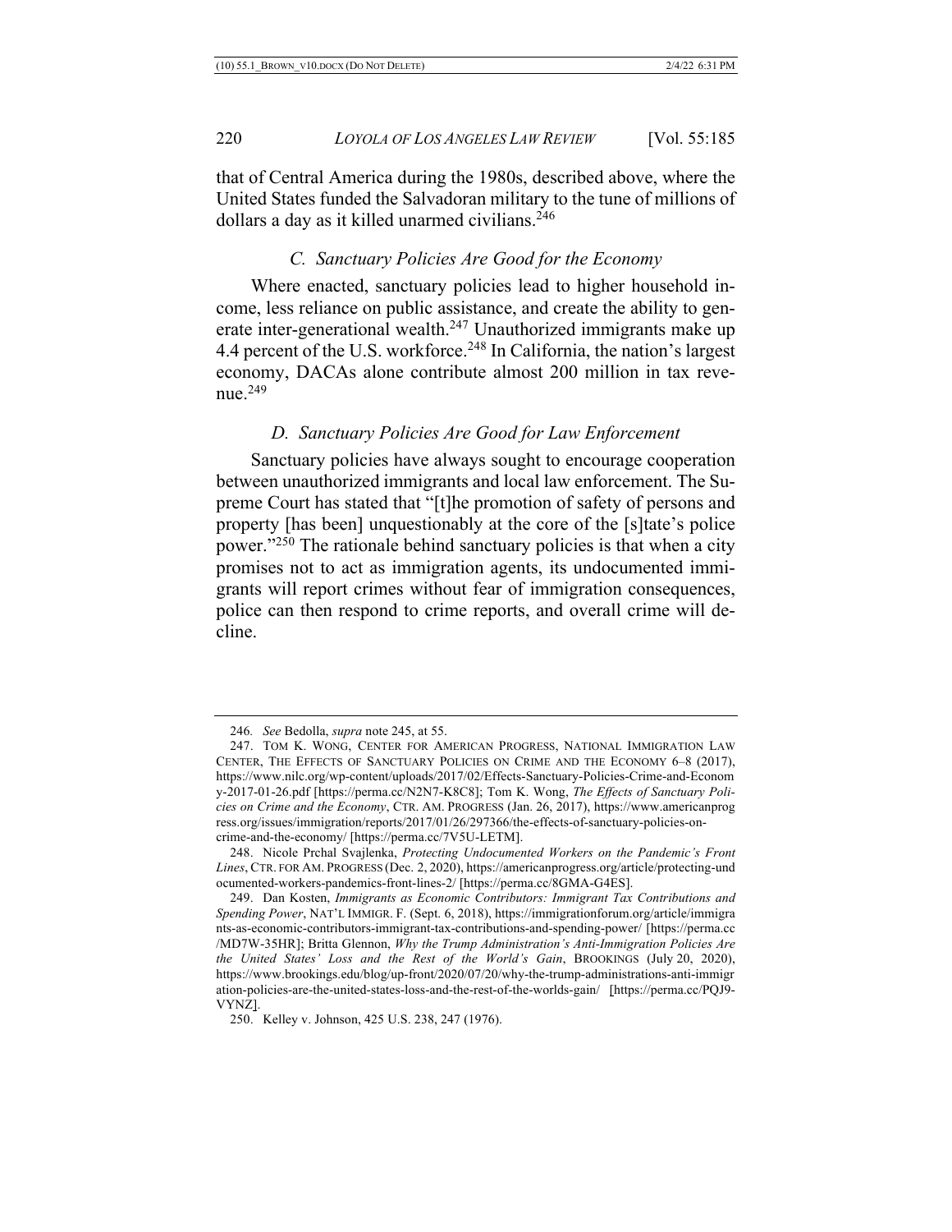that of Central America during the 1980s, described above, where the United States funded the Salvadoran military to the tune of millions of dollars a day as it killed unarmed civilians.[246]

### *C. Sanctuary Policies Are Good for the Economy*

Where enacted, sanctuary policies lead to higher household income, less reliance on public assistance, and create the ability to generate inter-generational wealth.[247] Unauthorized immigrants make up 4.4 percent of the U.S. workforce.[248] In California, the nation's largest economy, DACAs alone contribute almost 200 million in tax revenue.[249]

### *D. Sanctuary Policies Are Good for Law Enforcement*

Sanctuary policies have always sought to encourage cooperation between unauthorized immigrants and local law enforcement. The Supreme Court has stated that "[t]he promotion of safety of persons and property [has been] unquestionably at the core of the [s]tate's police power."[250] The rationale behind sanctuary policies is that when a city promises not to act as immigration agents, its undocumented immigrants will report crimes without fear of immigration consequences, police can then respond to crime reports, and overall crime will decline.

---

246. *See* Bedolla, *supra* note 245, at 55.

247. TOM K. WONG, CENTER FOR AMERICAN PROGRESS, NATIONAL IMMIGRATION LAW CENTER, THE EFFECTS OF SANCTUARY POLICIES ON CRIME AND THE ECONOMY 6–8 (2017), https://www.nilc.org/wp-content/uploads/2017/02/Effects-Sanctuary-Policies-Crime-and-Economy-2017-01-26.pdf [https://perma.cc/N2N7-K8C8]; Tom K. Wong, *The Effects of Sanctuary Policies on Crime and the Economy*, CTR. AM. PROGRESS (Jan. 26, 2017), https://www.americanprogress.org/issues/immigration/reports/2017/01/26/297366/the-effects-of-sanctuary-policies-on-crime-and-the-economy/ [https://perma.cc/7V5U-LETM].

248. Nicole Prchal Svajlenka, *Protecting Undocumented Workers on the Pandemic's Front Lines*, CTR. FOR AM. PROGRESS (Dec. 2, 2020), https://americanprogress.org/article/protecting-undocumented-workers-pandemics-front-lines-2/ [https://perma.cc/8GMA-G4ES].

249. Dan Kosten, *Immigrants as Economic Contributors: Immigrant Tax Contributions and Spending Power*, NAT'L IMMIGR. F. (Sept. 6, 2018), https://immigrationforum.org/article/immigrants-as-economic-contributors-immigrant-tax-contributions-and-spending-power/ [https://perma.cc/MD7W-35HR]; Britta Glennon, *Why the Trump Administration's Anti-Immigration Policies Are the United States' Loss and the Rest of the World's Gain*, BROOKINGS (July 20, 2020), https://www.brookings.edu/blog/up-front/2020/07/20/why-the-trump-administrations-anti-immigration-policies-are-the-united-states-loss-and-the-rest-of-the-worlds-gain/ [https://perma.cc/PQJ9-VYNZ].

250. Kelley v. Johnson, 425 U.S. 238, 247 (1976).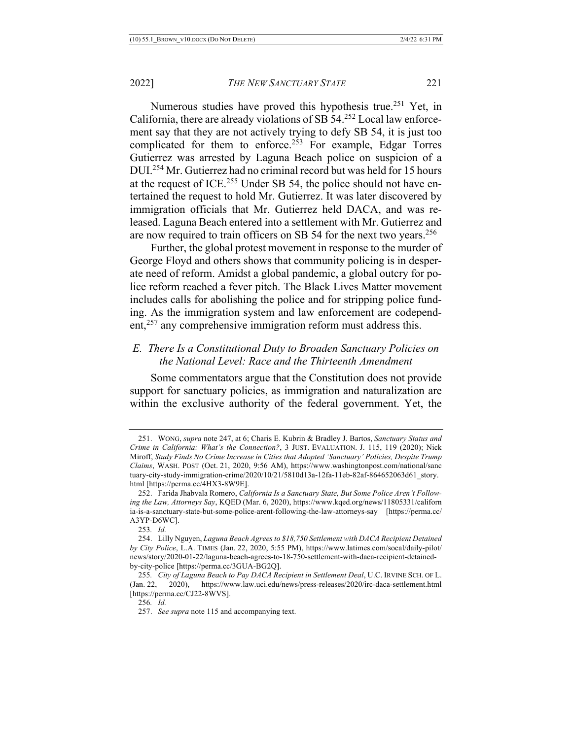Numerous studies have proved this hypothesis true.[251] Yet, in California, there are already violations of SB 54.[252] Local law enforcement say that they are not actively trying to defy SB 54, it is just too complicated for them to enforce.[253] For example, Edgar Torres Gutierrez was arrested by Laguna Beach police on suspicion of a DUI.[254] Mr. Gutierrez had no criminal record but was held for 15 hours at the request of ICE.[255] Under SB 54, the police should not have entertained the request to hold Mr. Gutierrez. It was later discovered by immigration officials that Mr. Gutierrez held DACA, and was released. Laguna Beach entered into a settlement with Mr. Gutierrez and are now required to train officers on SB 54 for the next two years.[256]

Further, the global protest movement in response to the murder of George Floyd and others shows that community policing is in desperate need of reform. Amidst a global pandemic, a global outcry for police reform reached a fever pitch. The Black Lives Matter movement includes calls for abolishing the police and for stripping police funding. As the immigration system and law enforcement are codependent,[257] any comprehensive immigration reform must address this.

### *E. There Is a Constitutional Duty to Broaden Sanctuary Policies on the National Level: Race and the Thirteenth Amendment*

Some commentators argue that the Constitution does not provide support for sanctuary policies, as immigration and naturalization are within the exclusive authority of the federal government. Yet, the

---

251. WONG, *supra* note 247, at 6; Charis E. Kubrin & Bradley J. Bartos, *Sanctuary Status and Crime in California: What's the Connection?*, 3 JUST. EVALUATION. J. 115, 119 (2020); Nick Miroff, *Study Finds No Crime Increase in Cities that Adopted 'Sanctuary' Policies, Despite Trump Claims*, WASH. POST (Oct. 21, 2020, 9:56 AM), https://www.washingtonpost.com/national/sanctuary-city-study-immigration-crime/2020/10/21/5810d13a-12fa-11eb-82af-864652063d61_story.html [https://perma.cc/4HX3-8W9E].

252. Farida Jhabvala Romero, *California Is a Sanctuary State, But Some Police Aren't Following the Law, Attorneys Say*, KQED (Mar. 6, 2020), https://www.kqed.org/news/11805331/california-is-a-sanctuary-state-but-some-police-arent-following-the-law-attorneys-say [https://perma.cc/A3YP-D6WC].

253. *Id.*

254. Lilly Nguyen, *Laguna Beach Agrees to $18,750 Settlement with DACA Recipient Detained by City Police*, L.A. TIMES (Jan. 22, 2020, 5:55 PM), https://www.latimes.com/socal/daily-pilot/news/story/2020-01-22/laguna-beach-agrees-to-18-750-settlement-with-daca-recipient-detained-by-city-police [https://perma.cc/3GUA-BG2Q].

255. *City of Laguna Beach to Pay DACA Recipient in Settlement Deal*, U.C. IRVINE SCH. OF L. (Jan. 22, 2020), https://www.law.uci.edu/news/press-releases/2020/irc-daca-settlement.html [https://perma.cc/CJ22-8WVS].

256. *Id.*

257. *See supra* note 115 and accompanying text.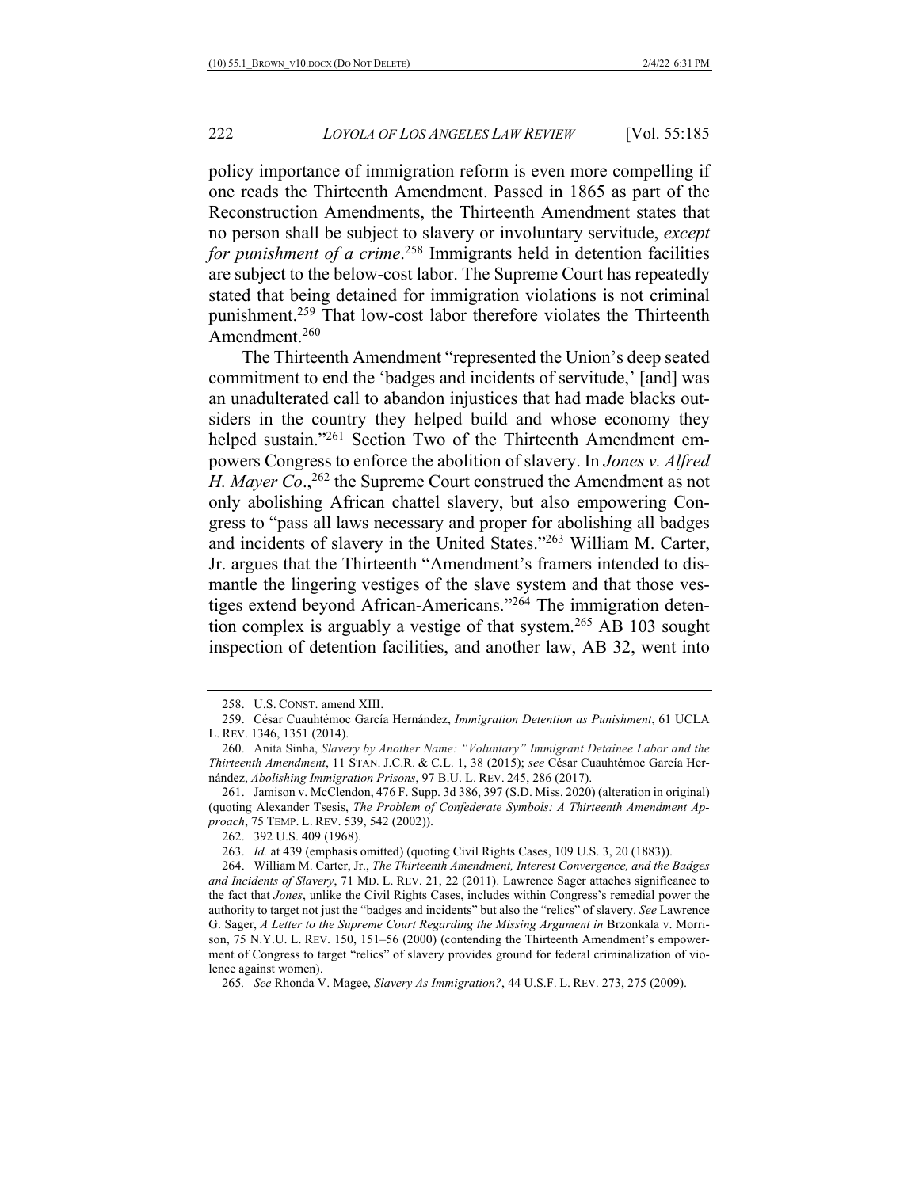policy importance of immigration reform is even more compelling if one reads the Thirteenth Amendment. Passed in 1865 as part of the Reconstruction Amendments, the Thirteenth Amendment states that no person shall be subject to slavery or involuntary servitude, *except for punishment of a crime*.[258] Immigrants held in detention facilities are subject to the below-cost labor. The Supreme Court has repeatedly stated that being detained for immigration violations is not criminal punishment.[259] That low-cost labor therefore violates the Thirteenth Amendment.[260]

The Thirteenth Amendment "represented the Union's deep seated commitment to end the 'badges and incidents of servitude,' [and] was an unadulterated call to abandon injustices that had made blacks outsiders in the country they helped build and whose economy they helped sustain."[261] Section Two of the Thirteenth Amendment empowers Congress to enforce the abolition of slavery. In *Jones v. Alfred H. Mayer Co*.,[262] the Supreme Court construed the Amendment as not only abolishing African chattel slavery, but also empowering Congress to "pass all laws necessary and proper for abolishing all badges and incidents of slavery in the United States."[263] William M. Carter, Jr. argues that the Thirteenth "Amendment's framers intended to dismantle the lingering vestiges of the slave system and that those vestiges extend beyond African-Americans."[264] The immigration detention complex is arguably a vestige of that system.[265] AB 103 sought inspection of detention facilities, and another law, AB 32, went into

---

258. U.S. CONST. amend XIII.

259. César Cuauhtémoc García Hernández, *Immigration Detention as Punishment*, 61 UCLA L. REV. 1346, 1351 (2014).

260. Anita Sinha, *Slavery by Another Name: "Voluntary" Immigrant Detainee Labor and the Thirteenth Amendment*, 11 STAN. J.C.R. & C.L. 1, 38 (2015); *see* César Cuauhtémoc García Hernández, *Abolishing Immigration Prisons*, 97 B.U. L. REV. 245, 286 (2017).

261. Jamison v. McClendon, 476 F. Supp. 3d 386, 397 (S.D. Miss. 2020) (alteration in original) (quoting Alexander Tsesis, *The Problem of Confederate Symbols: A Thirteenth Amendment Approach*, 75 TEMP. L. REV. 539, 542 (2002)).

262. 392 U.S. 409 (1968).

263. *Id.* at 439 (emphasis omitted) (quoting Civil Rights Cases, 109 U.S. 3, 20 (1883)).

264. William M. Carter, Jr., *The Thirteenth Amendment, Interest Convergence, and the Badges and Incidents of Slavery*, 71 MD. L. REV. 21, 22 (2011). Lawrence Sager attaches significance to the fact that *Jones*, unlike the Civil Rights Cases, includes within Congress's remedial power the authority to target not just the "badges and incidents" but also the "relics" of slavery. *See* Lawrence G. Sager, *A Letter to the Supreme Court Regarding the Missing Argument in* Brzonkala v. Morrison, 75 N.Y.U. L. REV. 150, 151–56 (2000) (contending the Thirteenth Amendment's empowerment of Congress to target "relics" of slavery provides ground for federal criminalization of violence against women).

265. *See* Rhonda V. Magee, *Slavery As Immigration?*, 44 U.S.F. L. REV. 273, 275 (2009).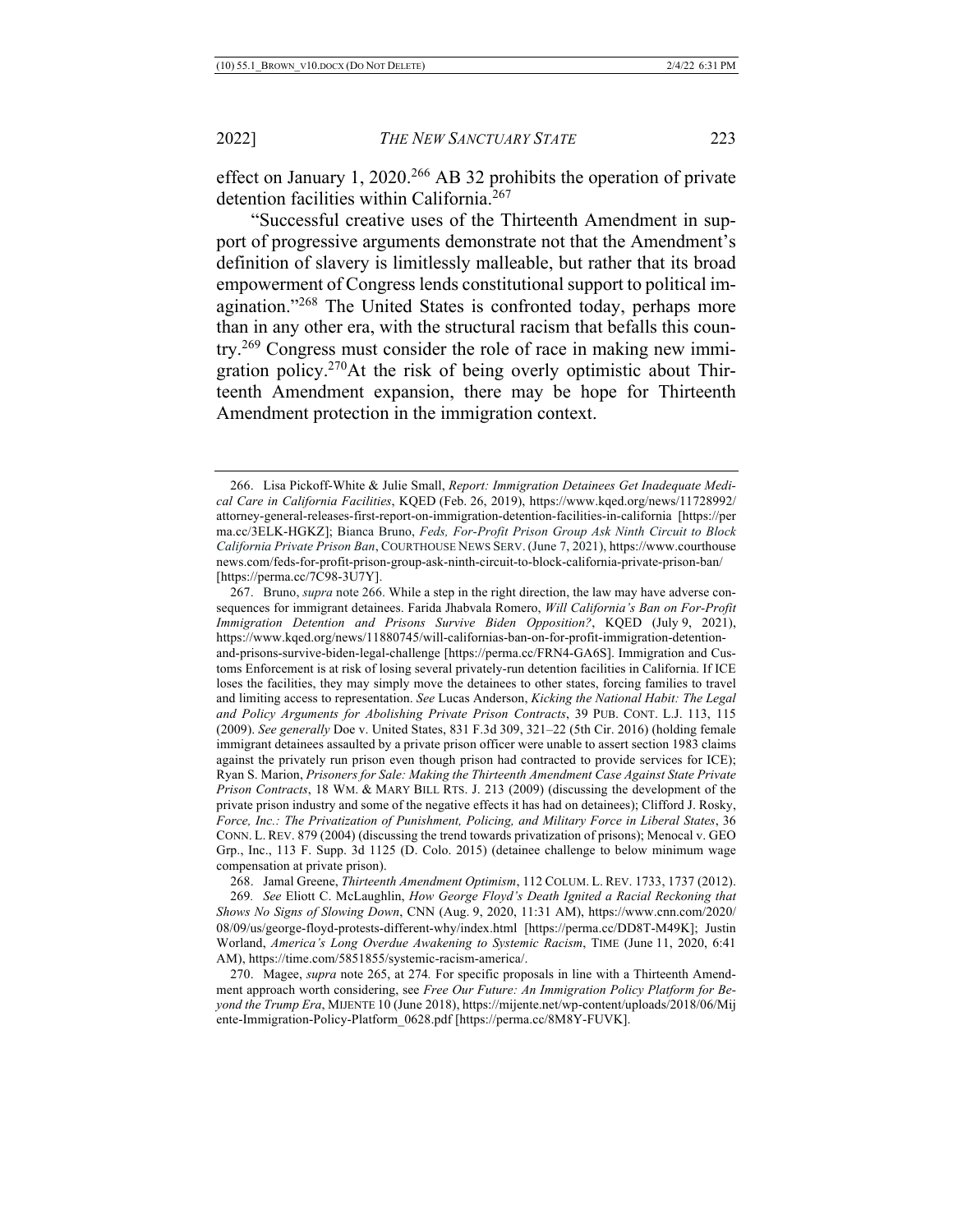effect on January 1, 2020.[266] AB 32 prohibits the operation of private detention facilities within California.[267]

"Successful creative uses of the Thirteenth Amendment in support of progressive arguments demonstrate not that the Amendment's definition of slavery is limitlessly malleable, but rather that its broad empowerment of Congress lends constitutional support to political imagination."[268] The United States is confronted today, perhaps more than in any other era, with the structural racism that befalls this country.[269] Congress must consider the role of race in making new immigration policy.[270]At the risk of being overly optimistic about Thirteenth Amendment expansion, there may be hope for Thirteenth Amendment protection in the immigration context.

---

266. Lisa Pickoff-White & Julie Small, *Report: Immigration Detainees Get Inadequate Medical Care in California Facilities*, KQED (Feb. 26, 2019), https://www.kqed.org/news/11728992/attorney-general-releases-first-report-on-immigration-detention-facilities-in-california [https://perma.cc/3ELK-HGKZ]; Bianca Bruno, *Feds, For-Profit Prison Group Ask Ninth Circuit to Block California Private Prison Ban*, COURTHOUSE NEWS SERV. (June 7, 2021), https://www.courthousenews.com/feds-for-profit-prison-group-ask-ninth-circuit-to-block-california-private-prison-ban/ [https://perma.cc/7C98-3U7Y].

267. Bruno, *supra* note 266. While a step in the right direction, the law may have adverse consequences for immigrant detainees. Farida Jhabvala Romero, *Will California's Ban on For-Profit Immigration Detention and Prisons Survive Biden Opposition?*, KQED (July 9, 2021), https://www.kqed.org/news/11880745/will-californias-ban-on-for-profit-immigration-detention-and-prisons-survive-biden-legal-challenge [https://perma.cc/FRN4-GA6S]. Immigration and Customs Enforcement is at risk of losing several privately-run detention facilities in California. If ICE loses the facilities, they may simply move the detainees to other states, forcing families to travel and limiting access to representation. *See* Lucas Anderson, *Kicking the National Habit: The Legal and Policy Arguments for Abolishing Private Prison Contracts*, 39 PUB. CONT. L.J. 113, 115 (2009). *See generally* Doe v. United States, 831 F.3d 309, 321–22 (5th Cir. 2016) (holding female immigrant detainees assaulted by a private prison officer were unable to assert section 1983 claims against the privately run prison even though prison had contracted to provide services for ICE); Ryan S. Marion, *Prisoners for Sale: Making the Thirteenth Amendment Case Against State Private Prison Contracts*, 18 WM. & MARY BILL RTS. J. 213 (2009) (discussing the development of the private prison industry and some of the negative effects it has had on detainees); Clifford J. Rosky, *Force, Inc.: The Privatization of Punishment, Policing, and Military Force in Liberal States*, 36 CONN. L. REV. 879 (2004) (discussing the trend towards privatization of prisons); Menocal v. GEO Grp., Inc., 113 F. Supp. 3d 1125 (D. Colo. 2015) (detainee challenge to below minimum wage compensation at private prison).

268. Jamal Greene, *Thirteenth Amendment Optimism*, 112 COLUM. L. REV. 1733, 1737 (2012).

269. *See* Eliott C. McLaughlin, *How George Floyd's Death Ignited a Racial Reckoning that Shows No Signs of Slowing Down*, CNN (Aug. 9, 2020, 11:31 AM), https://www.cnn.com/2020/08/09/us/george-floyd-protests-different-why/index.html [https://perma.cc/DD8T-M49K]; Justin Worland, *America's Long Overdue Awakening to Systemic Racism*, TIME (June 11, 2020, 6:41 AM), https://time.com/5851855/systemic-racism-america/.

270. Magee, *supra* note 265, at 274. For specific proposals in line with a Thirteenth Amendment approach worth considering, see *Free Our Future: An Immigration Policy Platform for Beyond the Trump Era*, MIJENTE 10 (June 2018), https://mijente.net/wp-content/uploads/2018/06/Mijente-Immigration-Policy-Platform_0628.pdf [https://perma.cc/8M8Y-FUVK].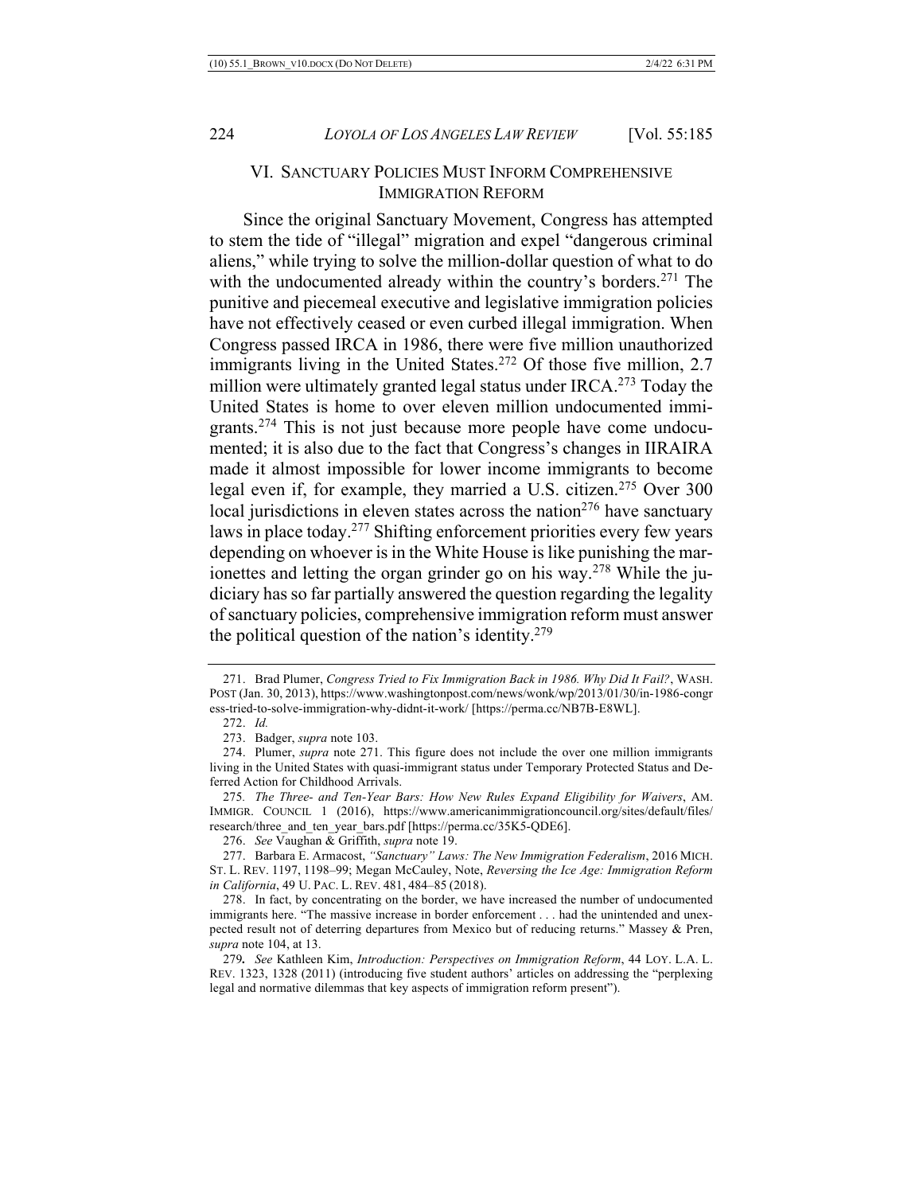## VI. SANCTUARY POLICIES MUST INFORM COMPREHENSIVE IMMIGRATION REFORM

Since the original Sanctuary Movement, Congress has attempted to stem the tide of "illegal" migration and expel "dangerous criminal aliens," while trying to solve the million-dollar question of what to do with the undocumented already within the country's borders.[271] The punitive and piecemeal executive and legislative immigration policies have not effectively ceased or even curbed illegal immigration. When Congress passed IRCA in 1986, there were five million unauthorized immigrants living in the United States.[272] Of those five million, 2.7 million were ultimately granted legal status under IRCA.[273] Today the United States is home to over eleven million undocumented immigrants.[274] This is not just because more people have come undocumented; it is also due to the fact that Congress's changes in IIRAIRA made it almost impossible for lower income immigrants to become legal even if, for example, they married a U.S. citizen.[275] Over 300 local jurisdictions in eleven states across the nation[276] have sanctuary laws in place today.[277] Shifting enforcement priorities every few years depending on whoever is in the White House is like punishing the marionettes and letting the organ grinder go on his way.[278] While the judiciary has so far partially answered the question regarding the legality of sanctuary policies, comprehensive immigration reform must answer the political question of the nation's identity.[279]

---

271. Brad Plumer, *Congress Tried to Fix Immigration Back in 1986. Why Did It Fail?*, WASH. POST (Jan. 30, 2013), https://www.washingtonpost.com/news/wonk/wp/2013/01/30/in-1986-congress-tried-to-solve-immigration-why-didnt-it-work/ [https://perma.cc/NB7B-E8WL].

272. *Id.*

273. Badger, *supra* note 103.

274. Plumer, *supra* note 271. This figure does not include the over one million immigrants living in the United States with quasi-immigrant status under Temporary Protected Status and Deferred Action for Childhood Arrivals.

275. *The Three- and Ten-Year Bars: How New Rules Expand Eligibility for Waivers*, AM. IMMIGR. COUNCIL 1 (2016), https://www.americanimmigrationcouncil.org/sites/default/files/research/three_and_ten_year_bars.pdf [https://perma.cc/35K5-QDE6].

276. *See* Vaughan & Griffith, *supra* note 19.

277. Barbara E. Armacost, *"Sanctuary" Laws: The New Immigration Federalism*, 2016 MICH. ST. L. REV. 1197, 1198–99; Megan McCauley, Note, *Reversing the Ice Age: Immigration Reform in California*, 49 U. PAC. L. REV. 481, 484–85 (2018).

278. In fact, by concentrating on the border, we have increased the number of undocumented immigrants here. "The massive increase in border enforcement . . . had the unintended and unexpected result not of deterring departures from Mexico but of reducing returns." Massey & Pren, *supra* note 104, at 13.

279. *See* Kathleen Kim, *Introduction: Perspectives on Immigration Reform*, 44 LOY. L.A. L. REV. 1323, 1328 (2011) (introducing five student authors' articles on addressing the "perplexing legal and normative dilemmas that key aspects of immigration reform present").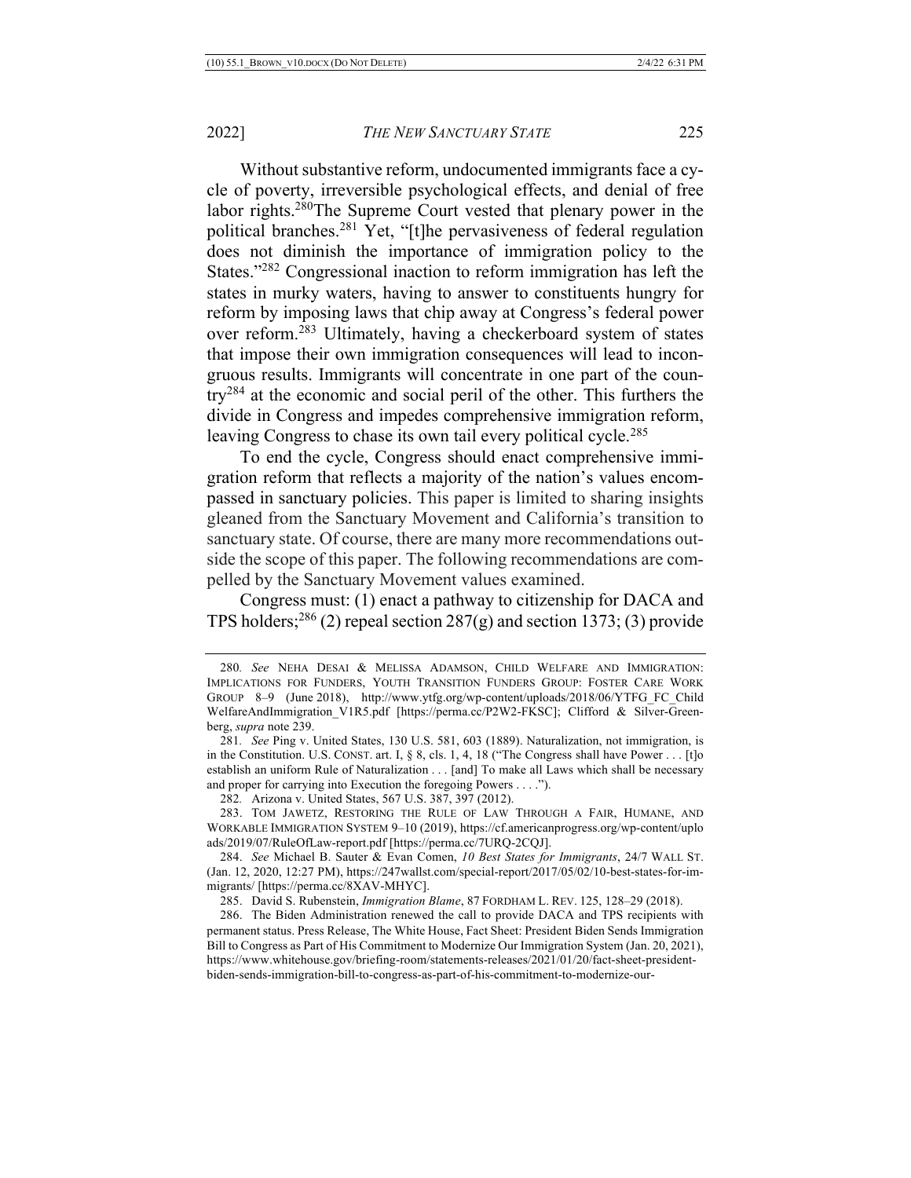Without substantive reform, undocumented immigrants face a cycle of poverty, irreversible psychological effects, and denial of free labor rights.[280] The Supreme Court vested that plenary power in the political branches.[281] Yet, "[t]he pervasiveness of federal regulation does not diminish the importance of immigration policy to the States."[282] Congressional inaction to reform immigration has left the states in murky waters, having to answer to constituents hungry for reform by imposing laws that chip away at Congress's federal power over reform.[283] Ultimately, having a checkerboard system of states that impose their own immigration consequences will lead to incongruous results. Immigrants will concentrate in one part of the country[284] at the economic and social peril of the other. This furthers the divide in Congress and impedes comprehensive immigration reform, leaving Congress to chase its own tail every political cycle.[285]

To end the cycle, Congress should enact comprehensive immigration reform that reflects a majority of the nation's values encompassed in sanctuary policies. This paper is limited to sharing insights gleaned from the Sanctuary Movement and California's transition to sanctuary state. Of course, there are many more recommendations outside the scope of this paper. The following recommendations are compelled by the Sanctuary Movement values examined.

Congress must: (1) enact a pathway to citizenship for DACA and TPS holders;[286] (2) repeal section 287(g) and section 1373; (3) provide

---

280. *See* NEHA DESAI & MELISSA ADAMSON, CHILD WELFARE AND IMMIGRATION: IMPLICATIONS FOR FUNDERS, YOUTH TRANSITION FUNDERS GROUP: FOSTER CARE WORK GROUP 8–9 (June 2018), http://www.ytfg.org/wp-content/uploads/2018/06/YTFG_FC_ChildWelfareAndImmigration_V1R5.pdf [https://perma.cc/P2W2-FKSC]; Clifford & Silver-Greenberg, *supra* note 239.

281. *See* Ping v. United States, 130 U.S. 581, 603 (1889). Naturalization, not immigration, is in the Constitution. U.S. CONST. art. I, § 8, cls. 1, 4, 18 ("The Congress shall have Power . . . [t]o establish an uniform Rule of Naturalization . . . [and] To make all Laws which shall be necessary and proper for carrying into Execution the foregoing Powers . . . .").

282. Arizona v. United States, 567 U.S. 387, 397 (2012).

283. TOM JAWETZ, RESTORING THE RULE OF LAW THROUGH A FAIR, HUMANE, AND WORKABLE IMMIGRATION SYSTEM 9–10 (2019), https://cf.americanprogress.org/wp-content/uploads/2019/07/RuleOfLaw-report.pdf [https://perma.cc/7URQ-2CQJ].

284. *See* Michael B. Sauter & Evan Comen, *10 Best States for Immigrants*, 24/7 WALL ST. (Jan. 12, 2020, 12:27 PM), https://247wallst.com/special-report/2017/05/02/10-best-states-for-immigrants/ [https://perma.cc/8XAV-MHYC].

285. David S. Rubenstein, *Immigration Blame*, 87 FORDHAM L. REV. 125, 128–29 (2018).

286. The Biden Administration renewed the call to provide DACA and TPS recipients with permanent status. Press Release, The White House, Fact Sheet: President Biden Sends Immigration Bill to Congress as Part of His Commitment to Modernize Our Immigration System (Jan. 20, 2021), https://www.whitehouse.gov/briefing-room/statements-releases/2021/01/20/fact-sheet-president-biden-sends-immigration-bill-to-congress-as-part-of-his-commitment-to-modernize-our-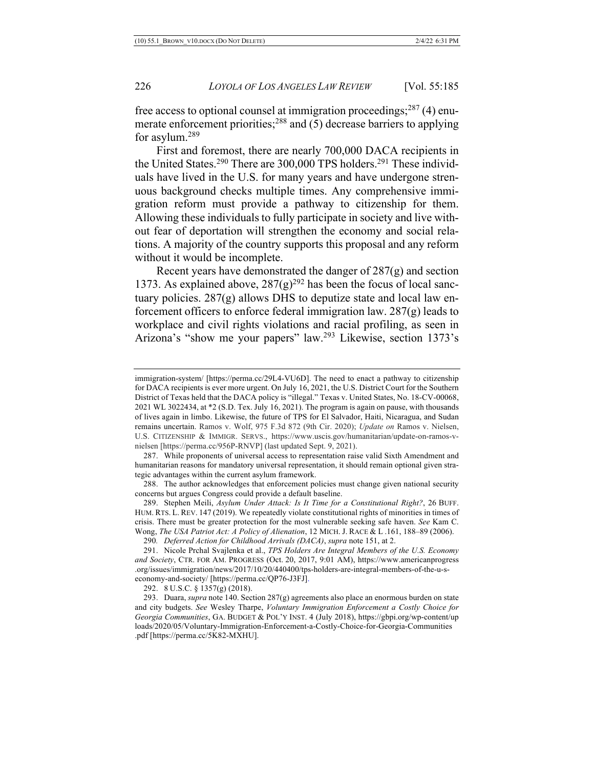free access to optional counsel at immigration proceedings;[287] (4) enumerate enforcement priorities;[288] and (5) decrease barriers to applying for asylum.[289]

First and foremost, there are nearly 700,000 DACA recipients in the United States.[290] There are 300,000 TPS holders.[291] These individuals have lived in the U.S. for many years and have undergone strenuous background checks multiple times. Any comprehensive immigration reform must provide a pathway to citizenship for them. Allowing these individuals to fully participate in society and live without fear of deportation will strengthen the economy and social relations. A majority of the country supports this proposal and any reform without it would be incomplete.

Recent years have demonstrated the danger of 287(g) and section 1373. As explained above, 287(g)[292] has been the focus of local sanctuary policies. 287(g) allows DHS to deputize state and local law enforcement officers to enforce federal immigration law. 287(g) leads to workplace and civil rights violations and racial profiling, as seen in Arizona's "show me your papers" law.[293] Likewise, section 1373's

---

immigration-system/ [https://perma.cc/29L4-VU6D]. The need to enact a pathway to citizenship for DACA recipients is ever more urgent. On July 16, 2021, the U.S. District Court for the Southern District of Texas held that the DACA policy is "illegal." Texas v. United States, No. 18-CV-00068, 2021 WL 3022434, at *2 (S.D. Tex. July 16, 2021). The program is again on pause, with thousands of lives again in limbo. Likewise, the future of TPS for El Salvador, Haiti, Nicaragua, and Sudan remains uncertain. Ramos v. Wolf, 975 F.3d 872 (9th Cir. 2020); *Update on* Ramos v. Nielsen, U.S. CITIZENSHIP & IMMIGR. SERVS., https://www.uscis.gov/humanitarian/update-on-ramos-v-nielsen [https://perma.cc/956P-RNVP] (last updated Sept. 9, 2021).

287. While proponents of universal access to representation raise valid Sixth Amendment and humanitarian reasons for mandatory universal representation, it should remain optional given strategic advantages within the current asylum framework.

288. The author acknowledges that enforcement policies must change given national security concerns but argues Congress could provide a default baseline.

289. Stephen Meili, *Asylum Under Attack: Is It Time for a Constitutional Right?*, 26 BUFF. HUM. RTS. L. REV. 147 (2019). We repeatedly violate constitutional rights of minorities in times of crisis. There must be greater protection for the most vulnerable seeking safe haven. *See* Kam C. Wong, *The USA Patriot Act: A Policy of Alienation*, 12 MICH. J. RACE & L .161, 188–89 (2006).

290. *Deferred Action for Childhood Arrivals (DACA)*, *supra* note 151, at 2.

291. Nicole Prchal Svajlenka et al., *TPS Holders Are Integral Members of the U.S. Economy and Society*, CTR. FOR AM. PROGRESS (Oct. 20, 2017, 9:01 AM), https://www.americanprogress.org/issues/immigration/news/2017/10/20/440400/tps-holders-are-integral-members-of-the-u-s-economy-and-society/ [https://perma.cc/QP76-J3FJ].

292. 8 U.S.C. § 1357(g) (2018).

293. Duara, *supra* note 140. Section 287(g) agreements also place an enormous burden on state and city budgets. *See* Wesley Tharpe, *Voluntary Immigration Enforcement a Costly Choice for Georgia Communities*, GA. BUDGET & POL'Y INST. 4 (July 2018), https://gbpi.org/wp-content/uploads/2020/05/Voluntary-Immigration-Enforcement-a-Costly-Choice-for-Georgia-Communities.pdf [https://perma.cc/5K82-MXHU].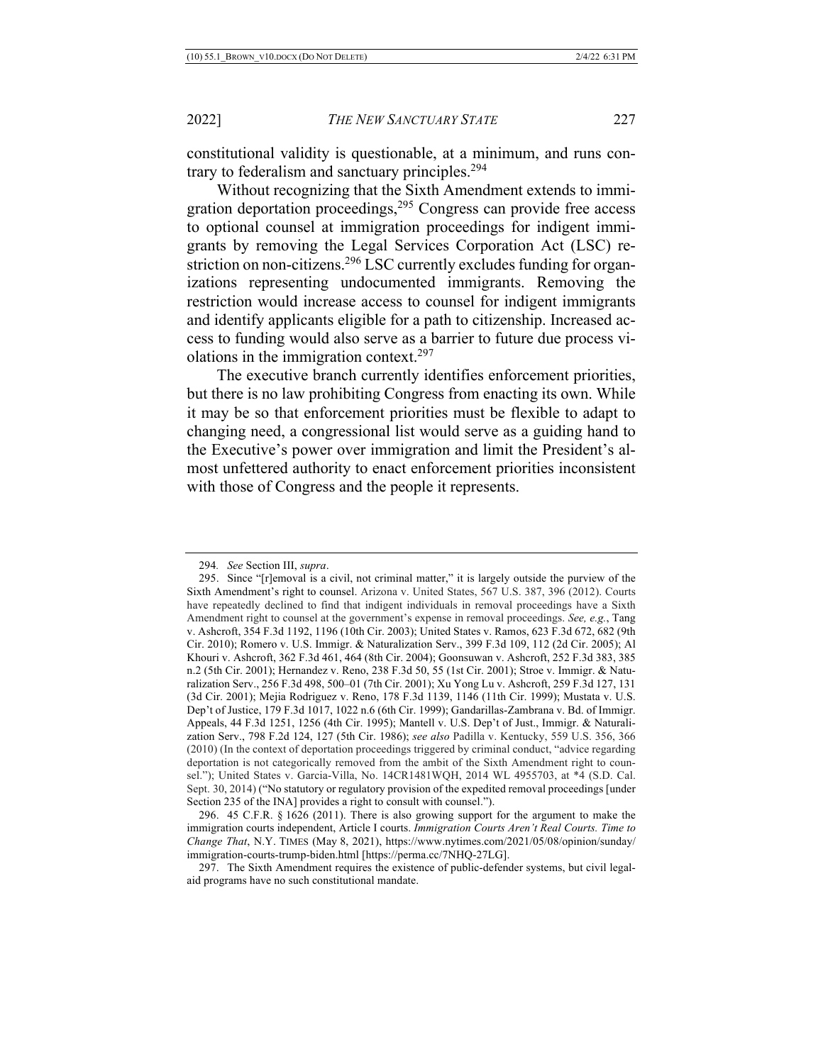constitutional validity is questionable, at a minimum, and runs contrary to federalism and sanctuary principles.[294]

Without recognizing that the Sixth Amendment extends to immigration deportation proceedings,[295] Congress can provide free access to optional counsel at immigration proceedings for indigent immigrants by removing the Legal Services Corporation Act (LSC) restriction on non-citizens.[296] LSC currently excludes funding for organizations representing undocumented immigrants. Removing the restriction would increase access to counsel for indigent immigrants and identify applicants eligible for a path to citizenship. Increased access to funding would also serve as a barrier to future due process violations in the immigration context.[297]

The executive branch currently identifies enforcement priorities, but there is no law prohibiting Congress from enacting its own. While it may be so that enforcement priorities must be flexible to adapt to changing need, a congressional list would serve as a guiding hand to the Executive's power over immigration and limit the President's almost unfettered authority to enact enforcement priorities inconsistent with those of Congress and the people it represents.

---

294. *See* Section III, *supra*.

295. Since "[r]emoval is a civil, not criminal matter," it is largely outside the purview of the Sixth Amendment's right to counsel. Arizona v. United States, 567 U.S. 387, 396 (2012). Courts have repeatedly declined to find that indigent individuals in removal proceedings have a Sixth Amendment right to counsel at the government's expense in removal proceedings. *See, e.g.*, Tang v. Ashcroft, 354 F.3d 1192, 1196 (10th Cir. 2003); United States v. Ramos, 623 F.3d 672, 682 (9th Cir. 2010); Romero v. U.S. Immigr. & Naturalization Serv., 399 F.3d 109, 112 (2d Cir. 2005); Al Khouri v. Ashcroft, 362 F.3d 461, 464 (8th Cir. 2004); Goonsuwan v. Ashcroft, 252 F.3d 383, 385 n.2 (5th Cir. 2001); Hernandez v. Reno, 238 F.3d 50, 55 (1st Cir. 2001); Stroe v. Immigr. & Naturalization Serv., 256 F.3d 498, 500–01 (7th Cir. 2001); Xu Yong Lu v. Ashcroft, 259 F.3d 127, 131 (3d Cir. 2001); Mejia Rodriguez v. Reno, 178 F.3d 1139, 1146 (11th Cir. 1999); Mustata v. U.S. Dep't of Justice, 179 F.3d 1017, 1022 n.6 (6th Cir. 1999); Gandarillas-Zambrana v. Bd. of Immigr. Appeals, 44 F.3d 1251, 1256 (4th Cir. 1995); Mantell v. U.S. Dep't of Just., Immigr. & Naturalization Serv., 798 F.2d 124, 127 (5th Cir. 1986); *see also* Padilla v. Kentucky, 559 U.S. 356, 366 (2010) (In the context of deportation proceedings triggered by criminal conduct, "advice regarding deportation is not categorically removed from the ambit of the Sixth Amendment right to counsel."); United States v. Garcia-Villa, No. 14CR1481WQH, 2014 WL 4955703, at *4 (S.D. Cal. Sept. 30, 2014) ("No statutory or regulatory provision of the expedited removal proceedings [under Section 235 of the INA] provides a right to consult with counsel.").

296. 45 C.F.R. § 1626 (2011). There is also growing support for the argument to make the immigration courts independent, Article I courts. *Immigration Courts Aren't Real Courts. Time to Change That*, N.Y. TIMES (May 8, 2021), https://www.nytimes.com/2021/05/08/opinion/sunday/immigration-courts-trump-biden.html [https://perma.cc/7NHQ-27LG].

297. The Sixth Amendment requires the existence of public-defender systems, but civil legal-aid programs have no such constitutional mandate.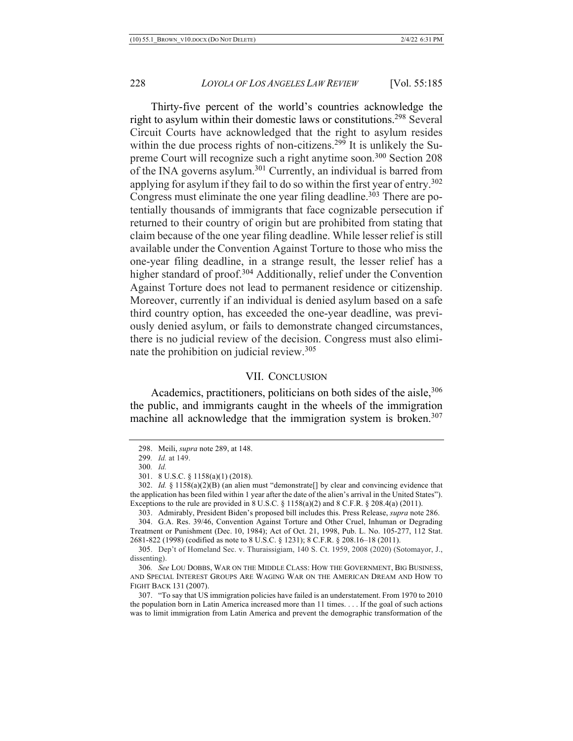Thirty-five percent of the world's countries acknowledge the right to asylum within their domestic laws or constitutions.[298] Several Circuit Courts have acknowledged that the right to asylum resides within the due process rights of non-citizens.[299] It is unlikely the Supreme Court will recognize such a right anytime soon.[300] Section 208 of the INA governs asylum.[301] Currently, an individual is barred from applying for asylum if they fail to do so within the first year of entry.[302] Congress must eliminate the one year filing deadline.[303] There are potentially thousands of immigrants that face cognizable persecution if returned to their country of origin but are prohibited from stating that claim because of the one year filing deadline. While lesser relief is still available under the Convention Against Torture to those who miss the one-year filing deadline, in a strange result, the lesser relief has a higher standard of proof.[304] Additionally, relief under the Convention Against Torture does not lead to permanent residence or citizenship. Moreover, currently if an individual is denied asylum based on a safe third country option, has exceeded the one-year deadline, was previously denied asylum, or fails to demonstrate changed circumstances, there is no judicial review of the decision. Congress must also eliminate the prohibition on judicial review.[305]

## VII. Conclusion

Academics, practitioners, politicians on both sides of the aisle,[306] the public, and immigrants caught in the wheels of the immigration machine all acknowledge that the immigration system is broken.[307]

---

298. Meili, *supra* note 289, at 148.

299. *Id.* at 149.

300. *Id.*

301. 8 U.S.C. § 1158(a)(1) (2018).

302. *Id.* § 1158(a)(2)(B) (an alien must "demonstrate[] by clear and convincing evidence that the application has been filed within 1 year after the date of the alien's arrival in the United States"). Exceptions to the rule are provided in 8 U.S.C. § 1158(a)(2) and 8 C.F.R. § 208.4(a) (2011).

303. Admirably, President Biden's proposed bill includes this. Press Release, *supra* note 286.

304. G.A. Res. 39/46, Convention Against Torture and Other Cruel, Inhuman or Degrading Treatment or Punishment (Dec. 10, 1984); Act of Oct. 21, 1998, Pub. L. No. 105-277, 112 Stat. 2681-822 (1998) (codified as note to 8 U.S.C. § 1231); 8 C.F.R. § 208.16–18 (2011).

305. Dep't of Homeland Sec. v. Thuraissigiam, 140 S. Ct. 1959, 2008 (2020) (Sotomayor, J., dissenting).

306. *See* Lou Dobbs, War on the Middle Class: How the Government, Big Business, and Special Interest Groups Are Waging War on the American Dream and How to Fight Back 131 (2007).

307. "To say that US immigration policies have failed is an understatement. From 1970 to 2010 the population born in Latin America increased more than 11 times. . . . If the goal of such actions was to limit immigration from Latin America and prevent the demographic transformation of the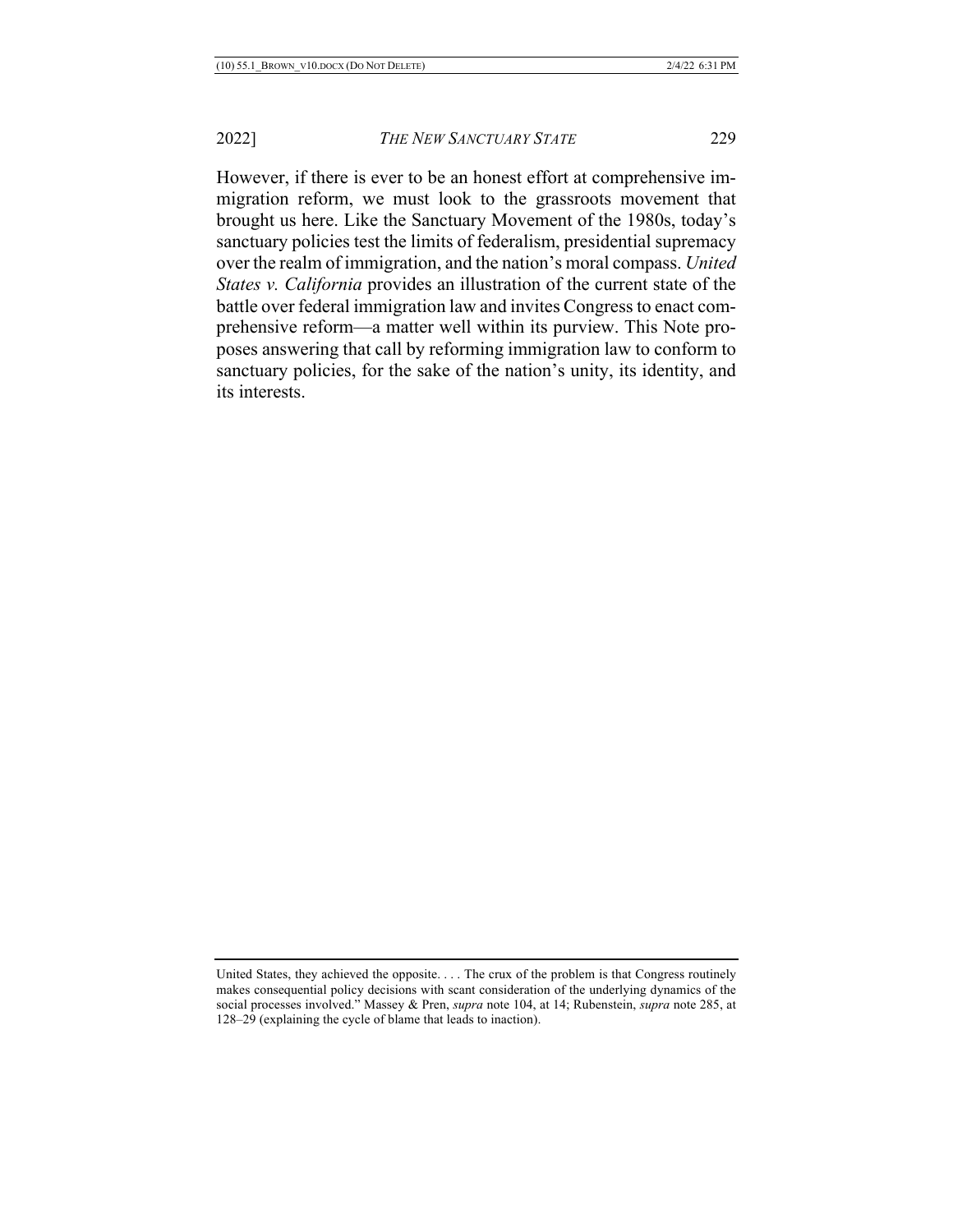However, if there is ever to be an honest effort at comprehensive immigration reform, we must look to the grassroots movement that brought us here. Like the Sanctuary Movement of the 1980s, today's sanctuary policies test the limits of federalism, presidential supremacy over the realm of immigration, and the nation's moral compass. *United States v. California* provides an illustration of the current state of the battle over federal immigration law and invites Congress to enact comprehensive reform—a matter well within its purview. This Note proposes answering that call by reforming immigration law to conform to sanctuary policies, for the sake of the nation's unity, its identity, and its interests.

---

United States, they achieved the opposite. . . . The crux of the problem is that Congress routinely makes consequential policy decisions with scant consideration of the underlying dynamics of the social processes involved." Massey & Pren, *supra* note 104, at 14; Rubenstein, *supra* note 285, at 128–29 (explaining the cycle of blame that leads to inaction).